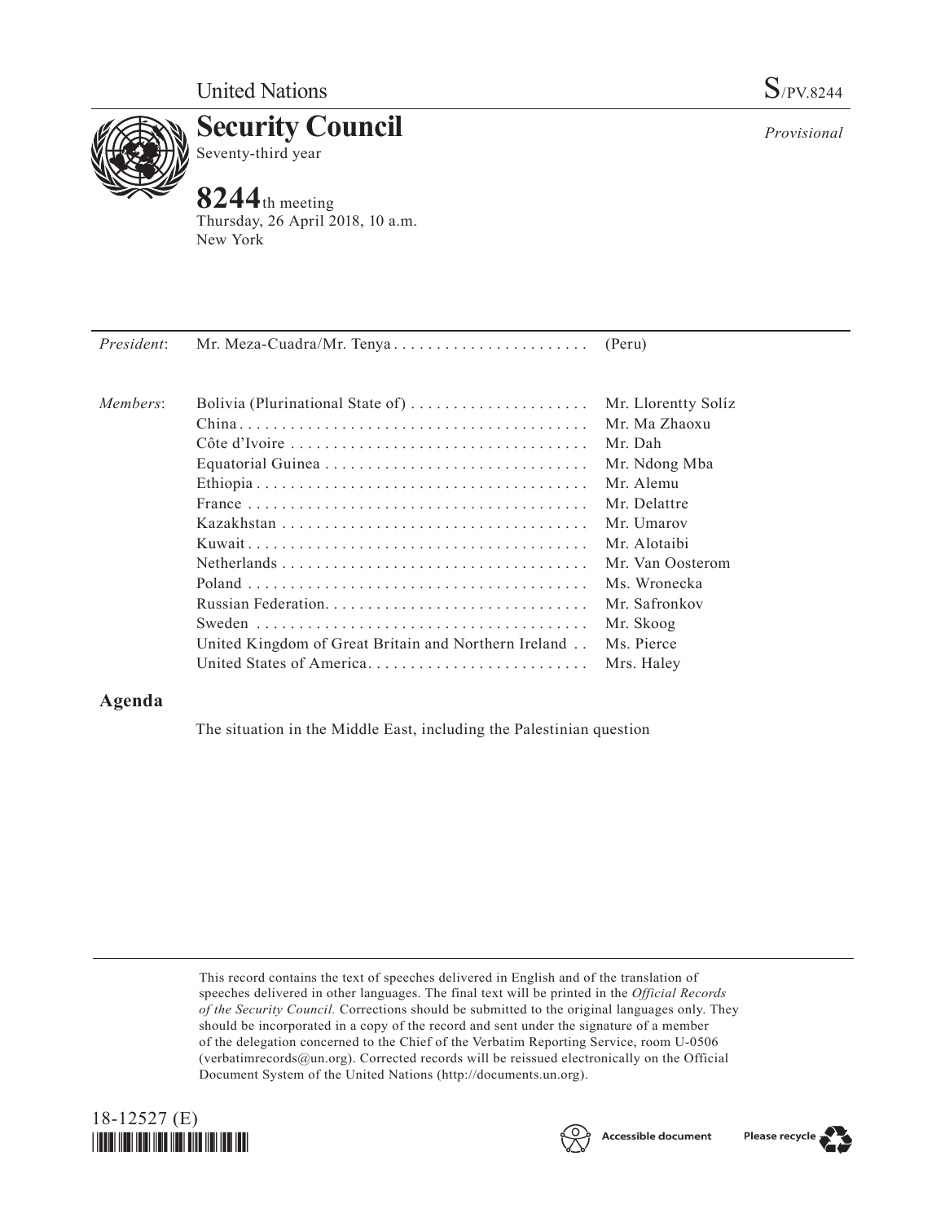United Nations

S/PV.8244

# Security Council

Seventy-third year

*Provisional*

**8244**th meeting
Thursday, 26 April 2018, 10 a.m.
New York

| | | |
|---|---|---|
| *President*: | Mr. Meza-Cuadra/Mr. Tenya | (Peru) |
| *Members*: | Bolivia (Plurinational State of) | Mr. Llorentty Solíz |
| | China | Mr. Ma Zhaoxu |
| | Côte d'Ivoire | Mr. Dah |
| | Equatorial Guinea | Mr. Ndong Mba |
| | Ethiopia | Mr. Alemu |
| | France | Mr. Delattre |
| | Kazakhstan | Mr. Umarov |
| | Kuwait | Mr. Alotaibi |
| | Netherlands | Mr. Van Oosterom |
| | Poland | Ms. Wronecka |
| | Russian Federation | Mr. Safronkov |
| | Sweden | Mr. Skoog |
| | United Kingdom of Great Britain and Northern Ireland | Ms. Pierce |
| | United States of America | Mrs. Haley |

## Agenda

The situation in the Middle East, including the Palestinian question

This record contains the text of speeches delivered in English and of the translation of speeches delivered in other languages. The final text will be printed in the *Official Records of the Security Council*. Corrections should be submitted to the original languages only. They should be incorporated in a copy of the record and sent under the signature of a member of the delegation concerned to the Chief of the Verbatim Reporting Service, room U-0506 (verbatimrecords@un.org). Corrected records will be reissued electronically on the Official Document System of the United Nations (http://documents.un.org).

18-12527 (E)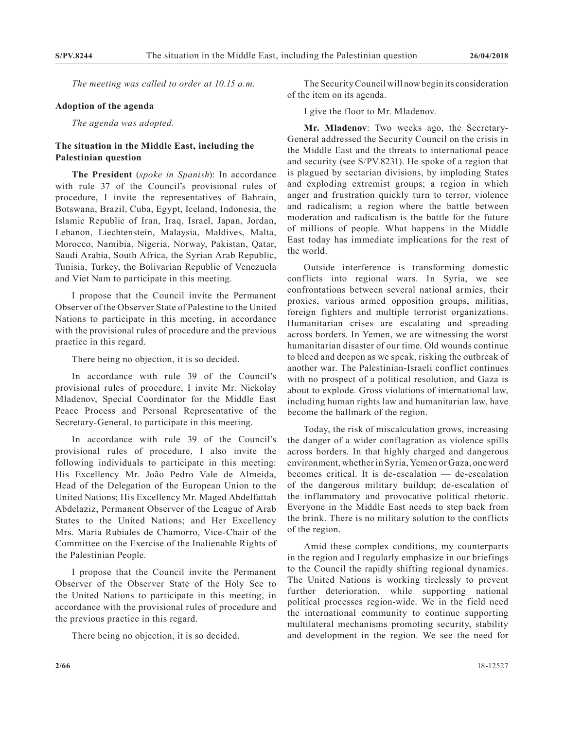*The meeting was called to order at 10.15 a.m.*

## Adoption of the agenda

*The agenda was adopted.*

## The situation in the Middle East, including the Palestinian question

**The President** (*spoke in Spanish*): In accordance with rule 37 of the Council's provisional rules of procedure, I invite the representatives of Bahrain, Botswana, Brazil, Cuba, Egypt, Iceland, Indonesia, the Islamic Republic of Iran, Iraq, Israel, Japan, Jordan, Lebanon, Liechtenstein, Malaysia, Maldives, Malta, Morocco, Namibia, Nigeria, Norway, Pakistan, Qatar, Saudi Arabia, South Africa, the Syrian Arab Republic, Tunisia, Turkey, the Bolivarian Republic of Venezuela and Viet Nam to participate in this meeting.

I propose that the Council invite the Permanent Observer of the Observer State of Palestine to the United Nations to participate in this meeting, in accordance with the provisional rules of procedure and the previous practice in this regard.

There being no objection, it is so decided.

In accordance with rule 39 of the Council's provisional rules of procedure, I invite Mr. Nickolay Mladenov, Special Coordinator for the Middle East Peace Process and Personal Representative of the Secretary-General, to participate in this meeting.

In accordance with rule 39 of the Council's provisional rules of procedure, I also invite the following individuals to participate in this meeting: His Excellency Mr. João Pedro Vale de Almeida, Head of the Delegation of the European Union to the United Nations; His Excellency Mr. Maged Abdelfattah Abdelaziz, Permanent Observer of the League of Arab States to the United Nations; and Her Excellency Mrs. María Rubiales de Chamorro, Vice-Chair of the Committee on the Exercise of the Inalienable Rights of the Palestinian People.

I propose that the Council invite the Permanent Observer of the Observer State of the Holy See to the United Nations to participate in this meeting, in accordance with the provisional rules of procedure and the previous practice in this regard.

There being no objection, it is so decided.

The Security Council will now begin its consideration of the item on its agenda.

I give the floor to Mr. Mladenov.

**Mr. Mladenov**: Two weeks ago, the Secretary-General addressed the Security Council on the crisis in the Middle East and the threats to international peace and security (see S/PV.8231). He spoke of a region that is plagued by sectarian divisions, by imploding States and exploding extremist groups; a region in which anger and frustration quickly turn to terror, violence and radicalism; a region where the battle between moderation and radicalism is the battle for the future of millions of people. What happens in the Middle East today has immediate implications for the rest of the world.

Outside interference is transforming domestic conflicts into regional wars. In Syria, we see confrontations between several national armies, their proxies, various armed opposition groups, militias, foreign fighters and multiple terrorist organizations. Humanitarian crises are escalating and spreading across borders. In Yemen, we are witnessing the worst humanitarian disaster of our time. Old wounds continue to bleed and deepen as we speak, risking the outbreak of another war. The Palestinian-Israeli conflict continues with no prospect of a political resolution, and Gaza is about to explode. Gross violations of international law, including human rights law and humanitarian law, have become the hallmark of the region.

Today, the risk of miscalculation grows, increasing the danger of a wider conflagration as violence spills across borders. In that highly charged and dangerous environment, whether in Syria, Yemen or Gaza, one word becomes critical. It is de-escalation — de-escalation of the dangerous military buildup; de-escalation of the inflammatory and provocative political rhetoric. Everyone in the Middle East needs to step back from the brink. There is no military solution to the conflicts of the region.

Amid these complex conditions, my counterparts in the region and I regularly emphasize in our briefings to the Council the rapidly shifting regional dynamics. The United Nations is working tirelessly to prevent further deterioration, while supporting national political processes region-wide. We in the field need the international community to continue supporting multilateral mechanisms promoting security, stability and development in the region. We see the need for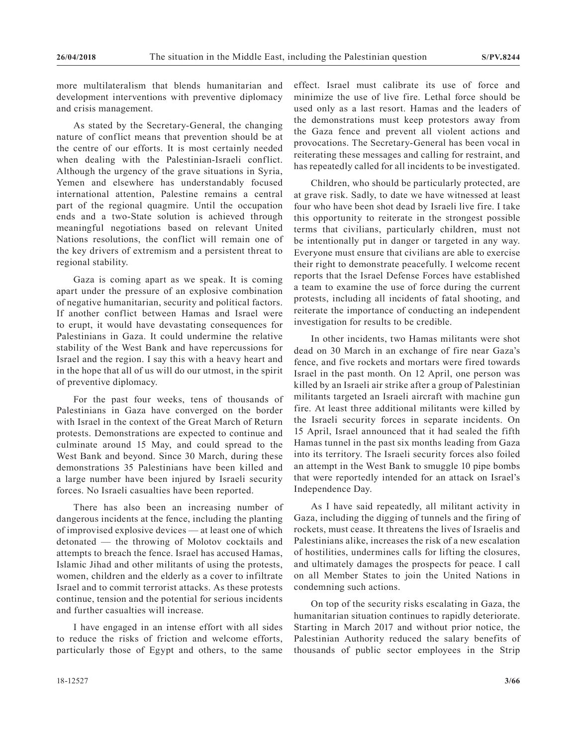more multilateralism that blends humanitarian and development interventions with preventive diplomacy and crisis management.

As stated by the Secretary-General, the changing nature of conflict means that prevention should be at the centre of our efforts. It is most certainly needed when dealing with the Palestinian-Israeli conflict. Although the urgency of the grave situations in Syria, Yemen and elsewhere has understandably focused international attention, Palestine remains a central part of the regional quagmire. Until the occupation ends and a two-State solution is achieved through meaningful negotiations based on relevant United Nations resolutions, the conflict will remain one of the key drivers of extremism and a persistent threat to regional stability.

Gaza is coming apart as we speak. It is coming apart under the pressure of an explosive combination of negative humanitarian, security and political factors. If another conflict between Hamas and Israel were to erupt, it would have devastating consequences for Palestinians in Gaza. It could undermine the relative stability of the West Bank and have repercussions for Israel and the region. I say this with a heavy heart and in the hope that all of us will do our utmost, in the spirit of preventive diplomacy.

For the past four weeks, tens of thousands of Palestinians in Gaza have converged on the border with Israel in the context of the Great March of Return protests. Demonstrations are expected to continue and culminate around 15 May, and could spread to the West Bank and beyond. Since 30 March, during these demonstrations 35 Palestinians have been killed and a large number have been injured by Israeli security forces. No Israeli casualties have been reported.

There has also been an increasing number of dangerous incidents at the fence, including the planting of improvised explosive devices — at least one of which detonated — the throwing of Molotov cocktails and attempts to breach the fence. Israel has accused Hamas, Islamic Jihad and other militants of using the protests, women, children and the elderly as a cover to infiltrate Israel and to commit terrorist attacks. As these protests continue, tension and the potential for serious incidents and further casualties will increase.

I have engaged in an intense effort with all sides to reduce the risks of friction and welcome efforts, particularly those of Egypt and others, to the same effect. Israel must calibrate its use of force and minimize the use of live fire. Lethal force should be used only as a last resort. Hamas and the leaders of the demonstrations must keep protestors away from the Gaza fence and prevent all violent actions and provocations. The Secretary-General has been vocal in reiterating these messages and calling for restraint, and has repeatedly called for all incidents to be investigated.

Children, who should be particularly protected, are at grave risk. Sadly, to date we have witnessed at least four who have been shot dead by Israeli live fire. I take this opportunity to reiterate in the strongest possible terms that civilians, particularly children, must not be intentionally put in danger or targeted in any way. Everyone must ensure that civilians are able to exercise their right to demonstrate peacefully. I welcome recent reports that the Israel Defense Forces have established a team to examine the use of force during the current protests, including all incidents of fatal shooting, and reiterate the importance of conducting an independent investigation for results to be credible.

In other incidents, two Hamas militants were shot dead on 30 March in an exchange of fire near Gaza's fence, and five rockets and mortars were fired towards Israel in the past month. On 12 April, one person was killed by an Israeli air strike after a group of Palestinian militants targeted an Israeli aircraft with machine gun fire. At least three additional militants were killed by the Israeli security forces in separate incidents. On 15 April, Israel announced that it had sealed the fifth Hamas tunnel in the past six months leading from Gaza into its territory. The Israeli security forces also foiled an attempt in the West Bank to smuggle 10 pipe bombs that were reportedly intended for an attack on Israel's Independence Day.

As I have said repeatedly, all militant activity in Gaza, including the digging of tunnels and the firing of rockets, must cease. It threatens the lives of Israelis and Palestinians alike, increases the risk of a new escalation of hostilities, undermines calls for lifting the closures, and ultimately damages the prospects for peace. I call on all Member States to join the United Nations in condemning such actions.

On top of the security risks escalating in Gaza, the humanitarian situation continues to rapidly deteriorate. Starting in March 2017 and without prior notice, the Palestinian Authority reduced the salary benefits of thousands of public sector employees in the Strip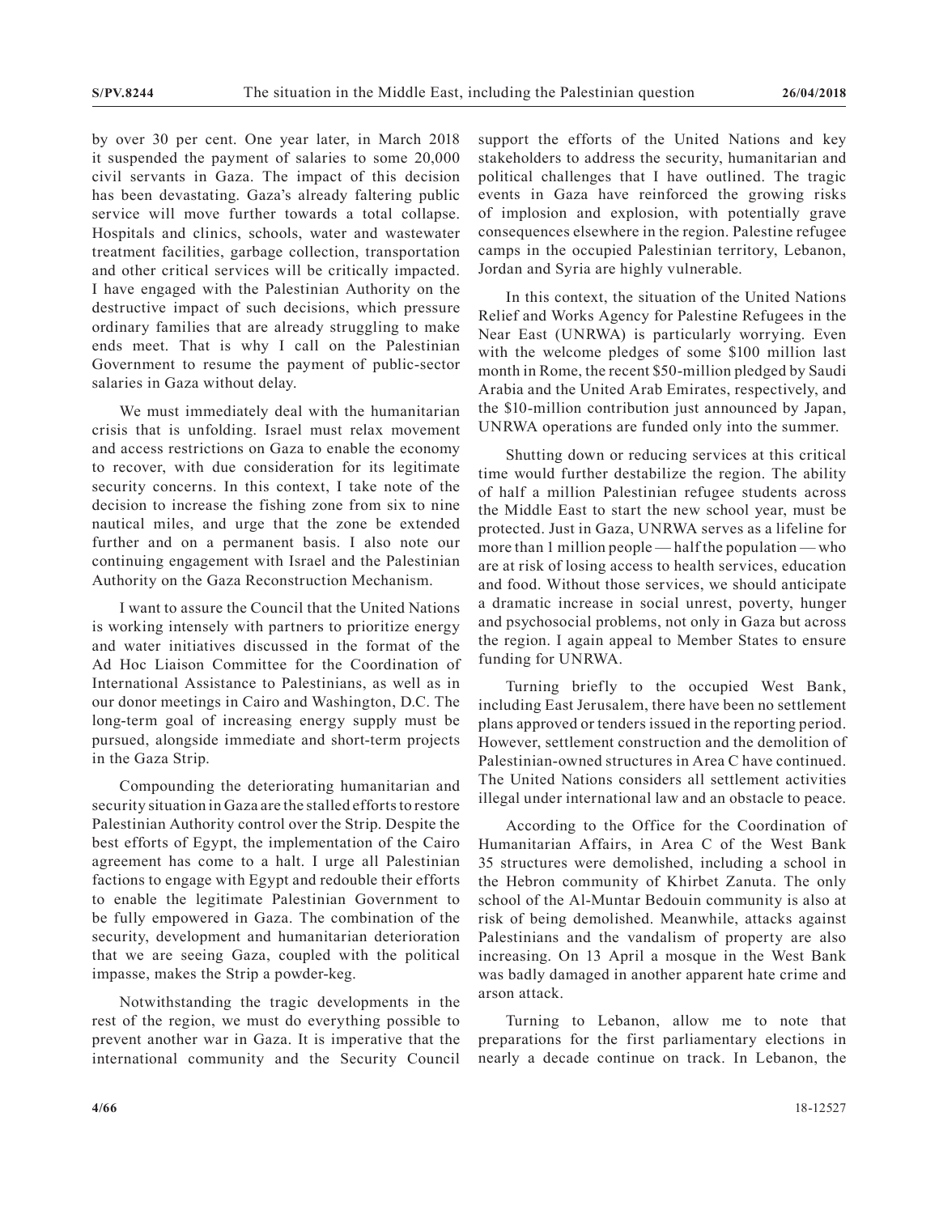by over 30 per cent. One year later, in March 2018 it suspended the payment of salaries to some 20,000 civil servants in Gaza. The impact of this decision has been devastating. Gaza's already faltering public service will move further towards a total collapse. Hospitals and clinics, schools, water and wastewater treatment facilities, garbage collection, transportation and other critical services will be critically impacted. I have engaged with the Palestinian Authority on the destructive impact of such decisions, which pressure ordinary families that are already struggling to make ends meet. That is why I call on the Palestinian Government to resume the payment of public-sector salaries in Gaza without delay.

We must immediately deal with the humanitarian crisis that is unfolding. Israel must relax movement and access restrictions on Gaza to enable the economy to recover, with due consideration for its legitimate security concerns. In this context, I take note of the decision to increase the fishing zone from six to nine nautical miles, and urge that the zone be extended further and on a permanent basis. I also note our continuing engagement with Israel and the Palestinian Authority on the Gaza Reconstruction Mechanism.

I want to assure the Council that the United Nations is working intensely with partners to prioritize energy and water initiatives discussed in the format of the Ad Hoc Liaison Committee for the Coordination of International Assistance to Palestinians, as well as in our donor meetings in Cairo and Washington, D.C. The long-term goal of increasing energy supply must be pursued, alongside immediate and short-term projects in the Gaza Strip.

Compounding the deteriorating humanitarian and security situation in Gaza are the stalled efforts to restore Palestinian Authority control over the Strip. Despite the best efforts of Egypt, the implementation of the Cairo agreement has come to a halt. I urge all Palestinian factions to engage with Egypt and redouble their efforts to enable the legitimate Palestinian Government to be fully empowered in Gaza. The combination of the security, development and humanitarian deterioration that we are seeing Gaza, coupled with the political impasse, makes the Strip a powder-keg.

Notwithstanding the tragic developments in the rest of the region, we must do everything possible to prevent another war in Gaza. It is imperative that the international community and the Security Council support the efforts of the United Nations and key stakeholders to address the security, humanitarian and political challenges that I have outlined. The tragic events in Gaza have reinforced the growing risks of implosion and explosion, with potentially grave consequences elsewhere in the region. Palestine refugee camps in the occupied Palestinian territory, Lebanon, Jordan and Syria are highly vulnerable.

In this context, the situation of the United Nations Relief and Works Agency for Palestine Refugees in the Near East (UNRWA) is particularly worrying. Even with the welcome pledges of some $100 million last month in Rome, the recent $50-million pledged by Saudi Arabia and the United Arab Emirates, respectively, and the $10-million contribution just announced by Japan, UNRWA operations are funded only into the summer.

Shutting down or reducing services at this critical time would further destabilize the region. The ability of half a million Palestinian refugee students across the Middle East to start the new school year, must be protected. Just in Gaza, UNRWA serves as a lifeline for more than 1 million people — half the population — who are at risk of losing access to health services, education and food. Without those services, we should anticipate a dramatic increase in social unrest, poverty, hunger and psychosocial problems, not only in Gaza but across the region. I again appeal to Member States to ensure funding for UNRWA.

Turning briefly to the occupied West Bank, including East Jerusalem, there have been no settlement plans approved or tenders issued in the reporting period. However, settlement construction and the demolition of Palestinian-owned structures in Area C have continued. The United Nations considers all settlement activities illegal under international law and an obstacle to peace.

According to the Office for the Coordination of Humanitarian Affairs, in Area C of the West Bank 35 structures were demolished, including a school in the Hebron community of Khirbet Zanuta. The only school of the Al-Muntar Bedouin community is also at risk of being demolished. Meanwhile, attacks against Palestinians and the vandalism of property are also increasing. On 13 April a mosque in the West Bank was badly damaged in another apparent hate crime and arson attack.

Turning to Lebanon, allow me to note that preparations for the first parliamentary elections in nearly a decade continue on track. In Lebanon, the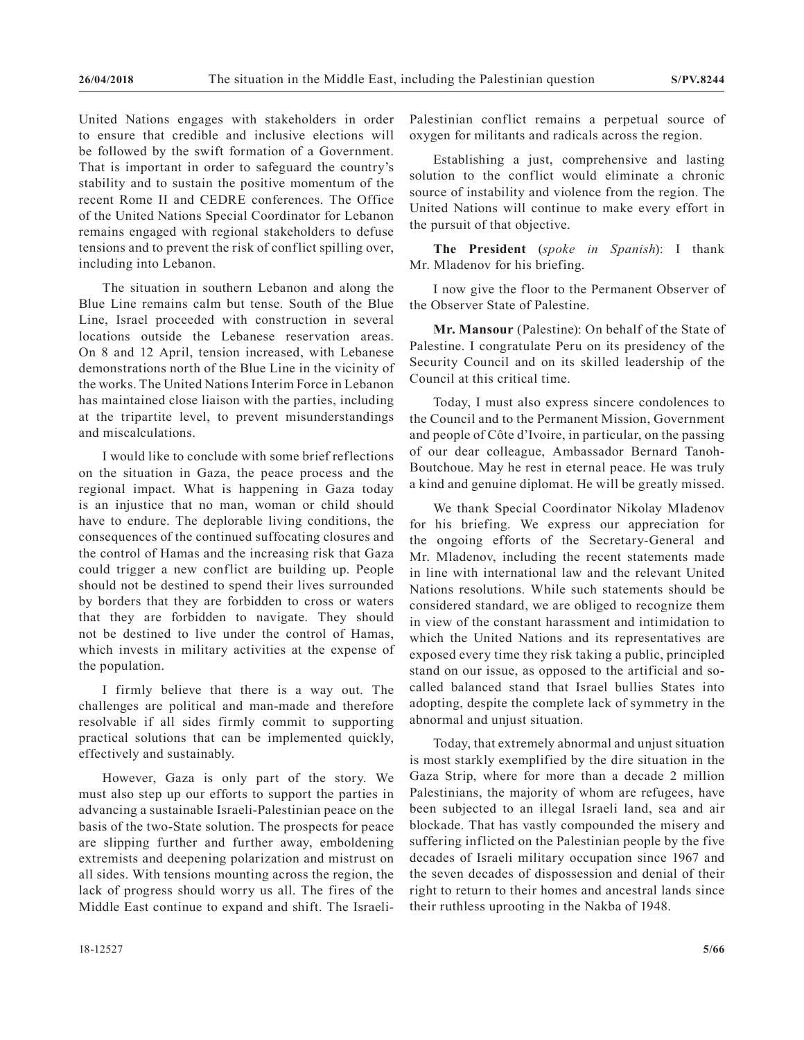United Nations engages with stakeholders in order to ensure that credible and inclusive elections will be followed by the swift formation of a Government. That is important in order to safeguard the country's stability and to sustain the positive momentum of the recent Rome II and CEDRE conferences. The Office of the United Nations Special Coordinator for Lebanon remains engaged with regional stakeholders to defuse tensions and to prevent the risk of conflict spilling over, including into Lebanon.

The situation in southern Lebanon and along the Blue Line remains calm but tense. South of the Blue Line, Israel proceeded with construction in several locations outside the Lebanese reservation areas. On 8 and 12 April, tension increased, with Lebanese demonstrations north of the Blue Line in the vicinity of the works. The United Nations Interim Force in Lebanon has maintained close liaison with the parties, including at the tripartite level, to prevent misunderstandings and miscalculations.

I would like to conclude with some brief reflections on the situation in Gaza, the peace process and the regional impact. What is happening in Gaza today is an injustice that no man, woman or child should have to endure. The deplorable living conditions, the consequences of the continued suffocating closures and the control of Hamas and the increasing risk that Gaza could trigger a new conflict are building up. People should not be destined to spend their lives surrounded by borders that they are forbidden to cross or waters that they are forbidden to navigate. They should not be destined to live under the control of Hamas, which invests in military activities at the expense of the population.

I firmly believe that there is a way out. The challenges are political and man-made and therefore resolvable if all sides firmly commit to supporting practical solutions that can be implemented quickly, effectively and sustainably.

However, Gaza is only part of the story. We must also step up our efforts to support the parties in advancing a sustainable Israeli-Palestinian peace on the basis of the two-State solution. The prospects for peace are slipping further and further away, emboldening extremists and deepening polarization and mistrust on all sides. With tensions mounting across the region, the lack of progress should worry us all. The fires of the Middle East continue to expand and shift. The Israeli-Palestinian conflict remains a perpetual source of oxygen for militants and radicals across the region.

Establishing a just, comprehensive and lasting solution to the conflict would eliminate a chronic source of instability and violence from the region. The United Nations will continue to make every effort in the pursuit of that objective.

**The President** (*spoke in Spanish*): I thank Mr. Mladenov for his briefing.

I now give the floor to the Permanent Observer of the Observer State of Palestine.

**Mr. Mansour** (Palestine): On behalf of the State of Palestine. I congratulate Peru on its presidency of the Security Council and on its skilled leadership of the Council at this critical time.

Today, I must also express sincere condolences to the Council and to the Permanent Mission, Government and people of Côte d'Ivoire, in particular, on the passing of our dear colleague, Ambassador Bernard Tanoh-Boutchoue. May he rest in eternal peace. He was truly a kind and genuine diplomat. He will be greatly missed.

We thank Special Coordinator Nikolay Mladenov for his briefing. We express our appreciation for the ongoing efforts of the Secretary-General and Mr. Mladenov, including the recent statements made in line with international law and the relevant United Nations resolutions. While such statements should be considered standard, we are obliged to recognize them in view of the constant harassment and intimidation to which the United Nations and its representatives are exposed every time they risk taking a public, principled stand on our issue, as opposed to the artificial and so-called balanced stand that Israel bullies States into adopting, despite the complete lack of symmetry in the abnormal and unjust situation.

Today, that extremely abnormal and unjust situation is most starkly exemplified by the dire situation in the Gaza Strip, where for more than a decade 2 million Palestinians, the majority of whom are refugees, have been subjected to an illegal Israeli land, sea and air blockade. That has vastly compounded the misery and suffering inflicted on the Palestinian people by the five decades of Israeli military occupation since 1967 and the seven decades of dispossession and denial of their right to return to their homes and ancestral lands since their ruthless uprooting in the Nakba of 1948.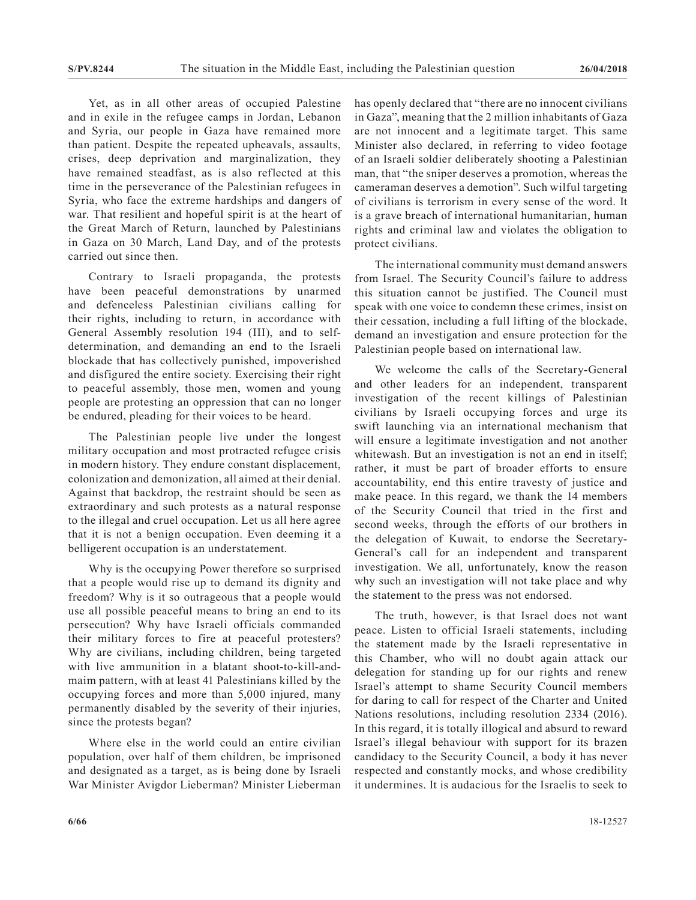Yet, as in all other areas of occupied Palestine and in exile in the refugee camps in Jordan, Lebanon and Syria, our people in Gaza have remained more than patient. Despite the repeated upheavals, assaults, crises, deep deprivation and marginalization, they have remained steadfast, as is also reflected at this time in the perseverance of the Palestinian refugees in Syria, who face the extreme hardships and dangers of war. That resilient and hopeful spirit is at the heart of the Great March of Return, launched by Palestinians in Gaza on 30 March, Land Day, and of the protests carried out since then.

Contrary to Israeli propaganda, the protests have been peaceful demonstrations by unarmed and defenceless Palestinian civilians calling for their rights, including to return, in accordance with General Assembly resolution 194 (III), and to self-determination, and demanding an end to the Israeli blockade that has collectively punished, impoverished and disfigured the entire society. Exercising their right to peaceful assembly, those men, women and young people are protesting an oppression that can no longer be endured, pleading for their voices to be heard.

The Palestinian people live under the longest military occupation and most protracted refugee crisis in modern history. They endure constant displacement, colonization and demonization, all aimed at their denial. Against that backdrop, the restraint should be seen as extraordinary and such protests as a natural response to the illegal and cruel occupation. Let us all here agree that it is not a benign occupation. Even deeming it a belligerent occupation is an understatement.

Why is the occupying Power therefore so surprised that a people would rise up to demand its dignity and freedom? Why is it so outrageous that a people would use all possible peaceful means to bring an end to its persecution? Why have Israeli officials commanded their military forces to fire at peaceful protesters? Why are civilians, including children, being targeted with live ammunition in a blatant shoot-to-kill-and-maim pattern, with at least 41 Palestinians killed by the occupying forces and more than 5,000 injured, many permanently disabled by the severity of their injuries, since the protests began?

Where else in the world could an entire civilian population, over half of them children, be imprisoned and designated as a target, as is being done by Israeli War Minister Avigdor Lieberman? Minister Lieberman has openly declared that "there are no innocent civilians in Gaza", meaning that the 2 million inhabitants of Gaza are not innocent and a legitimate target. This same Minister also declared, in referring to video footage of an Israeli soldier deliberately shooting a Palestinian man, that "the sniper deserves a promotion, whereas the cameraman deserves a demotion". Such wilful targeting of civilians is terrorism in every sense of the word. It is a grave breach of international humanitarian, human rights and criminal law and violates the obligation to protect civilians.

The international community must demand answers from Israel. The Security Council's failure to address this situation cannot be justified. The Council must speak with one voice to condemn these crimes, insist on their cessation, including a full lifting of the blockade, demand an investigation and ensure protection for the Palestinian people based on international law.

We welcome the calls of the Secretary-General and other leaders for an independent, transparent investigation of the recent killings of Palestinian civilians by Israeli occupying forces and urge its swift launching via an international mechanism that will ensure a legitimate investigation and not another whitewash. But an investigation is not an end in itself; rather, it must be part of broader efforts to ensure accountability, end this entire travesty of justice and make peace. In this regard, we thank the 14 members of the Security Council that tried in the first and second weeks, through the efforts of our brothers in the delegation of Kuwait, to endorse the Secretary-General's call for an independent and transparent investigation. We all, unfortunately, know the reason why such an investigation will not take place and why the statement to the press was not endorsed.

The truth, however, is that Israel does not want peace. Listen to official Israeli statements, including the statement made by the Israeli representative in this Chamber, who will no doubt again attack our delegation for standing up for our rights and renew Israel's attempt to shame Security Council members for daring to call for respect of the Charter and United Nations resolutions, including resolution 2334 (2016). In this regard, it is totally illogical and absurd to reward Israel's illegal behaviour with support for its brazen candidacy to the Security Council, a body it has never respected and constantly mocks, and whose credibility it undermines. It is audacious for the Israelis to seek to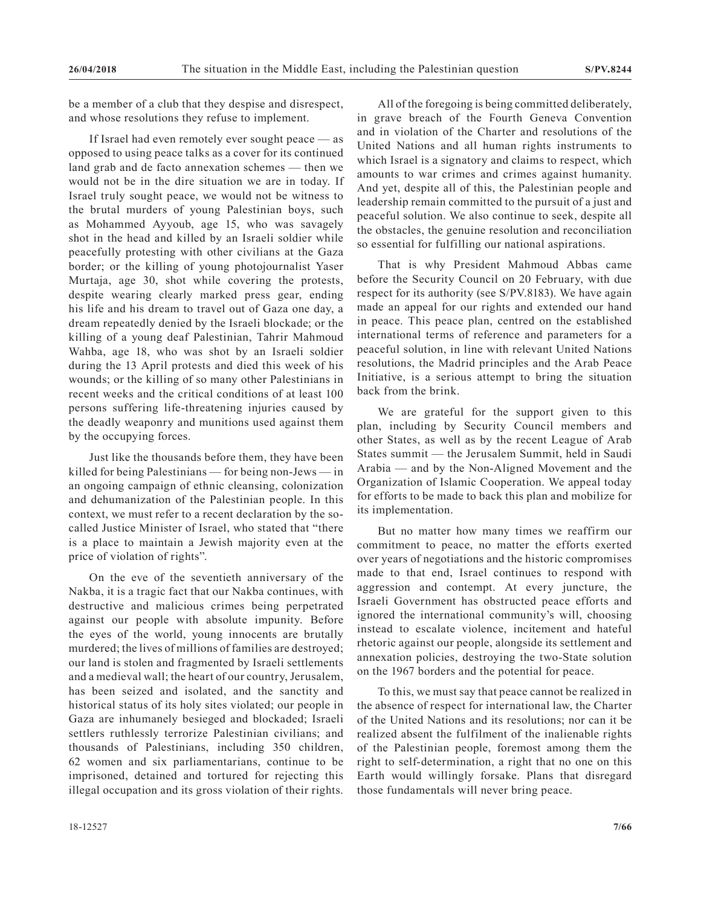be a member of a club that they despise and disrespect, and whose resolutions they refuse to implement.

If Israel had even remotely ever sought peace — as opposed to using peace talks as a cover for its continued land grab and de facto annexation schemes — then we would not be in the dire situation we are in today. If Israel truly sought peace, we would not be witness to the brutal murders of young Palestinian boys, such as Mohammed Ayyoub, age 15, who was savagely shot in the head and killed by an Israeli soldier while peacefully protesting with other civilians at the Gaza border; or the killing of young photojournalist Yaser Murtaja, age 30, shot while covering the protests, despite wearing clearly marked press gear, ending his life and his dream to travel out of Gaza one day, a dream repeatedly denied by the Israeli blockade; or the killing of a young deaf Palestinian, Tahrir Mahmoud Wahba, age 18, who was shot by an Israeli soldier during the 13 April protests and died this week of his wounds; or the killing of so many other Palestinians in recent weeks and the critical conditions of at least 100 persons suffering life-threatening injuries caused by the deadly weaponry and munitions used against them by the occupying forces.

Just like the thousands before them, they have been killed for being Palestinians — for being non-Jews — in an ongoing campaign of ethnic cleansing, colonization and dehumanization of the Palestinian people. In this context, we must refer to a recent declaration by the so-called Justice Minister of Israel, who stated that "there is a place to maintain a Jewish majority even at the price of violation of rights".

On the eve of the seventieth anniversary of the Nakba, it is a tragic fact that our Nakba continues, with destructive and malicious crimes being perpetrated against our people with absolute impunity. Before the eyes of the world, young innocents are brutally murdered; the lives of millions of families are destroyed; our land is stolen and fragmented by Israeli settlements and a medieval wall; the heart of our country, Jerusalem, has been seized and isolated, and the sanctity and historical status of its holy sites violated; our people in Gaza are inhumanely besieged and blockaded; Israeli settlers ruthlessly terrorize Palestinian civilians; and thousands of Palestinians, including 350 children, 62 women and six parliamentarians, continue to be imprisoned, detained and tortured for rejecting this illegal occupation and its gross violation of their rights.

All of the foregoing is being committed deliberately, in grave breach of the Fourth Geneva Convention and in violation of the Charter and resolutions of the United Nations and all human rights instruments to which Israel is a signatory and claims to respect, which amounts to war crimes and crimes against humanity. And yet, despite all of this, the Palestinian people and leadership remain committed to the pursuit of a just and peaceful solution. We also continue to seek, despite all the obstacles, the genuine resolution and reconciliation so essential for fulfilling our national aspirations.

That is why President Mahmoud Abbas came before the Security Council on 20 February, with due respect for its authority (see S/PV.8183). We have again made an appeal for our rights and extended our hand in peace. This peace plan, centred on the established international terms of reference and parameters for a peaceful solution, in line with relevant United Nations resolutions, the Madrid principles and the Arab Peace Initiative, is a serious attempt to bring the situation back from the brink.

We are grateful for the support given to this plan, including by Security Council members and other States, as well as by the recent League of Arab States summit — the Jerusalem Summit, held in Saudi Arabia — and by the Non-Aligned Movement and the Organization of Islamic Cooperation. We appeal today for efforts to be made to back this plan and mobilize for its implementation.

But no matter how many times we reaffirm our commitment to peace, no matter the efforts exerted over years of negotiations and the historic compromises made to that end, Israel continues to respond with aggression and contempt. At every juncture, the Israeli Government has obstructed peace efforts and ignored the international community's will, choosing instead to escalate violence, incitement and hateful rhetoric against our people, alongside its settlement and annexation policies, destroying the two-State solution on the 1967 borders and the potential for peace.

To this, we must say that peace cannot be realized in the absence of respect for international law, the Charter of the United Nations and its resolutions; nor can it be realized absent the fulfilment of the inalienable rights of the Palestinian people, foremost among them the right to self-determination, a right that no one on this Earth would willingly forsake. Plans that disregard those fundamentals will never bring peace.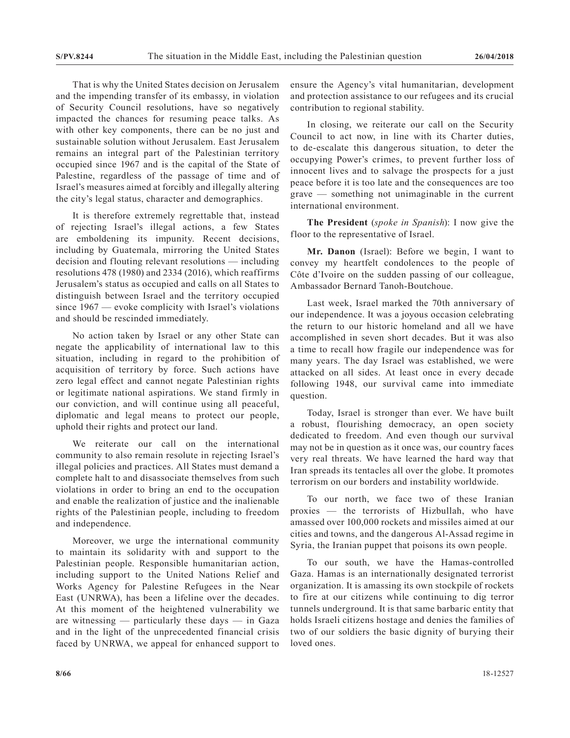That is why the United States decision on Jerusalem and the impending transfer of its embassy, in violation of Security Council resolutions, have so negatively impacted the chances for resuming peace talks. As with other key components, there can be no just and sustainable solution without Jerusalem. East Jerusalem remains an integral part of the Palestinian territory occupied since 1967 and is the capital of the State of Palestine, regardless of the passage of time and of Israel's measures aimed at forcibly and illegally altering the city's legal status, character and demographics.

It is therefore extremely regrettable that, instead of rejecting Israel's illegal actions, a few States are emboldening its impunity. Recent decisions, including by Guatemala, mirroring the United States decision and flouting relevant resolutions — including resolutions 478 (1980) and 2334 (2016), which reaffirms Jerusalem's status as occupied and calls on all States to distinguish between Israel and the territory occupied since 1967 — evoke complicity with Israel's violations and should be rescinded immediately.

No action taken by Israel or any other State can negate the applicability of international law to this situation, including in regard to the prohibition of acquisition of territory by force. Such actions have zero legal effect and cannot negate Palestinian rights or legitimate national aspirations. We stand firmly in our conviction, and will continue using all peaceful, diplomatic and legal means to protect our people, uphold their rights and protect our land.

We reiterate our call on the international community to also remain resolute in rejecting Israel's illegal policies and practices. All States must demand a complete halt to and disassociate themselves from such violations in order to bring an end to the occupation and enable the realization of justice and the inalienable rights of the Palestinian people, including to freedom and independence.

Moreover, we urge the international community to maintain its solidarity with and support to the Palestinian people. Responsible humanitarian action, including support to the United Nations Relief and Works Agency for Palestine Refugees in the Near East (UNRWA), has been a lifeline over the decades. At this moment of the heightened vulnerability we are witnessing — particularly these days — in Gaza and in the light of the unprecedented financial crisis faced by UNRWA, we appeal for enhanced support to ensure the Agency's vital humanitarian, development and protection assistance to our refugees and its crucial contribution to regional stability.

In closing, we reiterate our call on the Security Council to act now, in line with its Charter duties, to de-escalate this dangerous situation, to deter the occupying Power's crimes, to prevent further loss of innocent lives and to salvage the prospects for a just peace before it is too late and the consequences are too grave — something not unimaginable in the current international environment.

**The President** (*spoke in Spanish*): I now give the floor to the representative of Israel.

**Mr. Danon** (Israel): Before we begin, I want to convey my heartfelt condolences to the people of Côte d'Ivoire on the sudden passing of our colleague, Ambassador Bernard Tanoh-Boutchoue.

Last week, Israel marked the 70th anniversary of our independence. It was a joyous occasion celebrating the return to our historic homeland and all we have accomplished in seven short decades. But it was also a time to recall how fragile our independence was for many years. The day Israel was established, we were attacked on all sides. At least once in every decade following 1948, our survival came into immediate question.

Today, Israel is stronger than ever. We have built a robust, flourishing democracy, an open society dedicated to freedom. And even though our survival may not be in question as it once was, our country faces very real threats. We have learned the hard way that Iran spreads its tentacles all over the globe. It promotes terrorism on our borders and instability worldwide.

To our north, we face two of these Iranian proxies — the terrorists of Hizbullah, who have amassed over 100,000 rockets and missiles aimed at our cities and towns, and the dangerous Al-Assad regime in Syria, the Iranian puppet that poisons its own people.

To our south, we have the Hamas-controlled Gaza. Hamas is an internationally designated terrorist organization. It is amassing its own stockpile of rockets to fire at our citizens while continuing to dig terror tunnels underground. It is that same barbaric entity that holds Israeli citizens hostage and denies the families of two of our soldiers the basic dignity of burying their loved ones.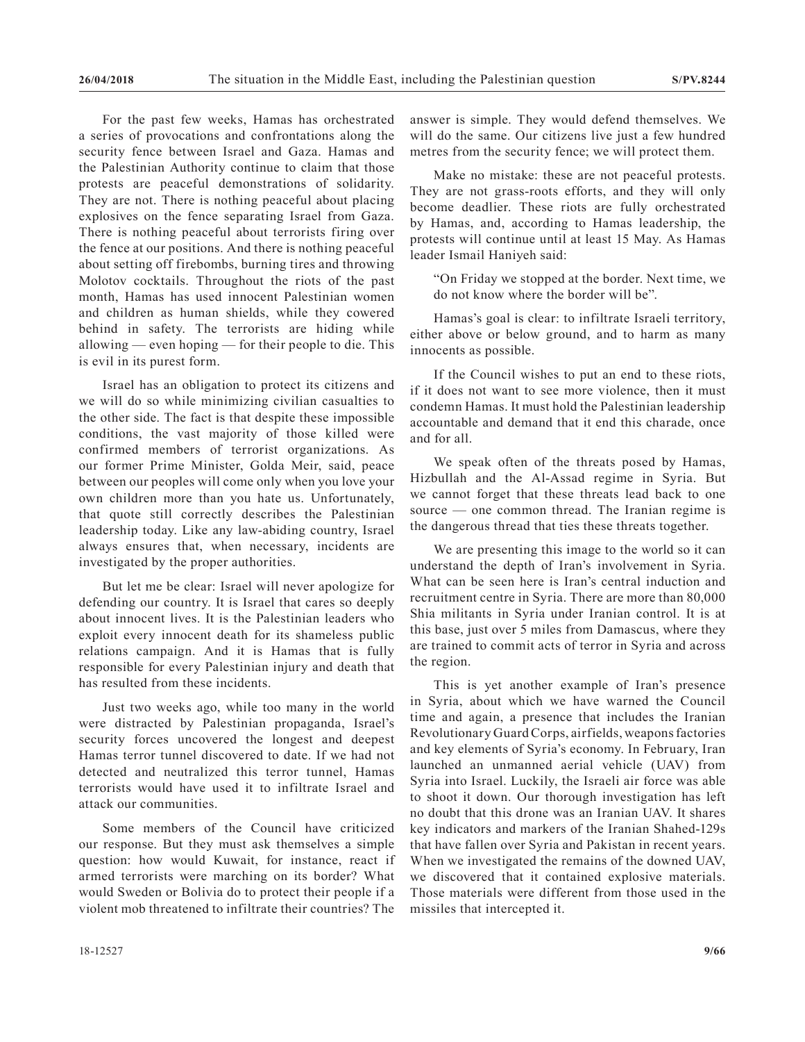For the past few weeks, Hamas has orchestrated a series of provocations and confrontations along the security fence between Israel and Gaza. Hamas and the Palestinian Authority continue to claim that those protests are peaceful demonstrations of solidarity. They are not. There is nothing peaceful about placing explosives on the fence separating Israel from Gaza. There is nothing peaceful about terrorists firing over the fence at our positions. And there is nothing peaceful about setting off firebombs, burning tires and throwing Molotov cocktails. Throughout the riots of the past month, Hamas has used innocent Palestinian women and children as human shields, while they cowered behind in safety. The terrorists are hiding while allowing — even hoping — for their people to die. This is evil in its purest form.

Israel has an obligation to protect its citizens and we will do so while minimizing civilian casualties to the other side. The fact is that despite these impossible conditions, the vast majority of those killed were confirmed members of terrorist organizations. As our former Prime Minister, Golda Meir, said, peace between our peoples will come only when you love your own children more than you hate us. Unfortunately, that quote still correctly describes the Palestinian leadership today. Like any law-abiding country, Israel always ensures that, when necessary, incidents are investigated by the proper authorities.

But let me be clear: Israel will never apologize for defending our country. It is Israel that cares so deeply about innocent lives. It is the Palestinian leaders who exploit every innocent death for its shameless public relations campaign. And it is Hamas that is fully responsible for every Palestinian injury and death that has resulted from these incidents.

Just two weeks ago, while too many in the world were distracted by Palestinian propaganda, Israel's security forces uncovered the longest and deepest Hamas terror tunnel discovered to date. If we had not detected and neutralized this terror tunnel, Hamas terrorists would have used it to infiltrate Israel and attack our communities.

Some members of the Council have criticized our response. But they must ask themselves a simple question: how would Kuwait, for instance, react if armed terrorists were marching on its border? What would Sweden or Bolivia do to protect their people if a violent mob threatened to infiltrate their countries? The answer is simple. They would defend themselves. We will do the same. Our citizens live just a few hundred metres from the security fence; we will protect them.

Make no mistake: these are not peaceful protests. They are not grass-roots efforts, and they will only become deadlier. These riots are fully orchestrated by Hamas, and, according to Hamas leadership, the protests will continue until at least 15 May. As Hamas leader Ismail Haniyeh said:

> "On Friday we stopped at the border. Next time, we do not know where the border will be".

Hamas's goal is clear: to infiltrate Israeli territory, either above or below ground, and to harm as many innocents as possible.

If the Council wishes to put an end to these riots, if it does not want to see more violence, then it must condemn Hamas. It must hold the Palestinian leadership accountable and demand that it end this charade, once and for all.

We speak often of the threats posed by Hamas, Hizbullah and the Al-Assad regime in Syria. But we cannot forget that these threats lead back to one source — one common thread. The Iranian regime is the dangerous thread that ties these threats together.

We are presenting this image to the world so it can understand the depth of Iran's involvement in Syria. What can be seen here is Iran's central induction and recruitment centre in Syria. There are more than 80,000 Shia militants in Syria under Iranian control. It is at this base, just over 5 miles from Damascus, where they are trained to commit acts of terror in Syria and across the region.

This is yet another example of Iran's presence in Syria, about which we have warned the Council time and again, a presence that includes the Iranian Revolutionary Guard Corps, airfields, weapons factories and key elements of Syria's economy. In February, Iran launched an unmanned aerial vehicle (UAV) from Syria into Israel. Luckily, the Israeli air force was able to shoot it down. Our thorough investigation has left no doubt that this drone was an Iranian UAV. It shares key indicators and markers of the Iranian Shahed-129s that have fallen over Syria and Pakistan in recent years. When we investigated the remains of the downed UAV, we discovered that it contained explosive materials. Those materials were different from those used in the missiles that intercepted it.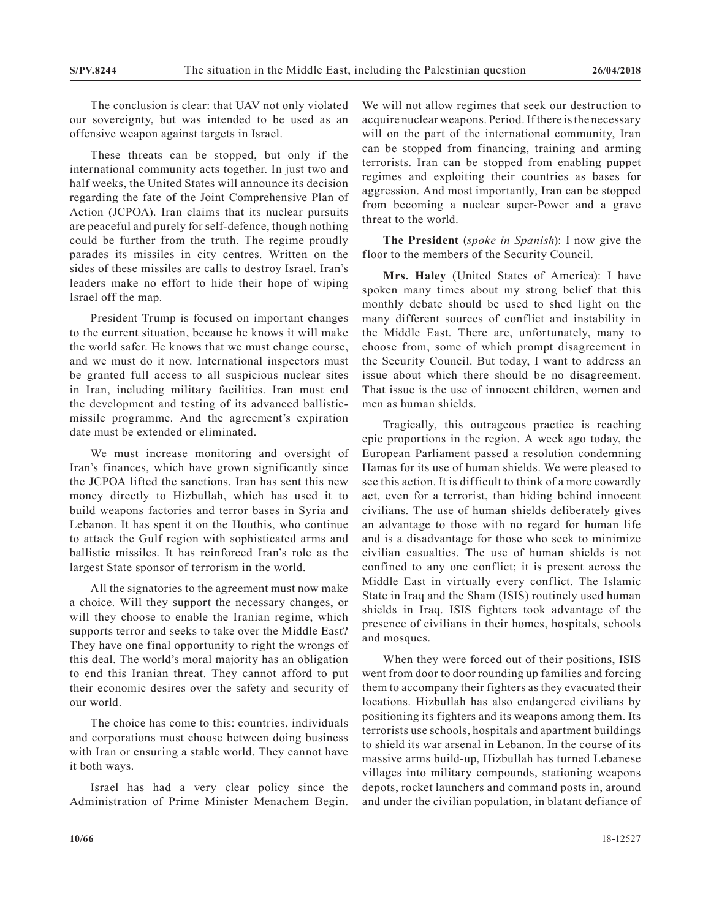The conclusion is clear: that UAV not only violated our sovereignty, but was intended to be used as an offensive weapon against targets in Israel.

These threats can be stopped, but only if the international community acts together. In just two and half weeks, the United States will announce its decision regarding the fate of the Joint Comprehensive Plan of Action (JCPOA). Iran claims that its nuclear pursuits are peaceful and purely for self-defence, though nothing could be further from the truth. The regime proudly parades its missiles in city centres. Written on the sides of these missiles are calls to destroy Israel. Iran's leaders make no effort to hide their hope of wiping Israel off the map.

President Trump is focused on important changes to the current situation, because he knows it will make the world safer. He knows that we must change course, and we must do it now. International inspectors must be granted full access to all suspicious nuclear sites in Iran, including military facilities. Iran must end the development and testing of its advanced ballistic-missile programme. And the agreement's expiration date must be extended or eliminated.

We must increase monitoring and oversight of Iran's finances, which have grown significantly since the JCPOA lifted the sanctions. Iran has sent this new money directly to Hizbullah, which has used it to build weapons factories and terror bases in Syria and Lebanon. It has spent it on the Houthis, who continue to attack the Gulf region with sophisticated arms and ballistic missiles. It has reinforced Iran's role as the largest State sponsor of terrorism in the world.

All the signatories to the agreement must now make a choice. Will they support the necessary changes, or will they choose to enable the Iranian regime, which supports terror and seeks to take over the Middle East? They have one final opportunity to right the wrongs of this deal. The world's moral majority has an obligation to end this Iranian threat. They cannot afford to put their economic desires over the safety and security of our world.

The choice has come to this: countries, individuals and corporations must choose between doing business with Iran or ensuring a stable world. They cannot have it both ways.

Israel has had a very clear policy since the Administration of Prime Minister Menachem Begin. We will not allow regimes that seek our destruction to acquire nuclear weapons. Period. If there is the necessary will on the part of the international community, Iran can be stopped from financing, training and arming terrorists. Iran can be stopped from enabling puppet regimes and exploiting their countries as bases for aggression. And most importantly, Iran can be stopped from becoming a nuclear super-Power and a grave threat to the world.

**The President** (*spoke in Spanish*): I now give the floor to the members of the Security Council.

**Mrs. Haley** (United States of America): I have spoken many times about my strong belief that this monthly debate should be used to shed light on the many different sources of conflict and instability in the Middle East. There are, unfortunately, many to choose from, some of which prompt disagreement in the Security Council. But today, I want to address an issue about which there should be no disagreement. That issue is the use of innocent children, women and men as human shields.

Tragically, this outrageous practice is reaching epic proportions in the region. A week ago today, the European Parliament passed a resolution condemning Hamas for its use of human shields. We were pleased to see this action. It is difficult to think of a more cowardly act, even for a terrorist, than hiding behind innocent civilians. The use of human shields deliberately gives an advantage to those with no regard for human life and is a disadvantage for those who seek to minimize civilian casualties. The use of human shields is not confined to any one conflict; it is present across the Middle East in virtually every conflict. The Islamic State in Iraq and the Sham (ISIS) routinely used human shields in Iraq. ISIS fighters took advantage of the presence of civilians in their homes, hospitals, schools and mosques.

When they were forced out of their positions, ISIS went from door to door rounding up families and forcing them to accompany their fighters as they evacuated their locations. Hizbullah has also endangered civilians by positioning its fighters and its weapons among them. Its terrorists use schools, hospitals and apartment buildings to shield its war arsenal in Lebanon. In the course of its massive arms build-up, Hizbullah has turned Lebanese villages into military compounds, stationing weapons depots, rocket launchers and command posts in, around and under the civilian population, in blatant defiance of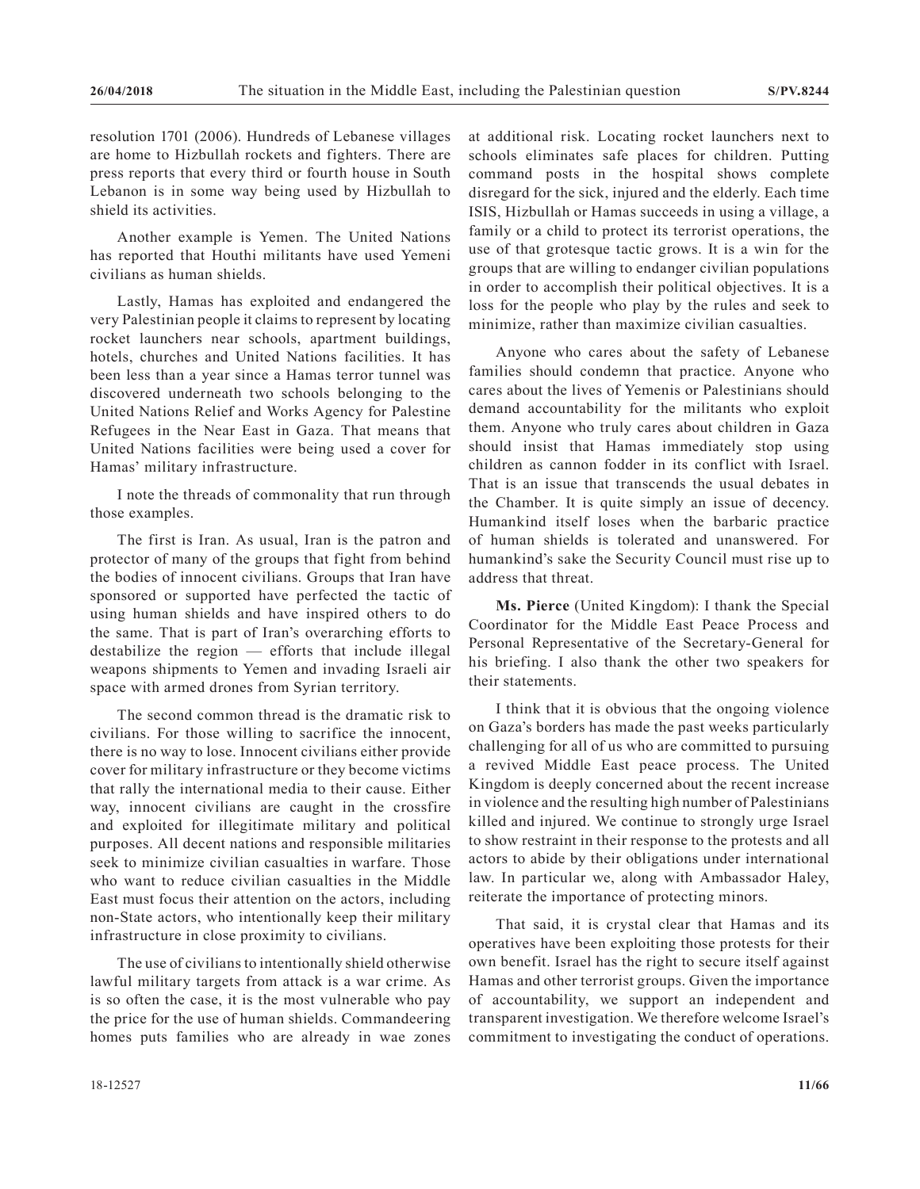resolution 1701 (2006). Hundreds of Lebanese villages are home to Hizbullah rockets and fighters. There are press reports that every third or fourth house in South Lebanon is in some way being used by Hizbullah to shield its activities.

Another example is Yemen. The United Nations has reported that Houthi militants have used Yemeni civilians as human shields.

Lastly, Hamas has exploited and endangered the very Palestinian people it claims to represent by locating rocket launchers near schools, apartment buildings, hotels, churches and United Nations facilities. It has been less than a year since a Hamas terror tunnel was discovered underneath two schools belonging to the United Nations Relief and Works Agency for Palestine Refugees in the Near East in Gaza. That means that United Nations facilities were being used a cover for Hamas' military infrastructure.

I note the threads of commonality that run through those examples.

The first is Iran. As usual, Iran is the patron and protector of many of the groups that fight from behind the bodies of innocent civilians. Groups that Iran have sponsored or supported have perfected the tactic of using human shields and have inspired others to do the same. That is part of Iran's overarching efforts to destabilize the region — efforts that include illegal weapons shipments to Yemen and invading Israeli air space with armed drones from Syrian territory.

The second common thread is the dramatic risk to civilians. For those willing to sacrifice the innocent, there is no way to lose. Innocent civilians either provide cover for military infrastructure or they become victims that rally the international media to their cause. Either way, innocent civilians are caught in the crossfire and exploited for illegitimate military and political purposes. All decent nations and responsible militaries seek to minimize civilian casualties in warfare. Those who want to reduce civilian casualties in the Middle East must focus their attention on the actors, including non-State actors, who intentionally keep their military infrastructure in close proximity to civilians.

The use of civilians to intentionally shield otherwise lawful military targets from attack is a war crime. As is so often the case, it is the most vulnerable who pay the price for the use of human shields. Commandeering homes puts families who are already in wae zones at additional risk. Locating rocket launchers next to schools eliminates safe places for children. Putting command posts in the hospital shows complete disregard for the sick, injured and the elderly. Each time ISIS, Hizbullah or Hamas succeeds in using a village, a family or a child to protect its terrorist operations, the use of that grotesque tactic grows. It is a win for the groups that are willing to endanger civilian populations in order to accomplish their political objectives. It is a loss for the people who play by the rules and seek to minimize, rather than maximize civilian casualties.

Anyone who cares about the safety of Lebanese families should condemn that practice. Anyone who cares about the lives of Yemenis or Palestinians should demand accountability for the militants who exploit them. Anyone who truly cares about children in Gaza should insist that Hamas immediately stop using children as cannon fodder in its conflict with Israel. That is an issue that transcends the usual debates in the Chamber. It is quite simply an issue of decency. Humankind itself loses when the barbaric practice of human shields is tolerated and unanswered. For humankind's sake the Security Council must rise up to address that threat.

**Ms. Pierce** (United Kingdom): I thank the Special Coordinator for the Middle East Peace Process and Personal Representative of the Secretary-General for his briefing. I also thank the other two speakers for their statements.

I think that it is obvious that the ongoing violence on Gaza's borders has made the past weeks particularly challenging for all of us who are committed to pursuing a revived Middle East peace process. The United Kingdom is deeply concerned about the recent increase in violence and the resulting high number of Palestinians killed and injured. We continue to strongly urge Israel to show restraint in their response to the protests and all actors to abide by their obligations under international law. In particular we, along with Ambassador Haley, reiterate the importance of protecting minors.

That said, it is crystal clear that Hamas and its operatives have been exploiting those protests for their own benefit. Israel has the right to secure itself against Hamas and other terrorist groups. Given the importance of accountability, we support an independent and transparent investigation. We therefore welcome Israel's commitment to investigating the conduct of operations.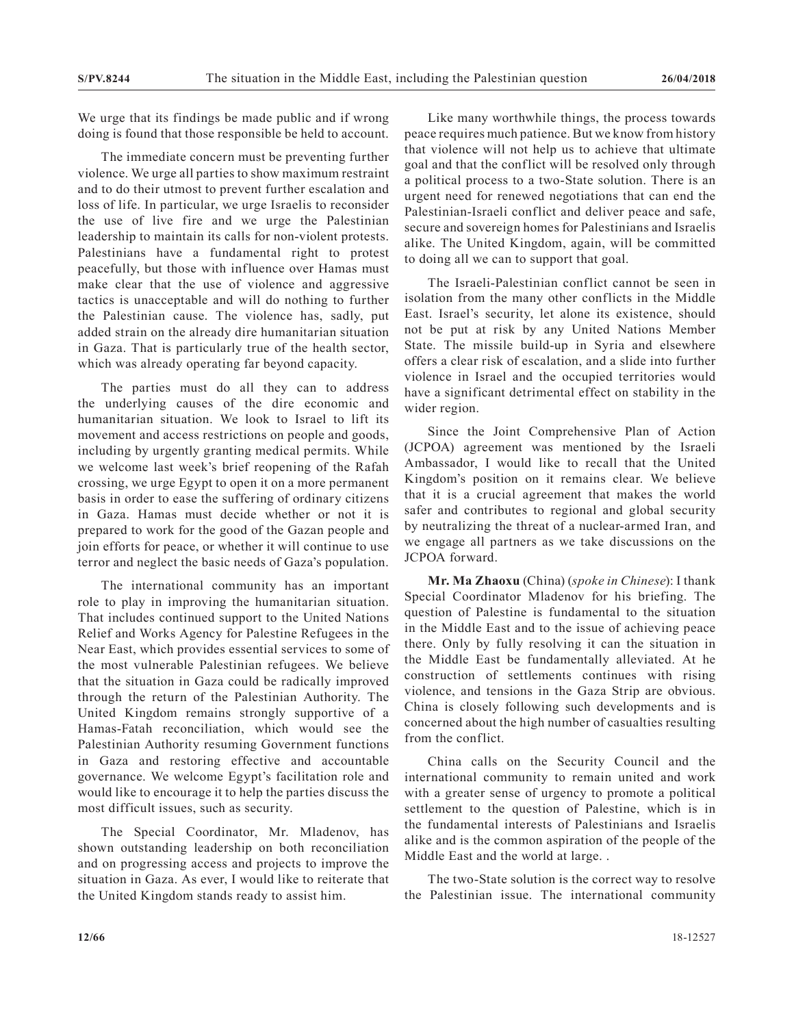We urge that its findings be made public and if wrong doing is found that those responsible be held to account.

The immediate concern must be preventing further violence. We urge all parties to show maximum restraint and to do their utmost to prevent further escalation and loss of life. In particular, we urge Israelis to reconsider the use of live fire and we urge the Palestinian leadership to maintain its calls for non-violent protests. Palestinians have a fundamental right to protest peacefully, but those with influence over Hamas must make clear that the use of violence and aggressive tactics is unacceptable and will do nothing to further the Palestinian cause. The violence has, sadly, put added strain on the already dire humanitarian situation in Gaza. That is particularly true of the health sector, which was already operating far beyond capacity.

The parties must do all they can to address the underlying causes of the dire economic and humanitarian situation. We look to Israel to lift its movement and access restrictions on people and goods, including by urgently granting medical permits. While we welcome last week's brief reopening of the Rafah crossing, we urge Egypt to open it on a more permanent basis in order to ease the suffering of ordinary citizens in Gaza. Hamas must decide whether or not it is prepared to work for the good of the Gazan people and join efforts for peace, or whether it will continue to use terror and neglect the basic needs of Gaza's population.

The international community has an important role to play in improving the humanitarian situation. That includes continued support to the United Nations Relief and Works Agency for Palestine Refugees in the Near East, which provides essential services to some of the most vulnerable Palestinian refugees. We believe that the situation in Gaza could be radically improved through the return of the Palestinian Authority. The United Kingdom remains strongly supportive of a Hamas-Fatah reconciliation, which would see the Palestinian Authority resuming Government functions in Gaza and restoring effective and accountable governance. We welcome Egypt's facilitation role and would like to encourage it to help the parties discuss the most difficult issues, such as security.

The Special Coordinator, Mr. Mladenov, has shown outstanding leadership on both reconciliation and on progressing access and projects to improve the situation in Gaza. As ever, I would like to reiterate that the United Kingdom stands ready to assist him.

Like many worthwhile things, the process towards peace requires much patience. But we know from history that violence will not help us to achieve that ultimate goal and that the conflict will be resolved only through a political process to a two-State solution. There is an urgent need for renewed negotiations that can end the Palestinian-Israeli conflict and deliver peace and safe, secure and sovereign homes for Palestinians and Israelis alike. The United Kingdom, again, will be committed to doing all we can to support that goal.

The Israeli-Palestinian conflict cannot be seen in isolation from the many other conflicts in the Middle East. Israel's security, let alone its existence, should not be put at risk by any United Nations Member State. The missile build-up in Syria and elsewhere offers a clear risk of escalation, and a slide into further violence in Israel and the occupied territories would have a significant detrimental effect on stability in the wider region.

Since the Joint Comprehensive Plan of Action (JCPOA) agreement was mentioned by the Israeli Ambassador, I would like to recall that the United Kingdom's position on it remains clear. We believe that it is a crucial agreement that makes the world safer and contributes to regional and global security by neutralizing the threat of a nuclear-armed Iran, and we engage all partners as we take discussions on the JCPOA forward.

**Mr. Ma Zhaoxu** (China) (*spoke in Chinese*): I thank Special Coordinator Mladenov for his briefing. The question of Palestine is fundamental to the situation in the Middle East and to the issue of achieving peace there. Only by fully resolving it can the situation in the Middle East be fundamentally alleviated. At he construction of settlements continues with rising violence, and tensions in the Gaza Strip are obvious. China is closely following such developments and is concerned about the high number of casualties resulting from the conflict.

China calls on the Security Council and the international community to remain united and work with a greater sense of urgency to promote a political settlement to the question of Palestine, which is in the fundamental interests of Palestinians and Israelis alike and is the common aspiration of the people of the Middle East and the world at large. .

The two-State solution is the correct way to resolve the Palestinian issue. The international community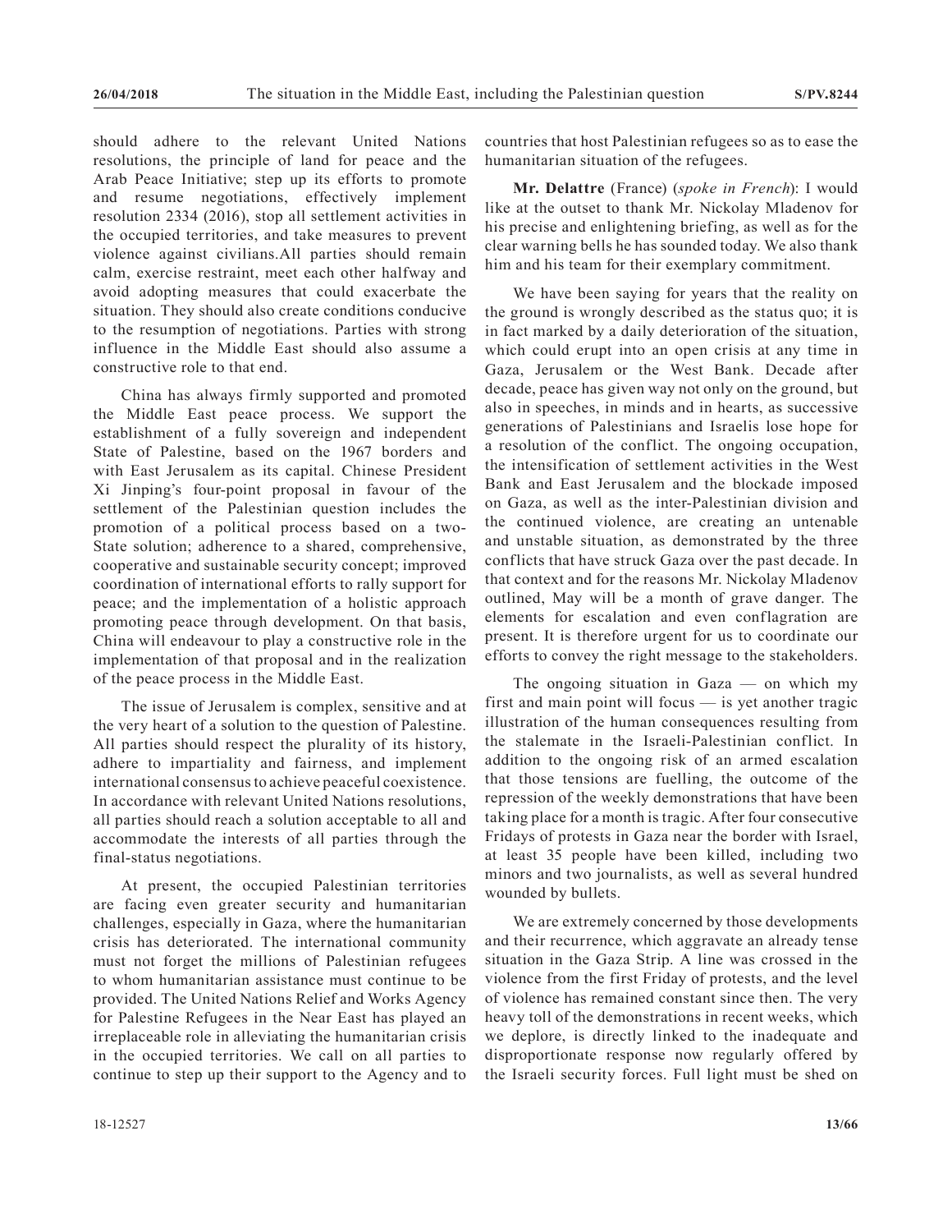should adhere to the relevant United Nations resolutions, the principle of land for peace and the Arab Peace Initiative; step up its efforts to promote and resume negotiations, effectively implement resolution 2334 (2016), stop all settlement activities in the occupied territories, and take measures to prevent violence against civilians.All parties should remain calm, exercise restraint, meet each other halfway and avoid adopting measures that could exacerbate the situation. They should also create conditions conducive to the resumption of negotiations. Parties with strong influence in the Middle East should also assume a constructive role to that end.

China has always firmly supported and promoted the Middle East peace process. We support the establishment of a fully sovereign and independent State of Palestine, based on the 1967 borders and with East Jerusalem as its capital. Chinese President Xi Jinping's four-point proposal in favour of the settlement of the Palestinian question includes the promotion of a political process based on a two-State solution; adherence to a shared, comprehensive, cooperative and sustainable security concept; improved coordination of international efforts to rally support for peace; and the implementation of a holistic approach promoting peace through development. On that basis, China will endeavour to play a constructive role in the implementation of that proposal and in the realization of the peace process in the Middle East.

The issue of Jerusalem is complex, sensitive and at the very heart of a solution to the question of Palestine. All parties should respect the plurality of its history, adhere to impartiality and fairness, and implement international consensus to achieve peaceful coexistence. In accordance with relevant United Nations resolutions, all parties should reach a solution acceptable to all and accommodate the interests of all parties through the final-status negotiations.

At present, the occupied Palestinian territories are facing even greater security and humanitarian challenges, especially in Gaza, where the humanitarian crisis has deteriorated. The international community must not forget the millions of Palestinian refugees to whom humanitarian assistance must continue to be provided. The United Nations Relief and Works Agency for Palestine Refugees in the Near East has played an irreplaceable role in alleviating the humanitarian crisis in the occupied territories. We call on all parties to continue to step up their support to the Agency and to countries that host Palestinian refugees so as to ease the humanitarian situation of the refugees.

**Mr. Delattre** (France) (*spoke in French*): I would like at the outset to thank Mr. Nickolay Mladenov for his precise and enlightening briefing, as well as for the clear warning bells he has sounded today. We also thank him and his team for their exemplary commitment.

We have been saying for years that the reality on the ground is wrongly described as the status quo; it is in fact marked by a daily deterioration of the situation, which could erupt into an open crisis at any time in Gaza, Jerusalem or the West Bank. Decade after decade, peace has given way not only on the ground, but also in speeches, in minds and in hearts, as successive generations of Palestinians and Israelis lose hope for a resolution of the conflict. The ongoing occupation, the intensification of settlement activities in the West Bank and East Jerusalem and the blockade imposed on Gaza, as well as the inter-Palestinian division and the continued violence, are creating an untenable and unstable situation, as demonstrated by the three conflicts that have struck Gaza over the past decade. In that context and for the reasons Mr. Nickolay Mladenov outlined, May will be a month of grave danger. The elements for escalation and even conflagration are present. It is therefore urgent for us to coordinate our efforts to convey the right message to the stakeholders.

The ongoing situation in Gaza — on which my first and main point will focus — is yet another tragic illustration of the human consequences resulting from the stalemate in the Israeli-Palestinian conflict. In addition to the ongoing risk of an armed escalation that those tensions are fuelling, the outcome of the repression of the weekly demonstrations that have been taking place for a month is tragic. After four consecutive Fridays of protests in Gaza near the border with Israel, at least 35 people have been killed, including two minors and two journalists, as well as several hundred wounded by bullets.

We are extremely concerned by those developments and their recurrence, which aggravate an already tense situation in the Gaza Strip. A line was crossed in the violence from the first Friday of protests, and the level of violence has remained constant since then. The very heavy toll of the demonstrations in recent weeks, which we deplore, is directly linked to the inadequate and disproportionate response now regularly offered by the Israeli security forces. Full light must be shed on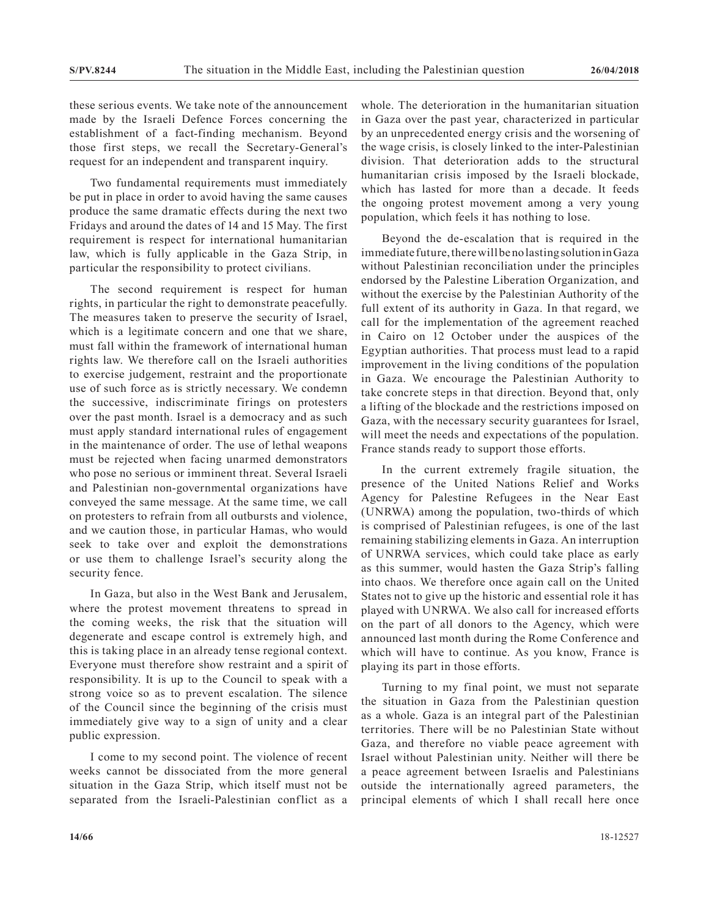these serious events. We take note of the announcement made by the Israeli Defence Forces concerning the establishment of a fact-finding mechanism. Beyond those first steps, we recall the Secretary-General's request for an independent and transparent inquiry.

Two fundamental requirements must immediately be put in place in order to avoid having the same causes produce the same dramatic effects during the next two Fridays and around the dates of 14 and 15 May. The first requirement is respect for international humanitarian law, which is fully applicable in the Gaza Strip, in particular the responsibility to protect civilians.

The second requirement is respect for human rights, in particular the right to demonstrate peacefully. The measures taken to preserve the security of Israel, which is a legitimate concern and one that we share, must fall within the framework of international human rights law. We therefore call on the Israeli authorities to exercise judgement, restraint and the proportionate use of such force as is strictly necessary. We condemn the successive, indiscriminate firings on protesters over the past month. Israel is a democracy and as such must apply standard international rules of engagement in the maintenance of order. The use of lethal weapons must be rejected when facing unarmed demonstrators who pose no serious or imminent threat. Several Israeli and Palestinian non-governmental organizations have conveyed the same message. At the same time, we call on protesters to refrain from all outbursts and violence, and we caution those, in particular Hamas, who would seek to take over and exploit the demonstrations or use them to challenge Israel's security along the security fence.

In Gaza, but also in the West Bank and Jerusalem, where the protest movement threatens to spread in the coming weeks, the risk that the situation will degenerate and escape control is extremely high, and this is taking place in an already tense regional context. Everyone must therefore show restraint and a spirit of responsibility. It is up to the Council to speak with a strong voice so as to prevent escalation. The silence of the Council since the beginning of the crisis must immediately give way to a sign of unity and a clear public expression.

I come to my second point. The violence of recent weeks cannot be dissociated from the more general situation in the Gaza Strip, which itself must not be separated from the Israeli-Palestinian conflict as a whole. The deterioration in the humanitarian situation in Gaza over the past year, characterized in particular by an unprecedented energy crisis and the worsening of the wage crisis, is closely linked to the inter-Palestinian division. That deterioration adds to the structural humanitarian crisis imposed by the Israeli blockade, which has lasted for more than a decade. It feeds the ongoing protest movement among a very young population, which feels it has nothing to lose.

Beyond the de-escalation that is required in the immediate future, there will be no lasting solution in Gaza without Palestinian reconciliation under the principles endorsed by the Palestine Liberation Organization, and without the exercise by the Palestinian Authority of the full extent of its authority in Gaza. In that regard, we call for the implementation of the agreement reached in Cairo on 12 October under the auspices of the Egyptian authorities. That process must lead to a rapid improvement in the living conditions of the population in Gaza. We encourage the Palestinian Authority to take concrete steps in that direction. Beyond that, only a lifting of the blockade and the restrictions imposed on Gaza, with the necessary security guarantees for Israel, will meet the needs and expectations of the population. France stands ready to support those efforts.

In the current extremely fragile situation, the presence of the United Nations Relief and Works Agency for Palestine Refugees in the Near East (UNRWA) among the population, two-thirds of which is comprised of Palestinian refugees, is one of the last remaining stabilizing elements in Gaza. An interruption of UNRWA services, which could take place as early as this summer, would hasten the Gaza Strip's falling into chaos. We therefore once again call on the United States not to give up the historic and essential role it has played with UNRWA. We also call for increased efforts on the part of all donors to the Agency, which were announced last month during the Rome Conference and which will have to continue. As you know, France is playing its part in those efforts.

Turning to my final point, we must not separate the situation in Gaza from the Palestinian question as a whole. Gaza is an integral part of the Palestinian territories. There will be no Palestinian State without Gaza, and therefore no viable peace agreement with Israel without Palestinian unity. Neither will there be a peace agreement between Israelis and Palestinians outside the internationally agreed parameters, the principal elements of which I shall recall here once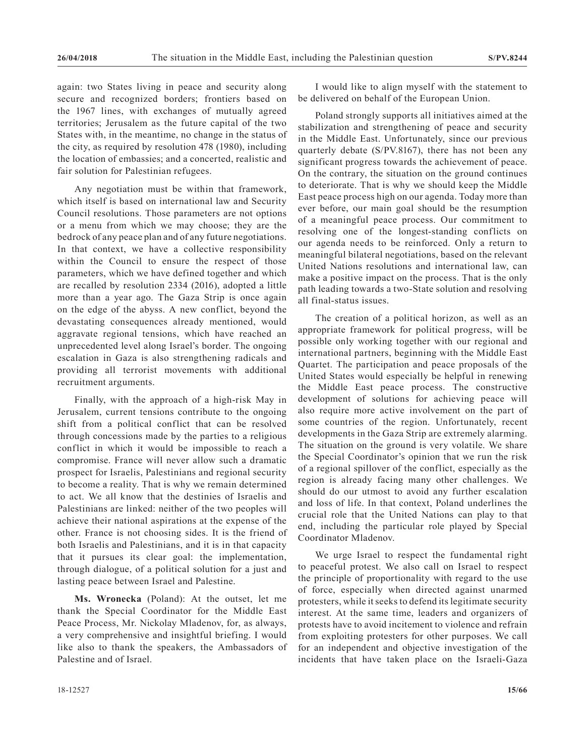again: two States living in peace and security along secure and recognized borders; frontiers based on the 1967 lines, with exchanges of mutually agreed territories; Jerusalem as the future capital of the two States with, in the meantime, no change in the status of the city, as required by resolution 478 (1980), including the location of embassies; and a concerted, realistic and fair solution for Palestinian refugees.

Any negotiation must be within that framework, which itself is based on international law and Security Council resolutions. Those parameters are not options or a menu from which we may choose; they are the bedrock of any peace plan and of any future negotiations. In that context, we have a collective responsibility within the Council to ensure the respect of those parameters, which we have defined together and which are recalled by resolution 2334 (2016), adopted a little more than a year ago. The Gaza Strip is once again on the edge of the abyss. A new conflict, beyond the devastating consequences already mentioned, would aggravate regional tensions, which have reached an unprecedented level along Israel's border. The ongoing escalation in Gaza is also strengthening radicals and providing all terrorist movements with additional recruitment arguments.

Finally, with the approach of a high-risk May in Jerusalem, current tensions contribute to the ongoing shift from a political conflict that can be resolved through concessions made by the parties to a religious conflict in which it would be impossible to reach a compromise. France will never allow such a dramatic prospect for Israelis, Palestinians and regional security to become a reality. That is why we remain determined to act. We all know that the destinies of Israelis and Palestinians are linked: neither of the two peoples will achieve their national aspirations at the expense of the other. France is not choosing sides. It is the friend of both Israelis and Palestinians, and it is in that capacity that it pursues its clear goal: the implementation, through dialogue, of a political solution for a just and lasting peace between Israel and Palestine.

**Ms. Wronecka** (Poland): At the outset, let me thank the Special Coordinator for the Middle East Peace Process, Mr. Nickolay Mladenov, for, as always, a very comprehensive and insightful briefing. I would like also to thank the speakers, the Ambassadors of Palestine and of Israel.

I would like to align myself with the statement to be delivered on behalf of the European Union.

Poland strongly supports all initiatives aimed at the stabilization and strengthening of peace and security in the Middle East. Unfortunately, since our previous quarterly debate (S/PV.8167), there has not been any significant progress towards the achievement of peace. On the contrary, the situation on the ground continues to deteriorate. That is why we should keep the Middle East peace process high on our agenda. Today more than ever before, our main goal should be the resumption of a meaningful peace process. Our commitment to resolving one of the longest-standing conflicts on our agenda needs to be reinforced. Only a return to meaningful bilateral negotiations, based on the relevant United Nations resolutions and international law, can make a positive impact on the process. That is the only path leading towards a two-State solution and resolving all final-status issues.

The creation of a political horizon, as well as an appropriate framework for political progress, will be possible only working together with our regional and international partners, beginning with the Middle East Quartet. The participation and peace proposals of the United States would especially be helpful in renewing the Middle East peace process. The constructive development of solutions for achieving peace will also require more active involvement on the part of some countries of the region. Unfortunately, recent developments in the Gaza Strip are extremely alarming. The situation on the ground is very volatile. We share the Special Coordinator's opinion that we run the risk of a regional spillover of the conflict, especially as the region is already facing many other challenges. We should do our utmost to avoid any further escalation and loss of life. In that context, Poland underlines the crucial role that the United Nations can play to that end, including the particular role played by Special Coordinator Mladenov.

We urge Israel to respect the fundamental right to peaceful protest. We also call on Israel to respect the principle of proportionality with regard to the use of force, especially when directed against unarmed protesters, while it seeks to defend its legitimate security interest. At the same time, leaders and organizers of protests have to avoid incitement to violence and refrain from exploiting protesters for other purposes. We call for an independent and objective investigation of the incidents that have taken place on the Israeli-Gaza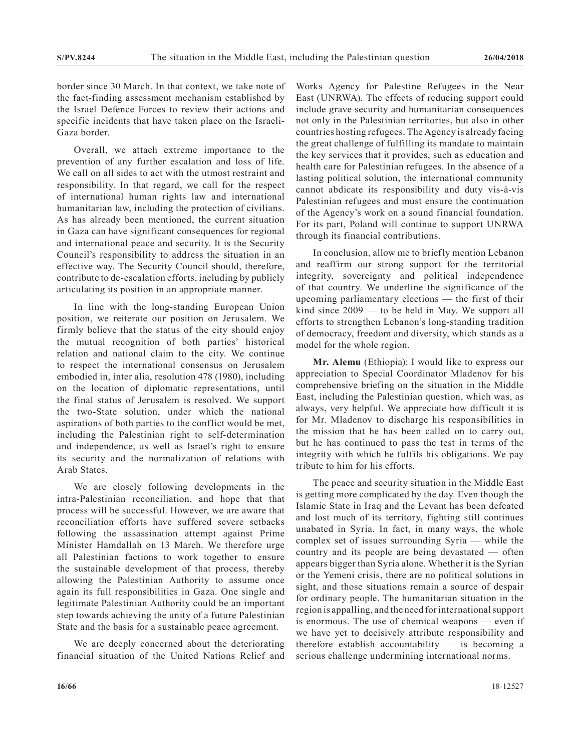border since 30 March. In that context, we take note of the fact-finding assessment mechanism established by the Israel Defence Forces to review their actions and specific incidents that have taken place on the Israeli-Gaza border.

Overall, we attach extreme importance to the prevention of any further escalation and loss of life. We call on all sides to act with the utmost restraint and responsibility. In that regard, we call for the respect of international human rights law and international humanitarian law, including the protection of civilians. As has already been mentioned, the current situation in Gaza can have significant consequences for regional and international peace and security. It is the Security Council's responsibility to address the situation in an effective way. The Security Council should, therefore, contribute to de-escalation efforts, including by publicly articulating its position in an appropriate manner.

In line with the long-standing European Union position, we reiterate our position on Jerusalem. We firmly believe that the status of the city should enjoy the mutual recognition of both parties' historical relation and national claim to the city. We continue to respect the international consensus on Jerusalem embodied in, inter alia, resolution 478 (1980), including on the location of diplomatic representations, until the final status of Jerusalem is resolved. We support the two-State solution, under which the national aspirations of both parties to the conflict would be met, including the Palestinian right to self-determination and independence, as well as Israel's right to ensure its security and the normalization of relations with Arab States.

We are closely following developments in the intra-Palestinian reconciliation, and hope that that process will be successful. However, we are aware that reconciliation efforts have suffered severe setbacks following the assassination attempt against Prime Minister Hamdallah on 13 March. We therefore urge all Palestinian factions to work together to ensure the sustainable development of that process, thereby allowing the Palestinian Authority to assume once again its full responsibilities in Gaza. One single and legitimate Palestinian Authority could be an important step towards achieving the unity of a future Palestinian State and the basis for a sustainable peace agreement.

We are deeply concerned about the deteriorating financial situation of the United Nations Relief and Works Agency for Palestine Refugees in the Near East (UNRWA). The effects of reducing support could include grave security and humanitarian consequences not only in the Palestinian territories, but also in other countries hosting refugees. The Agency is already facing the great challenge of fulfilling its mandate to maintain the key services that it provides, such as education and health care for Palestinian refugees. In the absence of a lasting political solution, the international community cannot abdicate its responsibility and duty vis-à-vis Palestinian refugees and must ensure the continuation of the Agency's work on a sound financial foundation. For its part, Poland will continue to support UNRWA through its financial contributions.

In conclusion, allow me to briefly mention Lebanon and reaffirm our strong support for the territorial integrity, sovereignty and political independence of that country. We underline the significance of the upcoming parliamentary elections — the first of their kind since 2009 — to be held in May. We support all efforts to strengthen Lebanon's long-standing tradition of democracy, freedom and diversity, which stands as a model for the whole region.

**Mr. Alemu** (Ethiopia): I would like to express our appreciation to Special Coordinator Mladenov for his comprehensive briefing on the situation in the Middle East, including the Palestinian question, which was, as always, very helpful. We appreciate how difficult it is for Mr. Mladenov to discharge his responsibilities in the mission that he has been called on to carry out, but he has continued to pass the test in terms of the integrity with which he fulfils his obligations. We pay tribute to him for his efforts.

The peace and security situation in the Middle East is getting more complicated by the day. Even though the Islamic State in Iraq and the Levant has been defeated and lost much of its territory, fighting still continues unabated in Syria. In fact, in many ways, the whole complex set of issues surrounding Syria — while the country and its people are being devastated — often appears bigger than Syria alone. Whether it is the Syrian or the Yemeni crisis, there are no political solutions in sight, and those situations remain a source of despair for ordinary people. The humanitarian situation in the region is appalling, and the need for international support is enormous. The use of chemical weapons — even if we have yet to decisively attribute responsibility and therefore establish accountability — is becoming a serious challenge undermining international norms.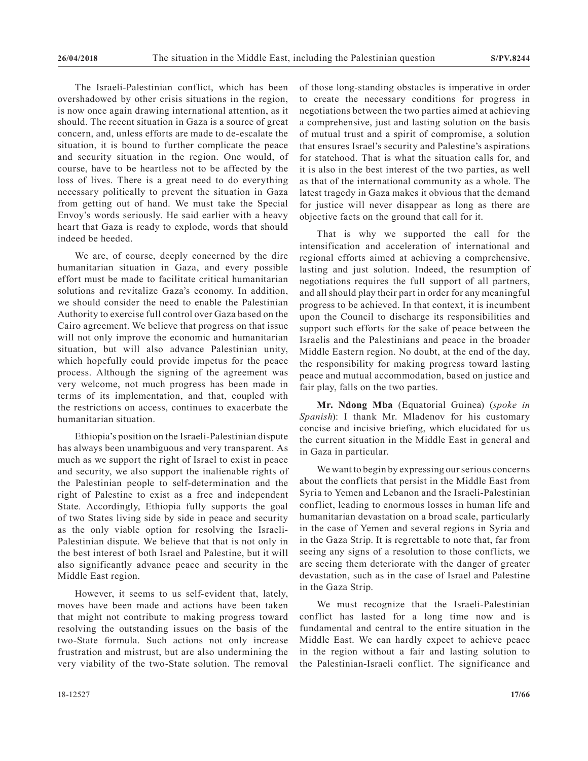The Israeli-Palestinian conflict, which has been overshadowed by other crisis situations in the region, is now once again drawing international attention, as it should. The recent situation in Gaza is a source of great concern, and, unless efforts are made to de-escalate the situation, it is bound to further complicate the peace and security situation in the region. One would, of course, have to be heartless not to be affected by the loss of lives. There is a great need to do everything necessary politically to prevent the situation in Gaza from getting out of hand. We must take the Special Envoy's words seriously. He said earlier with a heavy heart that Gaza is ready to explode, words that should indeed be heeded.

We are, of course, deeply concerned by the dire humanitarian situation in Gaza, and every possible effort must be made to facilitate critical humanitarian solutions and revitalize Gaza's economy. In addition, we should consider the need to enable the Palestinian Authority to exercise full control over Gaza based on the Cairo agreement. We believe that progress on that issue will not only improve the economic and humanitarian situation, but will also advance Palestinian unity, which hopefully could provide impetus for the peace process. Although the signing of the agreement was very welcome, not much progress has been made in terms of its implementation, and that, coupled with the restrictions on access, continues to exacerbate the humanitarian situation.

Ethiopia's position on the Israeli-Palestinian dispute has always been unambiguous and very transparent. As much as we support the right of Israel to exist in peace and security, we also support the inalienable rights of the Palestinian people to self-determination and the right of Palestine to exist as a free and independent State. Accordingly, Ethiopia fully supports the goal of two States living side by side in peace and security as the only viable option for resolving the Israeli-Palestinian dispute. We believe that that is not only in the best interest of both Israel and Palestine, but it will also significantly advance peace and security in the Middle East region.

However, it seems to us self-evident that, lately, moves have been made and actions have been taken that might not contribute to making progress toward resolving the outstanding issues on the basis of the two-State formula. Such actions not only increase frustration and mistrust, but are also undermining the very viability of the two-State solution. The removal of those long-standing obstacles is imperative in order to create the necessary conditions for progress in negotiations between the two parties aimed at achieving a comprehensive, just and lasting solution on the basis of mutual trust and a spirit of compromise, a solution that ensures Israel's security and Palestine's aspirations for statehood. That is what the situation calls for, and it is also in the best interest of the two parties, as well as that of the international community as a whole. The latest tragedy in Gaza makes it obvious that the demand for justice will never disappear as long as there are objective facts on the ground that call for it.

That is why we supported the call for the intensification and acceleration of international and regional efforts aimed at achieving a comprehensive, lasting and just solution. Indeed, the resumption of negotiations requires the full support of all partners, and all should play their part in order for any meaningful progress to be achieved. In that context, it is incumbent upon the Council to discharge its responsibilities and support such efforts for the sake of peace between the Israelis and the Palestinians and peace in the broader Middle Eastern region. No doubt, at the end of the day, the responsibility for making progress toward lasting peace and mutual accommodation, based on justice and fair play, falls on the two parties.

**Mr. Ndong Mba** (Equatorial Guinea) (*spoke in Spanish*): I thank Mr. Mladenov for his customary concise and incisive briefing, which elucidated for us the current situation in the Middle East in general and in Gaza in particular.

We want to begin by expressing our serious concerns about the conflicts that persist in the Middle East from Syria to Yemen and Lebanon and the Israeli-Palestinian conflict, leading to enormous losses in human life and humanitarian devastation on a broad scale, particularly in the case of Yemen and several regions in Syria and in the Gaza Strip. It is regrettable to note that, far from seeing any signs of a resolution to those conflicts, we are seeing them deteriorate with the danger of greater devastation, such as in the case of Israel and Palestine in the Gaza Strip.

We must recognize that the Israeli-Palestinian conflict has lasted for a long time now and is fundamental and central to the entire situation in the Middle East. We can hardly expect to achieve peace in the region without a fair and lasting solution to the Palestinian-Israeli conflict. The significance and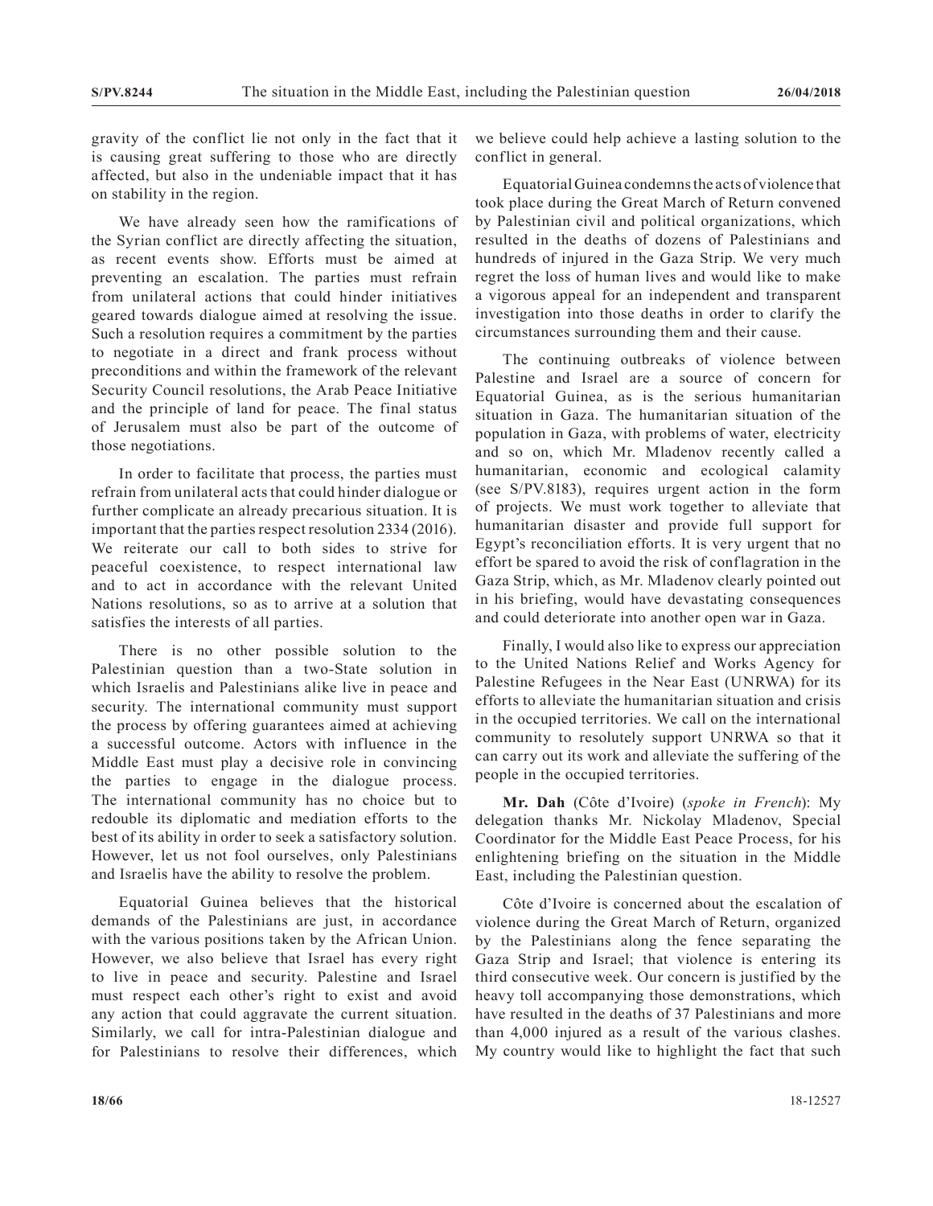gravity of the conflict lie not only in the fact that it is causing great suffering to those who are directly affected, but also in the undeniable impact that it has on stability in the region.

We have already seen how the ramifications of the Syrian conflict are directly affecting the situation, as recent events show. Efforts must be aimed at preventing an escalation. The parties must refrain from unilateral actions that could hinder initiatives geared towards dialogue aimed at resolving the issue. Such a resolution requires a commitment by the parties to negotiate in a direct and frank process without preconditions and within the framework of the relevant Security Council resolutions, the Arab Peace Initiative and the principle of land for peace. The final status of Jerusalem must also be part of the outcome of those negotiations.

In order to facilitate that process, the parties must refrain from unilateral acts that could hinder dialogue or further complicate an already precarious situation. It is important that the parties respect resolution 2334 (2016). We reiterate our call to both sides to strive for peaceful coexistence, to respect international law and to act in accordance with the relevant United Nations resolutions, so as to arrive at a solution that satisfies the interests of all parties.

There is no other possible solution to the Palestinian question than a two-State solution in which Israelis and Palestinians alike live in peace and security. The international community must support the process by offering guarantees aimed at achieving a successful outcome. Actors with influence in the Middle East must play a decisive role in convincing the parties to engage in the dialogue process. The international community has no choice but to redouble its diplomatic and mediation efforts to the best of its ability in order to seek a satisfactory solution. However, let us not fool ourselves, only Palestinians and Israelis have the ability to resolve the problem.

Equatorial Guinea believes that the historical demands of the Palestinians are just, in accordance with the various positions taken by the African Union. However, we also believe that Israel has every right to live in peace and security. Palestine and Israel must respect each other's right to exist and avoid any action that could aggravate the current situation. Similarly, we call for intra-Palestinian dialogue and for Palestinians to resolve their differences, which we believe could help achieve a lasting solution to the conflict in general.

Equatorial Guinea condemns the acts of violence that took place during the Great March of Return convened by Palestinian civil and political organizations, which resulted in the deaths of dozens of Palestinians and hundreds of injured in the Gaza Strip. We very much regret the loss of human lives and would like to make a vigorous appeal for an independent and transparent investigation into those deaths in order to clarify the circumstances surrounding them and their cause.

The continuing outbreaks of violence between Palestine and Israel are a source of concern for Equatorial Guinea, as is the serious humanitarian situation in Gaza. The humanitarian situation of the population in Gaza, with problems of water, electricity and so on, which Mr. Mladenov recently called a humanitarian, economic and ecological calamity (see S/PV.8183), requires urgent action in the form of projects. We must work together to alleviate that humanitarian disaster and provide full support for Egypt's reconciliation efforts. It is very urgent that no effort be spared to avoid the risk of conflagration in the Gaza Strip, which, as Mr. Mladenov clearly pointed out in his briefing, would have devastating consequences and could deteriorate into another open war in Gaza.

Finally, I would also like to express our appreciation to the United Nations Relief and Works Agency for Palestine Refugees in the Near East (UNRWA) for its efforts to alleviate the humanitarian situation and crisis in the occupied territories. We call on the international community to resolutely support UNRWA so that it can carry out its work and alleviate the suffering of the people in the occupied territories.

**Mr. Dah** (Côte d'Ivoire) (*spoke in French*): My delegation thanks Mr. Nickolay Mladenov, Special Coordinator for the Middle East Peace Process, for his enlightening briefing on the situation in the Middle East, including the Palestinian question.

Côte d'Ivoire is concerned about the escalation of violence during the Great March of Return, organized by the Palestinians along the fence separating the Gaza Strip and Israel; that violence is entering its third consecutive week. Our concern is justified by the heavy toll accompanying those demonstrations, which have resulted in the deaths of 37 Palestinians and more than 4,000 injured as a result of the various clashes. My country would like to highlight the fact that such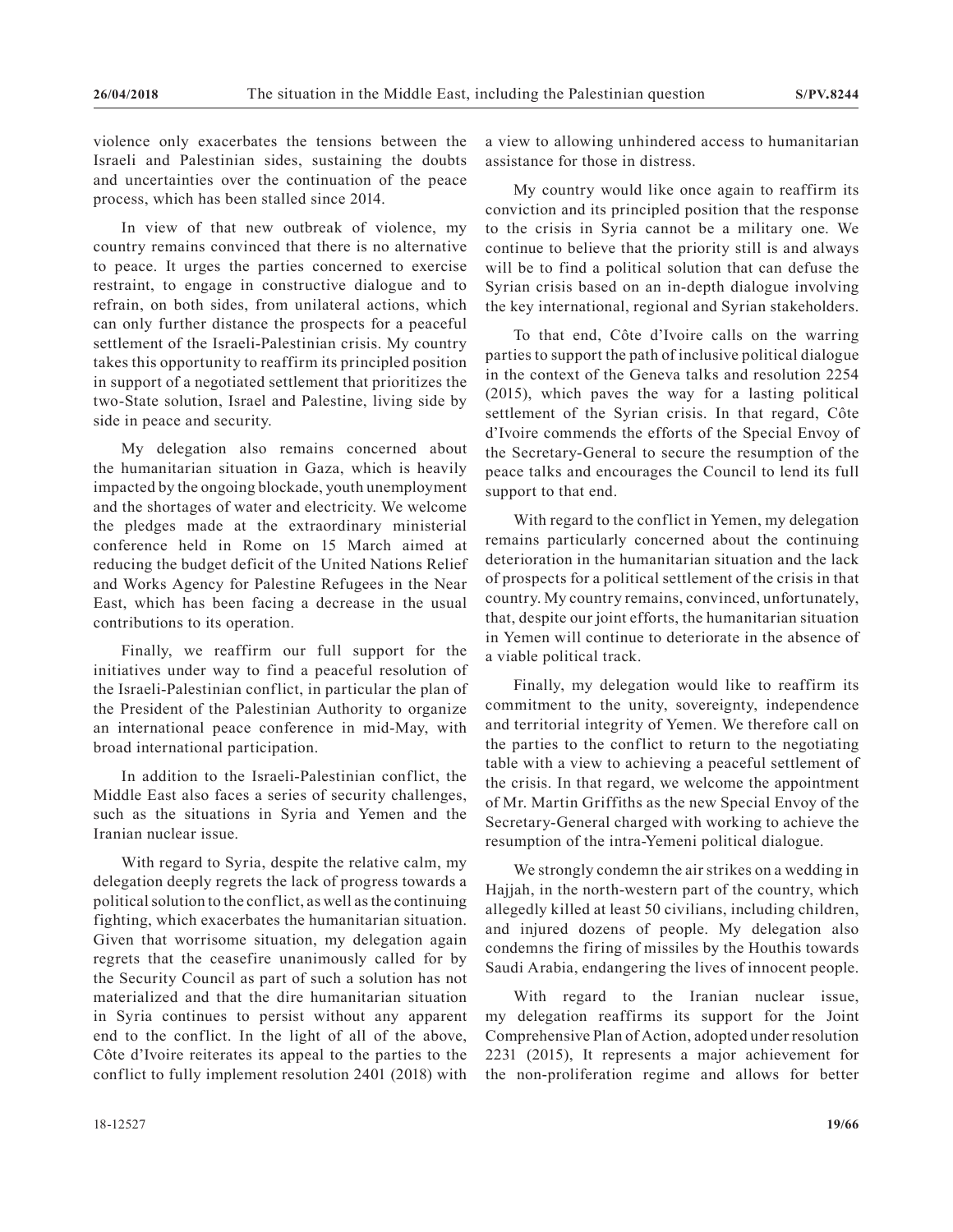violence only exacerbates the tensions between the Israeli and Palestinian sides, sustaining the doubts and uncertainties over the continuation of the peace process, which has been stalled since 2014.

In view of that new outbreak of violence, my country remains convinced that there is no alternative to peace. It urges the parties concerned to exercise restraint, to engage in constructive dialogue and to refrain, on both sides, from unilateral actions, which can only further distance the prospects for a peaceful settlement of the Israeli-Palestinian crisis. My country takes this opportunity to reaffirm its principled position in support of a negotiated settlement that prioritizes the two-State solution, Israel and Palestine, living side by side in peace and security.

My delegation also remains concerned about the humanitarian situation in Gaza, which is heavily impacted by the ongoing blockade, youth unemployment and the shortages of water and electricity. We welcome the pledges made at the extraordinary ministerial conference held in Rome on 15 March aimed at reducing the budget deficit of the United Nations Relief and Works Agency for Palestine Refugees in the Near East, which has been facing a decrease in the usual contributions to its operation.

Finally, we reaffirm our full support for the initiatives under way to find a peaceful resolution of the Israeli-Palestinian conflict, in particular the plan of the President of the Palestinian Authority to organize an international peace conference in mid-May, with broad international participation.

In addition to the Israeli-Palestinian conflict, the Middle East also faces a series of security challenges, such as the situations in Syria and Yemen and the Iranian nuclear issue.

With regard to Syria, despite the relative calm, my delegation deeply regrets the lack of progress towards a political solution to the conflict, as well as the continuing fighting, which exacerbates the humanitarian situation. Given that worrisome situation, my delegation again regrets that the ceasefire unanimously called for by the Security Council as part of such a solution has not materialized and that the dire humanitarian situation in Syria continues to persist without any apparent end to the conflict. In the light of all of the above, Côte d'Ivoire reiterates its appeal to the parties to the conflict to fully implement resolution 2401 (2018) with a view to allowing unhindered access to humanitarian assistance for those in distress.

My country would like once again to reaffirm its conviction and its principled position that the response to the crisis in Syria cannot be a military one. We continue to believe that the priority still is and always will be to find a political solution that can defuse the Syrian crisis based on an in-depth dialogue involving the key international, regional and Syrian stakeholders.

To that end, Côte d'Ivoire calls on the warring parties to support the path of inclusive political dialogue in the context of the Geneva talks and resolution 2254 (2015), which paves the way for a lasting political settlement of the Syrian crisis. In that regard, Côte d'Ivoire commends the efforts of the Special Envoy of the Secretary-General to secure the resumption of the peace talks and encourages the Council to lend its full support to that end.

With regard to the conflict in Yemen, my delegation remains particularly concerned about the continuing deterioration in the humanitarian situation and the lack of prospects for a political settlement of the crisis in that country. My country remains, convinced, unfortunately, that, despite our joint efforts, the humanitarian situation in Yemen will continue to deteriorate in the absence of a viable political track.

Finally, my delegation would like to reaffirm its commitment to the unity, sovereignty, independence and territorial integrity of Yemen. We therefore call on the parties to the conflict to return to the negotiating table with a view to achieving a peaceful settlement of the crisis. In that regard, we welcome the appointment of Mr. Martin Griffiths as the new Special Envoy of the Secretary-General charged with working to achieve the resumption of the intra-Yemeni political dialogue.

We strongly condemn the air strikes on a wedding in Hajjah, in the north-western part of the country, which allegedly killed at least 50 civilians, including children, and injured dozens of people. My delegation also condemns the firing of missiles by the Houthis towards Saudi Arabia, endangering the lives of innocent people.

With regard to the Iranian nuclear issue, my delegation reaffirms its support for the Joint Comprehensive Plan of Action, adopted under resolution 2231 (2015), It represents a major achievement for the non-proliferation regime and allows for better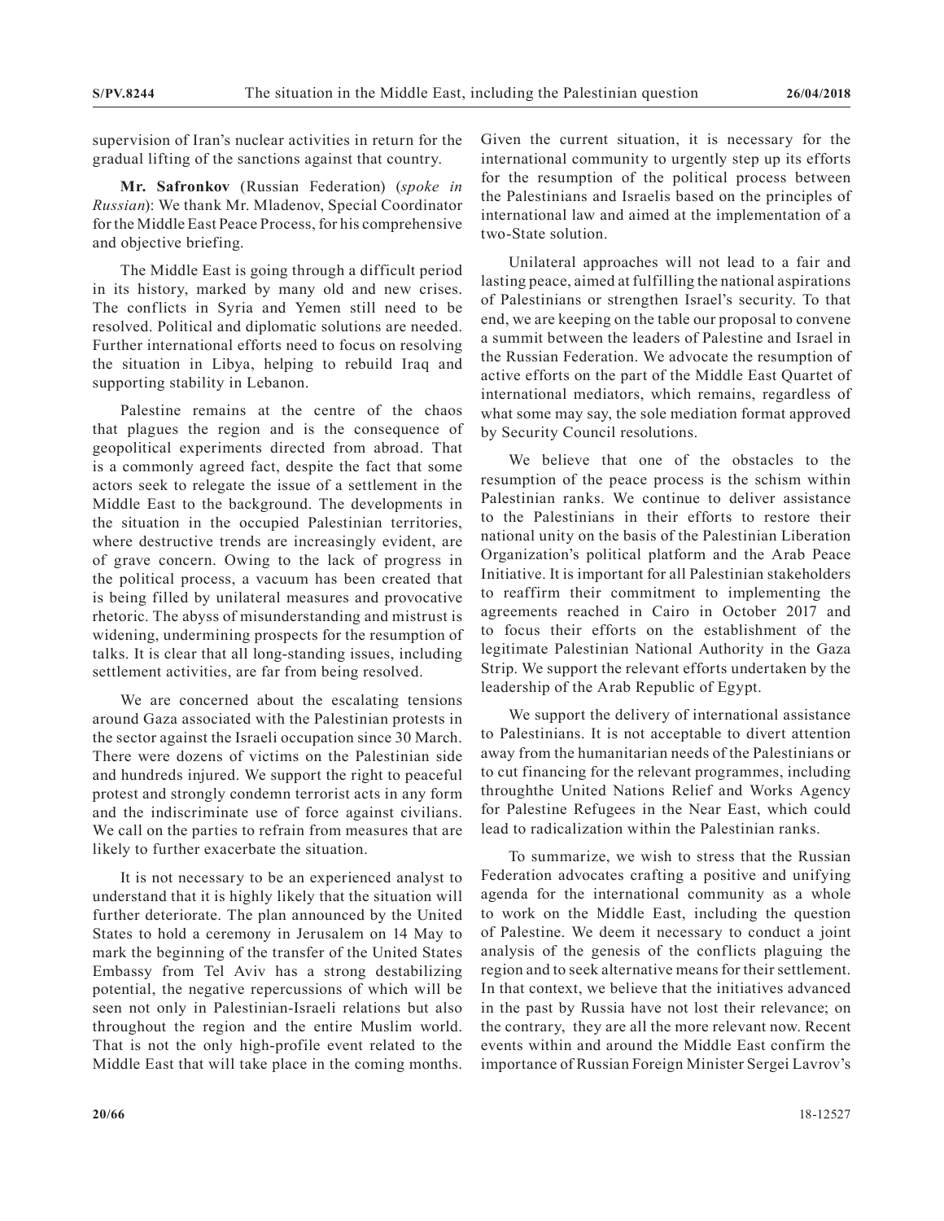supervision of Iran's nuclear activities in return for the gradual lifting of the sanctions against that country.

**Mr. Safronkov** (Russian Federation) (*spoke in Russian*): We thank Mr. Mladenov, Special Coordinator for the Middle East Peace Process, for his comprehensive and objective briefing.

The Middle East is going through a difficult period in its history, marked by many old and new crises. The conflicts in Syria and Yemen still need to be resolved. Political and diplomatic solutions are needed. Further international efforts need to focus on resolving the situation in Libya, helping to rebuild Iraq and supporting stability in Lebanon.

Palestine remains at the centre of the chaos that plagues the region and is the consequence of geopolitical experiments directed from abroad. That is a commonly agreed fact, despite the fact that some actors seek to relegate the issue of a settlement in the Middle East to the background. The developments in the situation in the occupied Palestinian territories, where destructive trends are increasingly evident, are of grave concern. Owing to the lack of progress in the political process, a vacuum has been created that is being filled by unilateral measures and provocative rhetoric. The abyss of misunderstanding and mistrust is widening, undermining prospects for the resumption of talks. It is clear that all long-standing issues, including settlement activities, are far from being resolved.

We are concerned about the escalating tensions around Gaza associated with the Palestinian protests in the sector against the Israeli occupation since 30 March. There were dozens of victims on the Palestinian side and hundreds injured. We support the right to peaceful protest and strongly condemn terrorist acts in any form and the indiscriminate use of force against civilians. We call on the parties to refrain from measures that are likely to further exacerbate the situation.

It is not necessary to be an experienced analyst to understand that it is highly likely that the situation will further deteriorate. The plan announced by the United States to hold a ceremony in Jerusalem on 14 May to mark the beginning of the transfer of the United States Embassy from Tel Aviv has a strong destabilizing potential, the negative repercussions of which will be seen not only in Palestinian-Israeli relations but also throughout the region and the entire Muslim world. That is not the only high-profile event related to the Middle East that will take place in the coming months. Given the current situation, it is necessary for the international community to urgently step up its efforts for the resumption of the political process between the Palestinians and Israelis based on the principles of international law and aimed at the implementation of a two-State solution.

Unilateral approaches will not lead to a fair and lasting peace, aimed at fulfilling the national aspirations of Palestinians or strengthen Israel's security. To that end, we are keeping on the table our proposal to convene a summit between the leaders of Palestine and Israel in the Russian Federation. We advocate the resumption of active efforts on the part of the Middle East Quartet of international mediators, which remains, regardless of what some may say, the sole mediation format approved by Security Council resolutions.

We believe that one of the obstacles to the resumption of the peace process is the schism within Palestinian ranks. We continue to deliver assistance to the Palestinians in their efforts to restore their national unity on the basis of the Palestinian Liberation Organization's political platform and the Arab Peace Initiative. It is important for all Palestinian stakeholders to reaffirm their commitment to implementing the agreements reached in Cairo in October 2017 and to focus their efforts on the establishment of the legitimate Palestinian National Authority in the Gaza Strip. We support the relevant efforts undertaken by the leadership of the Arab Republic of Egypt.

We support the delivery of international assistance to Palestinians. It is not acceptable to divert attention away from the humanitarian needs of the Palestinians or to cut financing for the relevant programmes, including throughthe United Nations Relief and Works Agency for Palestine Refugees in the Near East, which could lead to radicalization within the Palestinian ranks.

To summarize, we wish to stress that the Russian Federation advocates crafting a positive and unifying agenda for the international community as a whole to work on the Middle East, including the question of Palestine. We deem it necessary to conduct a joint analysis of the genesis of the conflicts plaguing the region and to seek alternative means for their settlement. In that context, we believe that the initiatives advanced in the past by Russia have not lost their relevance; on the contrary, they are all the more relevant now. Recent events within and around the Middle East confirm the importance of Russian Foreign Minister Sergei Lavrov's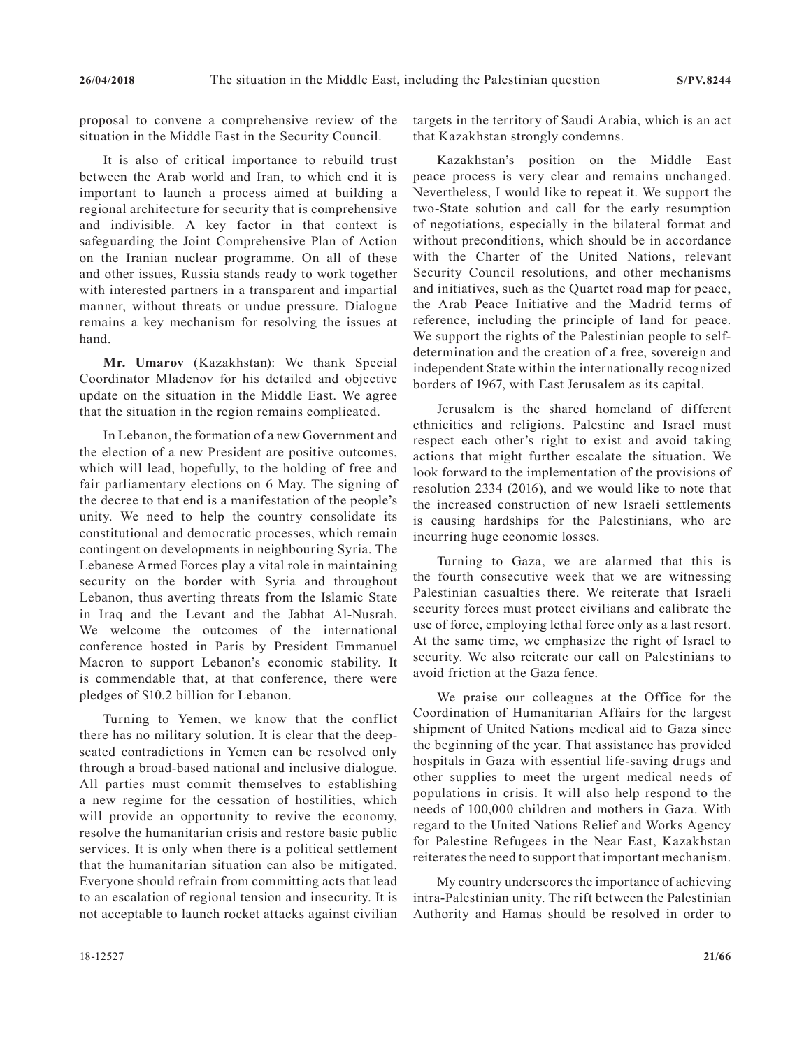proposal to convene a comprehensive review of the situation in the Middle East in the Security Council.

It is also of critical importance to rebuild trust between the Arab world and Iran, to which end it is important to launch a process aimed at building a regional architecture for security that is comprehensive and indivisible. A key factor in that context is safeguarding the Joint Comprehensive Plan of Action on the Iranian nuclear programme. On all of these and other issues, Russia stands ready to work together with interested partners in a transparent and impartial manner, without threats or undue pressure. Dialogue remains a key mechanism for resolving the issues at hand.

**Mr. Umarov** (Kazakhstan): We thank Special Coordinator Mladenov for his detailed and objective update on the situation in the Middle East. We agree that the situation in the region remains complicated.

In Lebanon, the formation of a new Government and the election of a new President are positive outcomes, which will lead, hopefully, to the holding of free and fair parliamentary elections on 6 May. The signing of the decree to that end is a manifestation of the people's unity. We need to help the country consolidate its constitutional and democratic processes, which remain contingent on developments in neighbouring Syria. The Lebanese Armed Forces play a vital role in maintaining security on the border with Syria and throughout Lebanon, thus averting threats from the Islamic State in Iraq and the Levant and the Jabhat Al-Nusrah. We welcome the outcomes of the international conference hosted in Paris by President Emmanuel Macron to support Lebanon's economic stability. It is commendable that, at that conference, there were pledges of $10.2 billion for Lebanon.

Turning to Yemen, we know that the conflict there has no military solution. It is clear that the deep-seated contradictions in Yemen can be resolved only through a broad-based national and inclusive dialogue. All parties must commit themselves to establishing a new regime for the cessation of hostilities, which will provide an opportunity to revive the economy, resolve the humanitarian crisis and restore basic public services. It is only when there is a political settlement that the humanitarian situation can also be mitigated. Everyone should refrain from committing acts that lead to an escalation of regional tension and insecurity. It is not acceptable to launch rocket attacks against civilian targets in the territory of Saudi Arabia, which is an act that Kazakhstan strongly condemns.

Kazakhstan's position on the Middle East peace process is very clear and remains unchanged. Nevertheless, I would like to repeat it. We support the two-State solution and call for the early resumption of negotiations, especially in the bilateral format and without preconditions, which should be in accordance with the Charter of the United Nations, relevant Security Council resolutions, and other mechanisms and initiatives, such as the Quartet road map for peace, the Arab Peace Initiative and the Madrid terms of reference, including the principle of land for peace. We support the rights of the Palestinian people to self-determination and the creation of a free, sovereign and independent State within the internationally recognized borders of 1967, with East Jerusalem as its capital.

Jerusalem is the shared homeland of different ethnicities and religions. Palestine and Israel must respect each other's right to exist and avoid taking actions that might further escalate the situation. We look forward to the implementation of the provisions of resolution 2334 (2016), and we would like to note that the increased construction of new Israeli settlements is causing hardships for the Palestinians, who are incurring huge economic losses.

Turning to Gaza, we are alarmed that this is the fourth consecutive week that we are witnessing Palestinian casualties there. We reiterate that Israeli security forces must protect civilians and calibrate the use of force, employing lethal force only as a last resort. At the same time, we emphasize the right of Israel to security. We also reiterate our call on Palestinians to avoid friction at the Gaza fence.

We praise our colleagues at the Office for the Coordination of Humanitarian Affairs for the largest shipment of United Nations medical aid to Gaza since the beginning of the year. That assistance has provided hospitals in Gaza with essential life-saving drugs and other supplies to meet the urgent medical needs of populations in crisis. It will also help respond to the needs of 100,000 children and mothers in Gaza. With regard to the United Nations Relief and Works Agency for Palestine Refugees in the Near East, Kazakhstan reiterates the need to support that important mechanism.

My country underscores the importance of achieving intra-Palestinian unity. The rift between the Palestinian Authority and Hamas should be resolved in order to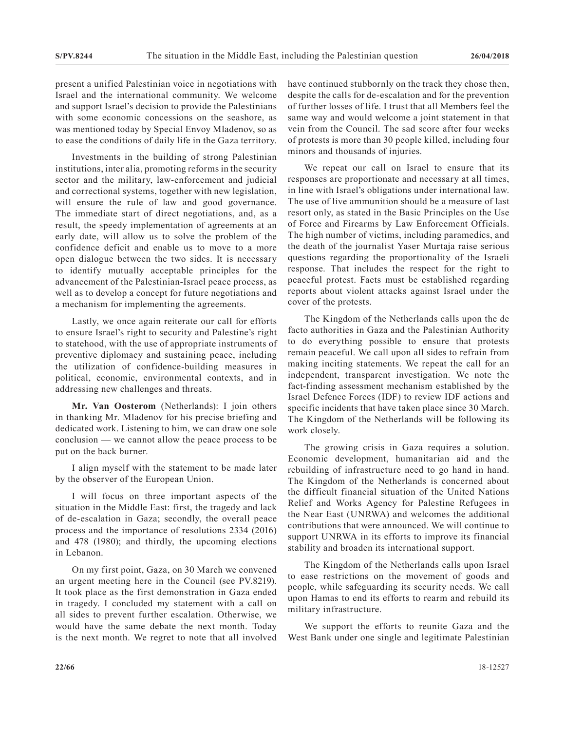present a unified Palestinian voice in negotiations with Israel and the international community. We welcome and support Israel's decision to provide the Palestinians with some economic concessions on the seashore, as was mentioned today by Special Envoy Mladenov, so as to ease the conditions of daily life in the Gaza territory.

Investments in the building of strong Palestinian institutions, inter alia, promoting reforms in the security sector and the military, law-enforcement and judicial and correctional systems, together with new legislation, will ensure the rule of law and good governance. The immediate start of direct negotiations, and, as a result, the speedy implementation of agreements at an early date, will allow us to solve the problem of the confidence deficit and enable us to move to a more open dialogue between the two sides. It is necessary to identify mutually acceptable principles for the advancement of the Palestinian-Israel peace process, as well as to develop a concept for future negotiations and a mechanism for implementing the agreements.

Lastly, we once again reiterate our call for efforts to ensure Israel's right to security and Palestine's right to statehood, with the use of appropriate instruments of preventive diplomacy and sustaining peace, including the utilization of confidence-building measures in political, economic, environmental contexts, and in addressing new challenges and threats.

**Mr. Van Oosterom** (Netherlands): I join others in thanking Mr. Mladenov for his precise briefing and dedicated work. Listening to him, we can draw one sole conclusion — we cannot allow the peace process to be put on the back burner.

I align myself with the statement to be made later by the observer of the European Union.

I will focus on three important aspects of the situation in the Middle East: first, the tragedy and lack of de-escalation in Gaza; secondly, the overall peace process and the importance of resolutions 2334 (2016) and 478 (1980); and thirdly, the upcoming elections in Lebanon.

On my first point, Gaza, on 30 March we convened an urgent meeting here in the Council (see PV.8219). It took place as the first demonstration in Gaza ended in tragedy. I concluded my statement with a call on all sides to prevent further escalation. Otherwise, we would have the same debate the next month. Today is the next month. We regret to note that all involved have continued stubbornly on the track they chose then, despite the calls for de-escalation and for the prevention of further losses of life. I trust that all Members feel the same way and would welcome a joint statement in that vein from the Council. The sad score after four weeks of protests is more than 30 people killed, including four minors and thousands of injuries.

We repeat our call on Israel to ensure that its responses are proportionate and necessary at all times, in line with Israel's obligations under international law. The use of live ammunition should be a measure of last resort only, as stated in the Basic Principles on the Use of Force and Firearms by Law Enforcement Officials. The high number of victims, including paramedics, and the death of the journalist Yaser Murtaja raise serious questions regarding the proportionality of the Israeli response. That includes the respect for the right to peaceful protest. Facts must be established regarding reports about violent attacks against Israel under the cover of the protests.

The Kingdom of the Netherlands calls upon the de facto authorities in Gaza and the Palestinian Authority to do everything possible to ensure that protests remain peaceful. We call upon all sides to refrain from making inciting statements. We repeat the call for an independent, transparent investigation. We note the fact-finding assessment mechanism established by the Israel Defence Forces (IDF) to review IDF actions and specific incidents that have taken place since 30 March. The Kingdom of the Netherlands will be following its work closely.

The growing crisis in Gaza requires a solution. Economic development, humanitarian aid and the rebuilding of infrastructure need to go hand in hand. The Kingdom of the Netherlands is concerned about the difficult financial situation of the United Nations Relief and Works Agency for Palestine Refugees in the Near East (UNRWA) and welcomes the additional contributions that were announced. We will continue to support UNRWA in its efforts to improve its financial stability and broaden its international support.

The Kingdom of the Netherlands calls upon Israel to ease restrictions on the movement of goods and people, while safeguarding its security needs. We call upon Hamas to end its efforts to rearm and rebuild its military infrastructure.

We support the efforts to reunite Gaza and the West Bank under one single and legitimate Palestinian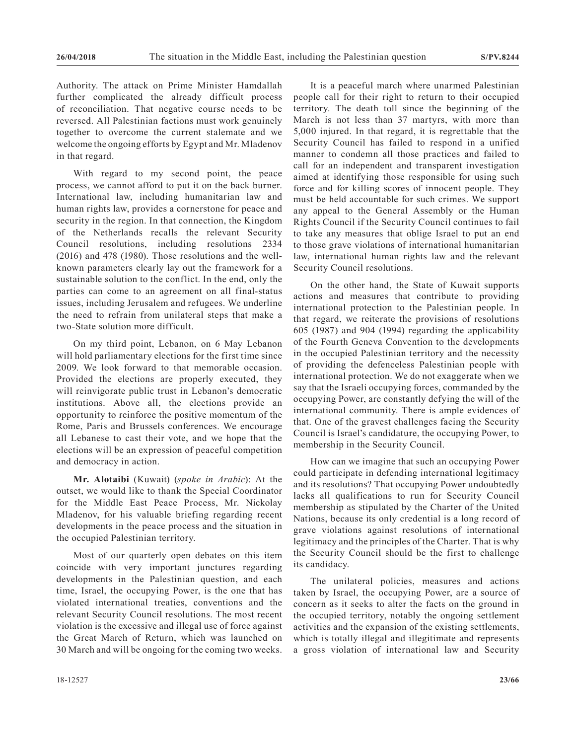Authority. The attack on Prime Minister Hamdallah further complicated the already difficult process of reconciliation. That negative course needs to be reversed. All Palestinian factions must work genuinely together to overcome the current stalemate and we welcome the ongoing efforts by Egypt and Mr. Mladenov in that regard.

With regard to my second point, the peace process, we cannot afford to put it on the back burner. International law, including humanitarian law and human rights law, provides a cornerstone for peace and security in the region. In that connection, the Kingdom of the Netherlands recalls the relevant Security Council resolutions, including resolutions 2334 (2016) and 478 (1980). Those resolutions and the well-known parameters clearly lay out the framework for a sustainable solution to the conflict. In the end, only the parties can come to an agreement on all final-status issues, including Jerusalem and refugees. We underline the need to refrain from unilateral steps that make a two-State solution more difficult.

On my third point, Lebanon, on 6 May Lebanon will hold parliamentary elections for the first time since 2009. We look forward to that memorable occasion. Provided the elections are properly executed, they will reinvigorate public trust in Lebanon's democratic institutions. Above all, the elections provide an opportunity to reinforce the positive momentum of the Rome, Paris and Brussels conferences. We encourage all Lebanese to cast their vote, and we hope that the elections will be an expression of peaceful competition and democracy in action.

**Mr. Alotaibi** (Kuwait) (*spoke in Arabic*): At the outset, we would like to thank the Special Coordinator for the Middle East Peace Process, Mr. Nickolay Mladenov, for his valuable briefing regarding recent developments in the peace process and the situation in the occupied Palestinian territory.

Most of our quarterly open debates on this item coincide with very important junctures regarding developments in the Palestinian question, and each time, Israel, the occupying Power, is the one that has violated international treaties, conventions and the relevant Security Council resolutions. The most recent violation is the excessive and illegal use of force against the Great March of Return, which was launched on 30 March and will be ongoing for the coming two weeks.

It is a peaceful march where unarmed Palestinian people call for their right to return to their occupied territory. The death toll since the beginning of the March is not less than 37 martyrs, with more than 5,000 injured. In that regard, it is regrettable that the Security Council has failed to respond in a unified manner to condemn all those practices and failed to call for an independent and transparent investigation aimed at identifying those responsible for using such force and for killing scores of innocent people. They must be held accountable for such crimes. We support any appeal to the General Assembly or the Human Rights Council if the Security Council continues to fail to take any measures that oblige Israel to put an end to those grave violations of international humanitarian law, international human rights law and the relevant Security Council resolutions.

On the other hand, the State of Kuwait supports actions and measures that contribute to providing international protection to the Palestinian people. In that regard, we reiterate the provisions of resolutions 605 (1987) and 904 (1994) regarding the applicability of the Fourth Geneva Convention to the developments in the occupied Palestinian territory and the necessity of providing the defenceless Palestinian people with international protection. We do not exaggerate when we say that the Israeli occupying forces, commanded by the occupying Power, are constantly defying the will of the international community. There is ample evidences of that. One of the gravest challenges facing the Security Council is Israel's candidature, the occupying Power, to membership in the Security Council.

How can we imagine that such an occupying Power could participate in defending international legitimacy and its resolutions? That occupying Power undoubtedly lacks all qualifications to run for Security Council membership as stipulated by the Charter of the United Nations, because its only credential is a long record of grave violations against resolutions of international legitimacy and the principles of the Charter. That is why the Security Council should be the first to challenge its candidacy.

The unilateral policies, measures and actions taken by Israel, the occupying Power, are a source of concern as it seeks to alter the facts on the ground in the occupied territory, notably the ongoing settlement activities and the expansion of the existing settlements, which is totally illegal and illegitimate and represents a gross violation of international law and Security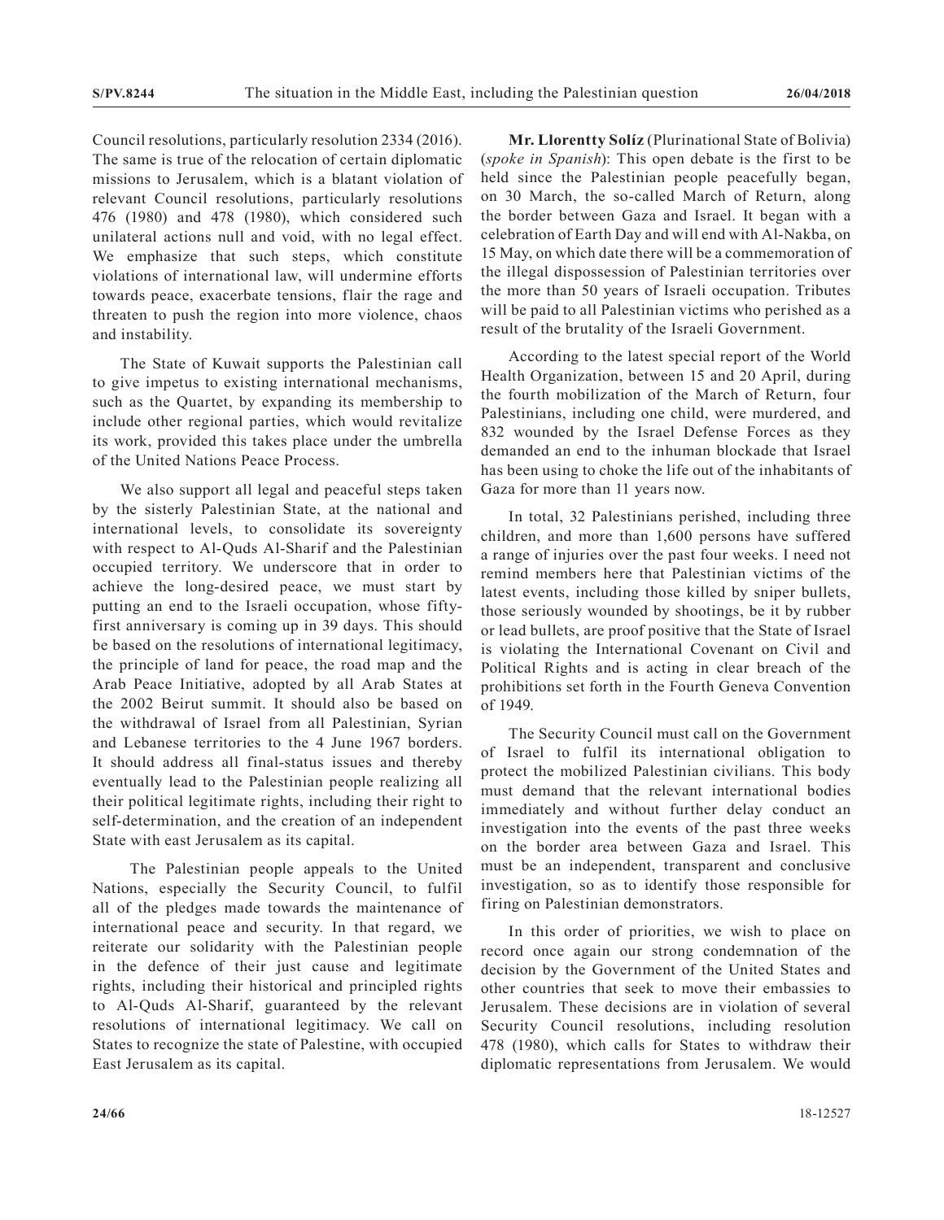Council resolutions, particularly resolution 2334 (2016). The same is true of the relocation of certain diplomatic missions to Jerusalem, which is a blatant violation of relevant Council resolutions, particularly resolutions 476 (1980) and 478 (1980), which considered such unilateral actions null and void, with no legal effect. We emphasize that such steps, which constitute violations of international law, will undermine efforts towards peace, exacerbate tensions, flair the rage and threaten to push the region into more violence, chaos and instability.

The State of Kuwait supports the Palestinian call to give impetus to existing international mechanisms, such as the Quartet, by expanding its membership to include other regional parties, which would revitalize its work, provided this takes place under the umbrella of the United Nations Peace Process.

We also support all legal and peaceful steps taken by the sisterly Palestinian State, at the national and international levels, to consolidate its sovereignty with respect to Al-Quds Al-Sharif and the Palestinian occupied territory. We underscore that in order to achieve the long-desired peace, we must start by putting an end to the Israeli occupation, whose fifty-first anniversary is coming up in 39 days. This should be based on the resolutions of international legitimacy, the principle of land for peace, the road map and the Arab Peace Initiative, adopted by all Arab States at the 2002 Beirut summit. It should also be based on the withdrawal of Israel from all Palestinian, Syrian and Lebanese territories to the 4 June 1967 borders. It should address all final-status issues and thereby eventually lead to the Palestinian people realizing all their political legitimate rights, including their right to self-determination, and the creation of an independent State with east Jerusalem as its capital.

The Palestinian people appeals to the United Nations, especially the Security Council, to fulfil all of the pledges made towards the maintenance of international peace and security. In that regard, we reiterate our solidarity with the Palestinian people in the defence of their just cause and legitimate rights, including their historical and principled rights to Al-Quds Al-Sharif, guaranteed by the relevant resolutions of international legitimacy. We call on States to recognize the state of Palestine, with occupied East Jerusalem as its capital.

**Mr. Llorentty Solíz** (Plurinational State of Bolivia) (*spoke in Spanish*): This open debate is the first to be held since the Palestinian people peacefully began, on 30 March, the so-called March of Return, along the border between Gaza and Israel. It began with a celebration of Earth Day and will end with Al-Nakba, on 15 May, on which date there will be a commemoration of the illegal dispossession of Palestinian territories over the more than 50 years of Israeli occupation. Tributes will be paid to all Palestinian victims who perished as a result of the brutality of the Israeli Government.

According to the latest special report of the World Health Organization, between 15 and 20 April, during the fourth mobilization of the March of Return, four Palestinians, including one child, were murdered, and 832 wounded by the Israel Defense Forces as they demanded an end to the inhuman blockade that Israel has been using to choke the life out of the inhabitants of Gaza for more than 11 years now.

In total, 32 Palestinians perished, including three children, and more than 1,600 persons have suffered a range of injuries over the past four weeks. I need not remind members here that Palestinian victims of the latest events, including those killed by sniper bullets, those seriously wounded by shootings, be it by rubber or lead bullets, are proof positive that the State of Israel is violating the International Covenant on Civil and Political Rights and is acting in clear breach of the prohibitions set forth in the Fourth Geneva Convention of 1949.

The Security Council must call on the Government of Israel to fulfil its international obligation to protect the mobilized Palestinian civilians. This body must demand that the relevant international bodies immediately and without further delay conduct an investigation into the events of the past three weeks on the border area between Gaza and Israel. This must be an independent, transparent and conclusive investigation, so as to identify those responsible for firing on Palestinian demonstrators.

In this order of priorities, we wish to place on record once again our strong condemnation of the decision by the Government of the United States and other countries that seek to move their embassies to Jerusalem. These decisions are in violation of several Security Council resolutions, including resolution 478 (1980), which calls for States to withdraw their diplomatic representations from Jerusalem. We would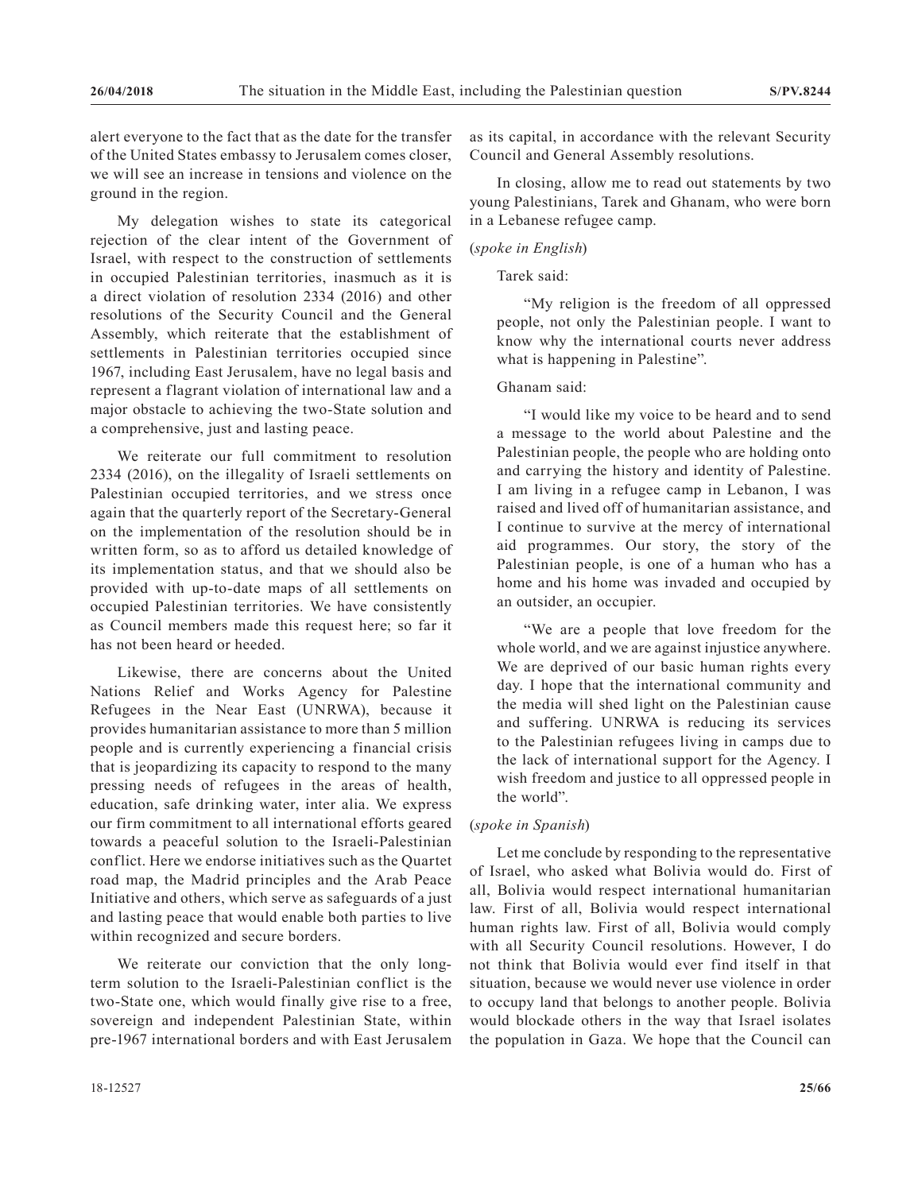alert everyone to the fact that as the date for the transfer of the United States embassy to Jerusalem comes closer, we will see an increase in tensions and violence on the ground in the region.

My delegation wishes to state its categorical rejection of the clear intent of the Government of Israel, with respect to the construction of settlements in occupied Palestinian territories, inasmuch as it is a direct violation of resolution 2334 (2016) and other resolutions of the Security Council and the General Assembly, which reiterate that the establishment of settlements in Palestinian territories occupied since 1967, including East Jerusalem, have no legal basis and represent a flagrant violation of international law and a major obstacle to achieving the two-State solution and a comprehensive, just and lasting peace.

We reiterate our full commitment to resolution 2334 (2016), on the illegality of Israeli settlements on Palestinian occupied territories, and we stress once again that the quarterly report of the Secretary-General on the implementation of the resolution should be in written form, so as to afford us detailed knowledge of its implementation status, and that we should also be provided with up-to-date maps of all settlements on occupied Palestinian territories. We have consistently as Council members made this request here; so far it has not been heard or heeded.

Likewise, there are concerns about the United Nations Relief and Works Agency for Palestine Refugees in the Near East (UNRWA), because it provides humanitarian assistance to more than 5 million people and is currently experiencing a financial crisis that is jeopardizing its capacity to respond to the many pressing needs of refugees in the areas of health, education, safe drinking water, inter alia. We express our firm commitment to all international efforts geared towards a peaceful solution to the Israeli-Palestinian conflict. Here we endorse initiatives such as the Quartet road map, the Madrid principles and the Arab Peace Initiative and others, which serve as safeguards of a just and lasting peace that would enable both parties to live within recognized and secure borders.

We reiterate our conviction that the only long-term solution to the Israeli-Palestinian conflict is the two-State one, which would finally give rise to a free, sovereign and independent Palestinian State, within pre-1967 international borders and with East Jerusalem as its capital, in accordance with the relevant Security Council and General Assembly resolutions.

In closing, allow me to read out statements by two young Palestinians, Tarek and Ghanam, who were born in a Lebanese refugee camp.

(*spoke in English*)

Tarek said:

> "My religion is the freedom of all oppressed people, not only the Palestinian people. I want to know why the international courts never address what is happening in Palestine".

Ghanam said:

> "I would like my voice to be heard and to send a message to the world about Palestine and the Palestinian people, the people who are holding onto and carrying the history and identity of Palestine. I am living in a refugee camp in Lebanon, I was raised and lived off of humanitarian assistance, and I continue to survive at the mercy of international aid programmes. Our story, the story of the Palestinian people, is one of a human who has a home and his home was invaded and occupied by an outsider, an occupier.
>
> "We are a people that love freedom for the whole world, and we are against injustice anywhere. We are deprived of our basic human rights every day. I hope that the international community and the media will shed light on the Palestinian cause and suffering. UNRWA is reducing its services to the Palestinian refugees living in camps due to the lack of international support for the Agency. I wish freedom and justice to all oppressed people in the world".

(*spoke in Spanish*)

Let me conclude by responding to the representative of Israel, who asked what Bolivia would do. First of all, Bolivia would respect international humanitarian law. First of all, Bolivia would respect international human rights law. First of all, Bolivia would comply with all Security Council resolutions. However, I do not think that Bolivia would ever find itself in that situation, because we would never use violence in order to occupy land that belongs to another people. Bolivia would blockade others in the way that Israel isolates the population in Gaza. We hope that the Council can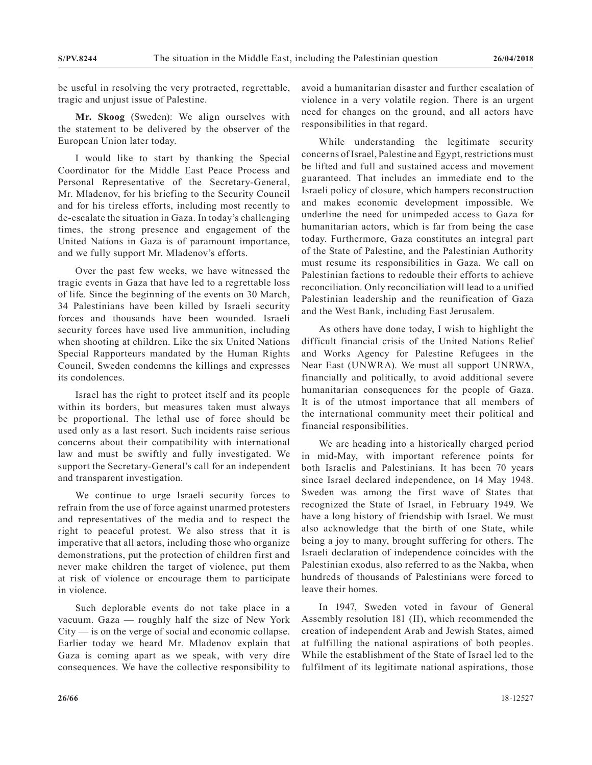be useful in resolving the very protracted, regrettable, tragic and unjust issue of Palestine.

**Mr. Skoog** (Sweden): We align ourselves with the statement to be delivered by the observer of the European Union later today.

I would like to start by thanking the Special Coordinator for the Middle East Peace Process and Personal Representative of the Secretary-General, Mr. Mladenov, for his briefing to the Security Council and for his tireless efforts, including most recently to de-escalate the situation in Gaza. In today's challenging times, the strong presence and engagement of the United Nations in Gaza is of paramount importance, and we fully support Mr. Mladenov's efforts.

Over the past few weeks, we have witnessed the tragic events in Gaza that have led to a regrettable loss of life. Since the beginning of the events on 30 March, 34 Palestinians have been killed by Israeli security forces and thousands have been wounded. Israeli security forces have used live ammunition, including when shooting at children. Like the six United Nations Special Rapporteurs mandated by the Human Rights Council, Sweden condemns the killings and expresses its condolences.

Israel has the right to protect itself and its people within its borders, but measures taken must always be proportional. The lethal use of force should be used only as a last resort. Such incidents raise serious concerns about their compatibility with international law and must be swiftly and fully investigated. We support the Secretary-General's call for an independent and transparent investigation.

We continue to urge Israeli security forces to refrain from the use of force against unarmed protesters and representatives of the media and to respect the right to peaceful protest. We also stress that it is imperative that all actors, including those who organize demonstrations, put the protection of children first and never make children the target of violence, put them at risk of violence or encourage them to participate in violence.

Such deplorable events do not take place in a vacuum. Gaza — roughly half the size of New York City — is on the verge of social and economic collapse. Earlier today we heard Mr. Mladenov explain that Gaza is coming apart as we speak, with very dire consequences. We have the collective responsibility to avoid a humanitarian disaster and further escalation of violence in a very volatile region. There is an urgent need for changes on the ground, and all actors have responsibilities in that regard.

While understanding the legitimate security concerns of Israel, Palestine and Egypt, restrictions must be lifted and full and sustained access and movement guaranteed. That includes an immediate end to the Israeli policy of closure, which hampers reconstruction and makes economic development impossible. We underline the need for unimpeded access to Gaza for humanitarian actors, which is far from being the case today. Furthermore, Gaza constitutes an integral part of the State of Palestine, and the Palestinian Authority must resume its responsibilities in Gaza. We call on Palestinian factions to redouble their efforts to achieve reconciliation. Only reconciliation will lead to a unified Palestinian leadership and the reunification of Gaza and the West Bank, including East Jerusalem.

As others have done today, I wish to highlight the difficult financial crisis of the United Nations Relief and Works Agency for Palestine Refugees in the Near East (UNWRA). We must all support UNRWA, financially and politically, to avoid additional severe humanitarian consequences for the people of Gaza. It is of the utmost importance that all members of the international community meet their political and financial responsibilities.

We are heading into a historically charged period in mid-May, with important reference points for both Israelis and Palestinians. It has been 70 years since Israel declared independence, on 14 May 1948. Sweden was among the first wave of States that recognized the State of Israel, in February 1949. We have a long history of friendship with Israel. We must also acknowledge that the birth of one State, while being a joy to many, brought suffering for others. The Israeli declaration of independence coincides with the Palestinian exodus, also referred to as the Nakba, when hundreds of thousands of Palestinians were forced to leave their homes.

In 1947, Sweden voted in favour of General Assembly resolution 181 (II), which recommended the creation of independent Arab and Jewish States, aimed at fulfilling the national aspirations of both peoples. While the establishment of the State of Israel led to the fulfilment of its legitimate national aspirations, those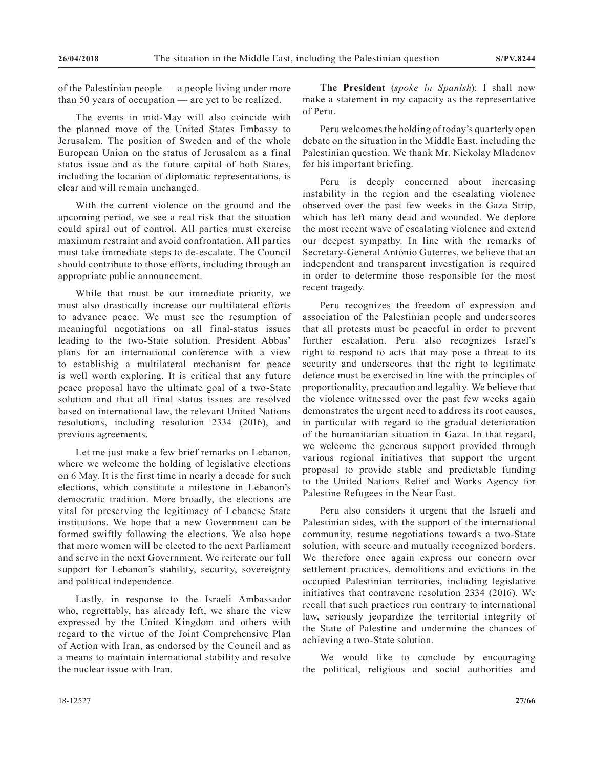of the Palestinian people — a people living under more than 50 years of occupation — are yet to be realized.

The events in mid-May will also coincide with the planned move of the United States Embassy to Jerusalem. The position of Sweden and of the whole European Union on the status of Jerusalem as a final status issue and as the future capital of both States, including the location of diplomatic representations, is clear and will remain unchanged.

With the current violence on the ground and the upcoming period, we see a real risk that the situation could spiral out of control. All parties must exercise maximum restraint and avoid confrontation. All parties must take immediate steps to de-escalate. The Council should contribute to those efforts, including through an appropriate public announcement.

While that must be our immediate priority, we must also drastically increase our multilateral efforts to advance peace. We must see the resumption of meaningful negotiations on all final-status issues leading to the two-State solution. President Abbas' plans for an international conference with a view to establishig a multilateral mechanism for peace is well worth exploring. It is critical that any future peace proposal have the ultimate goal of a two-State solution and that all final status issues are resolved based on international law, the relevant United Nations resolutions, including resolution 2334 (2016), and previous agreements.

Let me just make a few brief remarks on Lebanon, where we welcome the holding of legislative elections on 6 May. It is the first time in nearly a decade for such elections, which constitute a milestone in Lebanon's democratic tradition. More broadly, the elections are vital for preserving the legitimacy of Lebanese State institutions. We hope that a new Government can be formed swiftly following the elections. We also hope that more women will be elected to the next Parliament and serve in the next Government. We reiterate our full support for Lebanon's stability, security, sovereignty and political independence.

Lastly, in response to the Israeli Ambassador who, regrettably, has already left, we share the view expressed by the United Kingdom and others with regard to the virtue of the Joint Comprehensive Plan of Action with Iran, as endorsed by the Council and as a means to maintain international stability and resolve the nuclear issue with Iran.

**The President** (*spoke in Spanish*): I shall now make a statement in my capacity as the representative of Peru.

Peru welcomes the holding of today's quarterly open debate on the situation in the Middle East, including the Palestinian question. We thank Mr. Nickolay Mladenov for his important briefing.

Peru is deeply concerned about increasing instability in the region and the escalating violence observed over the past few weeks in the Gaza Strip, which has left many dead and wounded. We deplore the most recent wave of escalating violence and extend our deepest sympathy. In line with the remarks of Secretary-General António Guterres, we believe that an independent and transparent investigation is required in order to determine those responsible for the most recent tragedy.

Peru recognizes the freedom of expression and association of the Palestinian people and underscores that all protests must be peaceful in order to prevent further escalation. Peru also recognizes Israel's right to respond to acts that may pose a threat to its security and underscores that the right to legitimate defence must be exercised in line with the principles of proportionality, precaution and legality. We believe that the violence witnessed over the past few weeks again demonstrates the urgent need to address its root causes, in particular with regard to the gradual deterioration of the humanitarian situation in Gaza. In that regard, we welcome the generous support provided through various regional initiatives that support the urgent proposal to provide stable and predictable funding to the United Nations Relief and Works Agency for Palestine Refugees in the Near East.

Peru also considers it urgent that the Israeli and Palestinian sides, with the support of the international community, resume negotiations towards a two-State solution, with secure and mutually recognized borders. We therefore once again express our concern over settlement practices, demolitions and evictions in the occupied Palestinian territories, including legislative initiatives that contravene resolution 2334 (2016). We recall that such practices run contrary to international law, seriously jeopardize the territorial integrity of the State of Palestine and undermine the chances of achieving a two-State solution.

We would like to conclude by encouraging the political, religious and social authorities and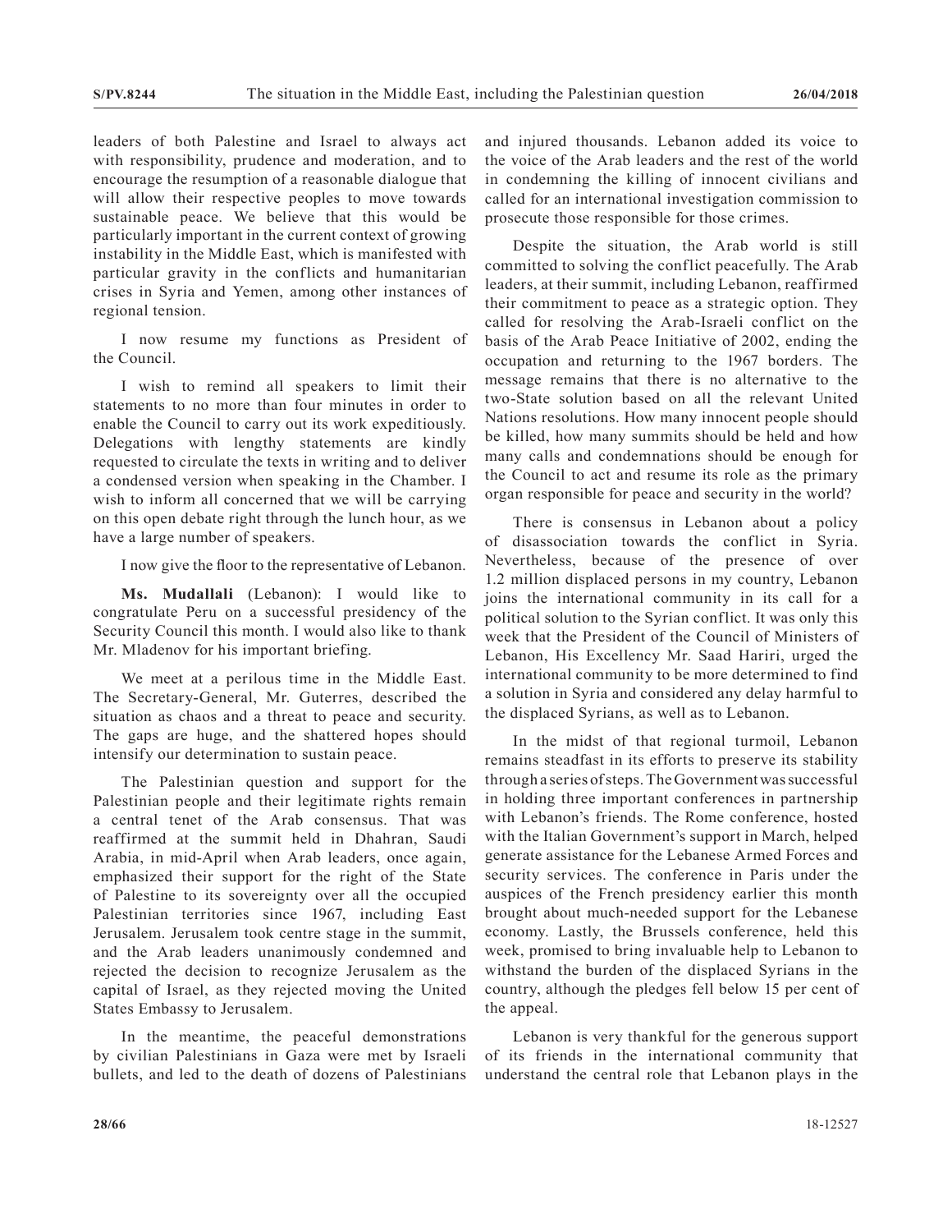leaders of both Palestine and Israel to always act with responsibility, prudence and moderation, and to encourage the resumption of a reasonable dialogue that will allow their respective peoples to move towards sustainable peace. We believe that this would be particularly important in the current context of growing instability in the Middle East, which is manifested with particular gravity in the conflicts and humanitarian crises in Syria and Yemen, among other instances of regional tension.

I now resume my functions as President of the Council.

I wish to remind all speakers to limit their statements to no more than four minutes in order to enable the Council to carry out its work expeditiously. Delegations with lengthy statements are kindly requested to circulate the texts in writing and to deliver a condensed version when speaking in the Chamber. I wish to inform all concerned that we will be carrying on this open debate right through the lunch hour, as we have a large number of speakers.

I now give the floor to the representative of Lebanon.

**Ms. Mudallali** (Lebanon): I would like to congratulate Peru on a successful presidency of the Security Council this month. I would also like to thank Mr. Mladenov for his important briefing.

We meet at a perilous time in the Middle East. The Secretary-General, Mr. Guterres, described the situation as chaos and a threat to peace and security. The gaps are huge, and the shattered hopes should intensify our determination to sustain peace.

The Palestinian question and support for the Palestinian people and their legitimate rights remain a central tenet of the Arab consensus. That was reaffirmed at the summit held in Dhahran, Saudi Arabia, in mid-April when Arab leaders, once again, emphasized their support for the right of the State of Palestine to its sovereignty over all the occupied Palestinian territories since 1967, including East Jerusalem. Jerusalem took centre stage in the summit, and the Arab leaders unanimously condemned and rejected the decision to recognize Jerusalem as the capital of Israel, as they rejected moving the United States Embassy to Jerusalem.

In the meantime, the peaceful demonstrations by civilian Palestinians in Gaza were met by Israeli bullets, and led to the death of dozens of Palestinians and injured thousands. Lebanon added its voice to the voice of the Arab leaders and the rest of the world in condemning the killing of innocent civilians and called for an international investigation commission to prosecute those responsible for those crimes.

Despite the situation, the Arab world is still committed to solving the conflict peacefully. The Arab leaders, at their summit, including Lebanon, reaffirmed their commitment to peace as a strategic option. They called for resolving the Arab-Israeli conflict on the basis of the Arab Peace Initiative of 2002, ending the occupation and returning to the 1967 borders. The message remains that there is no alternative to the two-State solution based on all the relevant United Nations resolutions. How many innocent people should be killed, how many summits should be held and how many calls and condemnations should be enough for the Council to act and resume its role as the primary organ responsible for peace and security in the world?

There is consensus in Lebanon about a policy of disassociation towards the conflict in Syria. Nevertheless, because of the presence of over 1.2 million displaced persons in my country, Lebanon joins the international community in its call for a political solution to the Syrian conflict. It was only this week that the President of the Council of Ministers of Lebanon, His Excellency Mr. Saad Hariri, urged the international community to be more determined to find a solution in Syria and considered any delay harmful to the displaced Syrians, as well as to Lebanon.

In the midst of that regional turmoil, Lebanon remains steadfast in its efforts to preserve its stability through a series of steps. The Government was successful in holding three important conferences in partnership with Lebanon's friends. The Rome conference, hosted with the Italian Government's support in March, helped generate assistance for the Lebanese Armed Forces and security services. The conference in Paris under the auspices of the French presidency earlier this month brought about much-needed support for the Lebanese economy. Lastly, the Brussels conference, held this week, promised to bring invaluable help to Lebanon to withstand the burden of the displaced Syrians in the country, although the pledges fell below 15 per cent of the appeal.

Lebanon is very thankful for the generous support of its friends in the international community that understand the central role that Lebanon plays in the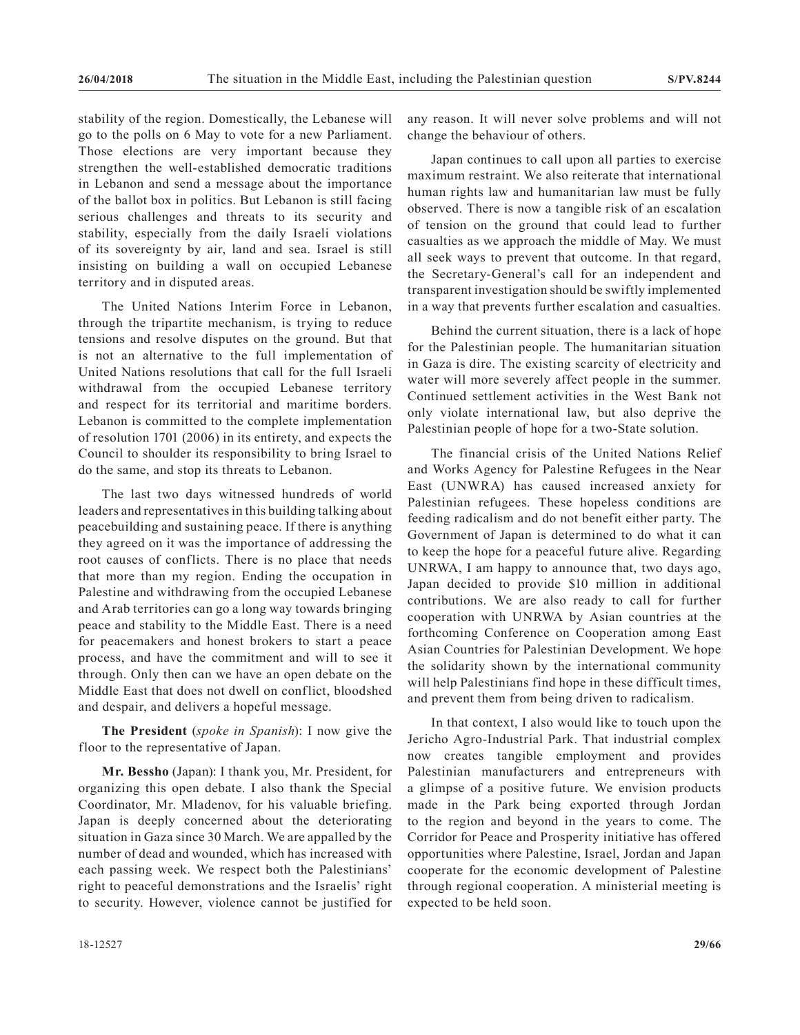stability of the region. Domestically, the Lebanese will go to the polls on 6 May to vote for a new Parliament. Those elections are very important because they strengthen the well-established democratic traditions in Lebanon and send a message about the importance of the ballot box in politics. But Lebanon is still facing serious challenges and threats to its security and stability, especially from the daily Israeli violations of its sovereignty by air, land and sea. Israel is still insisting on building a wall on occupied Lebanese territory and in disputed areas.

The United Nations Interim Force in Lebanon, through the tripartite mechanism, is trying to reduce tensions and resolve disputes on the ground. But that is not an alternative to the full implementation of United Nations resolutions that call for the full Israeli withdrawal from the occupied Lebanese territory and respect for its territorial and maritime borders. Lebanon is committed to the complete implementation of resolution 1701 (2006) in its entirety, and expects the Council to shoulder its responsibility to bring Israel to do the same, and stop its threats to Lebanon.

The last two days witnessed hundreds of world leaders and representatives in this building talking about peacebuilding and sustaining peace. If there is anything they agreed on it was the importance of addressing the root causes of conflicts. There is no place that needs that more than my region. Ending the occupation in Palestine and withdrawing from the occupied Lebanese and Arab territories can go a long way towards bringing peace and stability to the Middle East. There is a need for peacemakers and honest brokers to start a peace process, and have the commitment and will to see it through. Only then can we have an open debate on the Middle East that does not dwell on conflict, bloodshed and despair, and delivers a hopeful message.

**The President** (*spoke in Spanish*): I now give the floor to the representative of Japan.

**Mr. Bessho** (Japan): I thank you, Mr. President, for organizing this open debate. I also thank the Special Coordinator, Mr. Mladenov, for his valuable briefing. Japan is deeply concerned about the deteriorating situation in Gaza since 30 March. We are appalled by the number of dead and wounded, which has increased with each passing week. We respect both the Palestinians' right to peaceful demonstrations and the Israelis' right to security. However, violence cannot be justified for any reason. It will never solve problems and will not change the behaviour of others.

Japan continues to call upon all parties to exercise maximum restraint. We also reiterate that international human rights law and humanitarian law must be fully observed. There is now a tangible risk of an escalation of tension on the ground that could lead to further casualties as we approach the middle of May. We must all seek ways to prevent that outcome. In that regard, the Secretary-General's call for an independent and transparent investigation should be swiftly implemented in a way that prevents further escalation and casualties.

Behind the current situation, there is a lack of hope for the Palestinian people. The humanitarian situation in Gaza is dire. The existing scarcity of electricity and water will more severely affect people in the summer. Continued settlement activities in the West Bank not only violate international law, but also deprive the Palestinian people of hope for a two-State solution.

The financial crisis of the United Nations Relief and Works Agency for Palestine Refugees in the Near East (UNWRA) has caused increased anxiety for Palestinian refugees. These hopeless conditions are feeding radicalism and do not benefit either party. The Government of Japan is determined to do what it can to keep the hope for a peaceful future alive. Regarding UNRWA, I am happy to announce that, two days ago, Japan decided to provide $10 million in additional contributions. We are also ready to call for further cooperation with UNRWA by Asian countries at the forthcoming Conference on Cooperation among East Asian Countries for Palestinian Development. We hope the solidarity shown by the international community will help Palestinians find hope in these difficult times, and prevent them from being driven to radicalism.

In that context, I also would like to touch upon the Jericho Agro-Industrial Park. That industrial complex now creates tangible employment and provides Palestinian manufacturers and entrepreneurs with a glimpse of a positive future. We envision products made in the Park being exported through Jordan to the region and beyond in the years to come. The Corridor for Peace and Prosperity initiative has offered opportunities where Palestine, Israel, Jordan and Japan cooperate for the economic development of Palestine through regional cooperation. A ministerial meeting is expected to be held soon.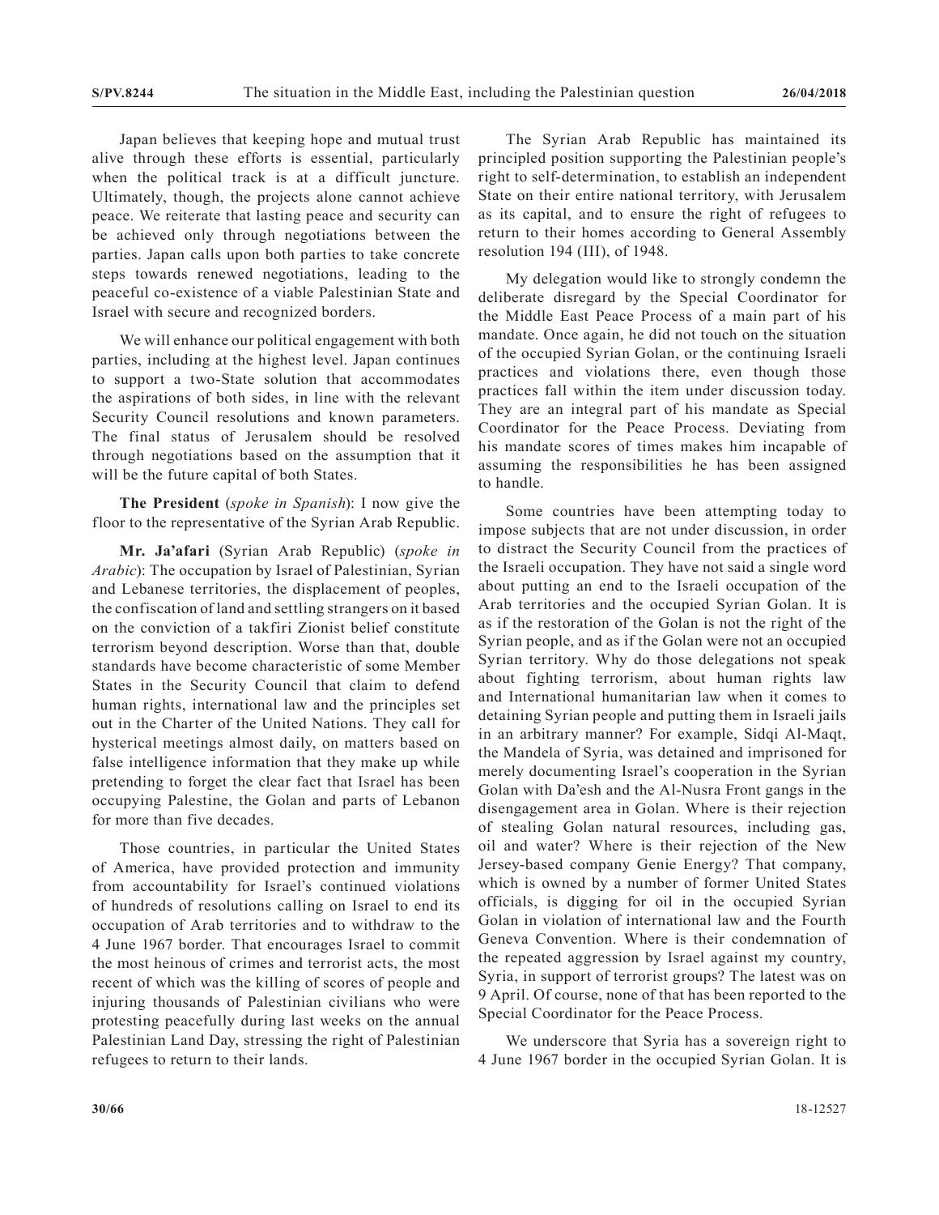Japan believes that keeping hope and mutual trust alive through these efforts is essential, particularly when the political track is at a difficult juncture. Ultimately, though, the projects alone cannot achieve peace. We reiterate that lasting peace and security can be achieved only through negotiations between the parties. Japan calls upon both parties to take concrete steps towards renewed negotiations, leading to the peaceful co-existence of a viable Palestinian State and Israel with secure and recognized borders.

We will enhance our political engagement with both parties, including at the highest level. Japan continues to support a two-State solution that accommodates the aspirations of both sides, in line with the relevant Security Council resolutions and known parameters. The final status of Jerusalem should be resolved through negotiations based on the assumption that it will be the future capital of both States.

**The President** (*spoke in Spanish*): I now give the floor to the representative of the Syrian Arab Republic.

**Mr. Ja'afari** (Syrian Arab Republic) (*spoke in Arabic*): The occupation by Israel of Palestinian, Syrian and Lebanese territories, the displacement of peoples, the confiscation of land and settling strangers on it based on the conviction of a takfiri Zionist belief constitute terrorism beyond description. Worse than that, double standards have become characteristic of some Member States in the Security Council that claim to defend human rights, international law and the principles set out in the Charter of the United Nations. They call for hysterical meetings almost daily, on matters based on false intelligence information that they make up while pretending to forget the clear fact that Israel has been occupying Palestine, the Golan and parts of Lebanon for more than five decades.

Those countries, in particular the United States of America, have provided protection and immunity from accountability for Israel's continued violations of hundreds of resolutions calling on Israel to end its occupation of Arab territories and to withdraw to the 4 June 1967 border. That encourages Israel to commit the most heinous of crimes and terrorist acts, the most recent of which was the killing of scores of people and injuring thousands of Palestinian civilians who were protesting peacefully during last weeks on the annual Palestinian Land Day, stressing the right of Palestinian refugees to return to their lands.

The Syrian Arab Republic has maintained its principled position supporting the Palestinian people's right to self-determination, to establish an independent State on their entire national territory, with Jerusalem as its capital, and to ensure the right of refugees to return to their homes according to General Assembly resolution 194 (III), of 1948.

My delegation would like to strongly condemn the deliberate disregard by the Special Coordinator for the Middle East Peace Process of a main part of his mandate. Once again, he did not touch on the situation of the occupied Syrian Golan, or the continuing Israeli practices and violations there, even though those practices fall within the item under discussion today. They are an integral part of his mandate as Special Coordinator for the Peace Process. Deviating from his mandate scores of times makes him incapable of assuming the responsibilities he has been assigned to handle.

Some countries have been attempting today to impose subjects that are not under discussion, in order to distract the Security Council from the practices of the Israeli occupation. They have not said a single word about putting an end to the Israeli occupation of the Arab territories and the occupied Syrian Golan. It is as if the restoration of the Golan is not the right of the Syrian people, and as if the Golan were not an occupied Syrian territory. Why do those delegations not speak about fighting terrorism, about human rights law and International humanitarian law when it comes to detaining Syrian people and putting them in Israeli jails in an arbitrary manner? For example, Sidqi Al-Maqt, the Mandela of Syria, was detained and imprisoned for merely documenting Israel's cooperation in the Syrian Golan with Da'esh and the Al-Nusra Front gangs in the disengagement area in Golan. Where is their rejection of stealing Golan natural resources, including gas, oil and water? Where is their rejection of the New Jersey-based company Genie Energy? That company, which is owned by a number of former United States officials, is digging for oil in the occupied Syrian Golan in violation of international law and the Fourth Geneva Convention. Where is their condemnation of the repeated aggression by Israel against my country, Syria, in support of terrorist groups? The latest was on 9 April. Of course, none of that has been reported to the Special Coordinator for the Peace Process.

We underscore that Syria has a sovereign right to 4 June 1967 border in the occupied Syrian Golan. It is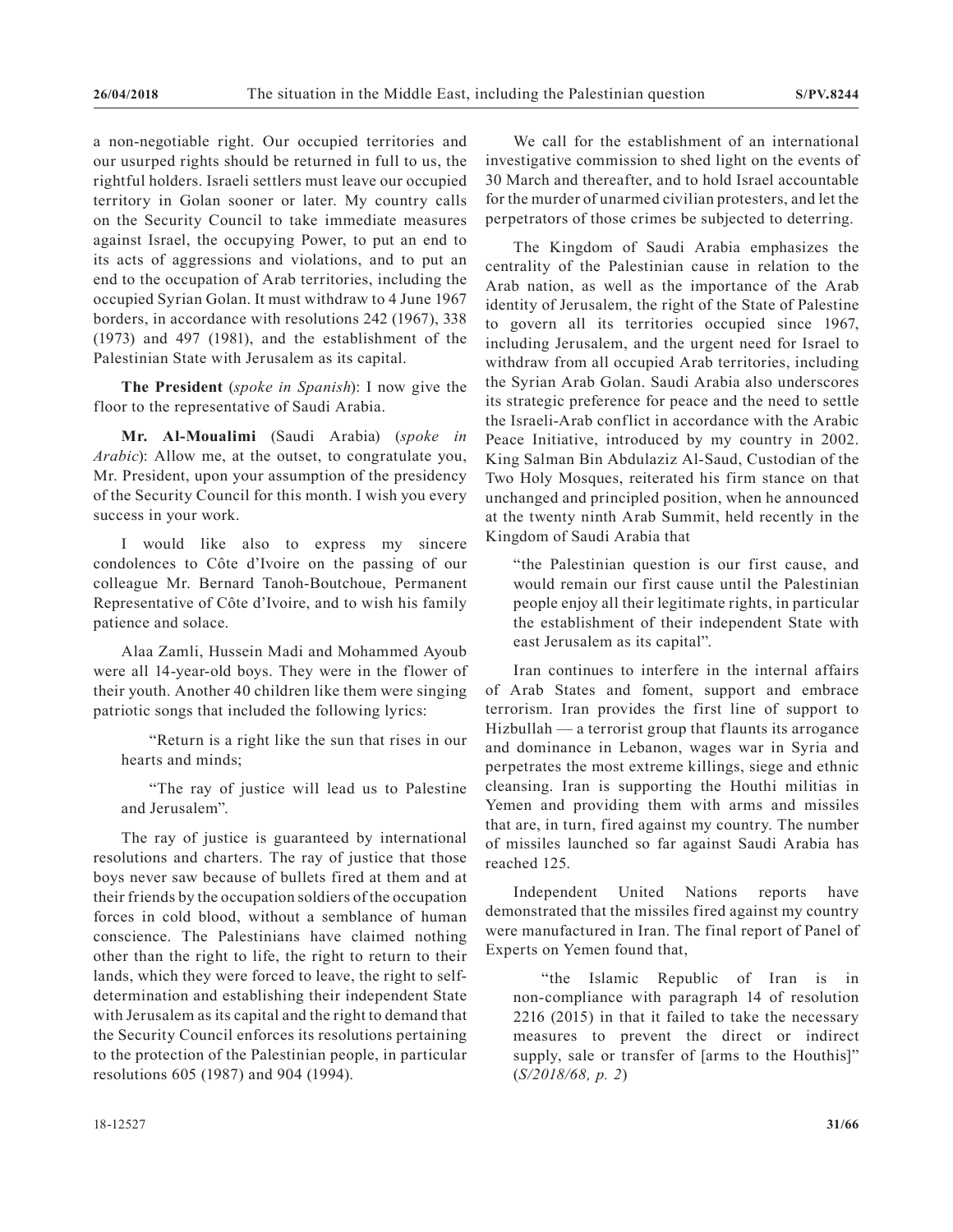a non-negotiable right. Our occupied territories and our usurped rights should be returned in full to us, the rightful holders. Israeli settlers must leave our occupied territory in Golan sooner or later. My country calls on the Security Council to take immediate measures against Israel, the occupying Power, to put an end to its acts of aggressions and violations, and to put an end to the occupation of Arab territories, including the occupied Syrian Golan. It must withdraw to 4 June 1967 borders, in accordance with resolutions 242 (1967), 338 (1973) and 497 (1981), and the establishment of the Palestinian State with Jerusalem as its capital.

**The President** (*spoke in Spanish*): I now give the floor to the representative of Saudi Arabia.

**Mr. Al-Moualimi** (Saudi Arabia) (*spoke in Arabic*): Allow me, at the outset, to congratulate you, Mr. President, upon your assumption of the presidency of the Security Council for this month. I wish you every success in your work.

I would like also to express my sincere condolences to Côte d'Ivoire on the passing of our colleague Mr. Bernard Tanoh-Boutchoue, Permanent Representative of Côte d'Ivoire, and to wish his family patience and solace.

Alaa Zamli, Hussein Madi and Mohammed Ayoub were all 14-year-old boys. They were in the flower of their youth. Another 40 children like them were singing patriotic songs that included the following lyrics:

> "Return is a right like the sun that rises in our hearts and minds;
>
> "The ray of justice will lead us to Palestine and Jerusalem".

The ray of justice is guaranteed by international resolutions and charters. The ray of justice that those boys never saw because of bullets fired at them and at their friends by the occupation soldiers of the occupation forces in cold blood, without a semblance of human conscience. The Palestinians have claimed nothing other than the right to life, the right to return to their lands, which they were forced to leave, the right to self-determination and establishing their independent State with Jerusalem as its capital and the right to demand that the Security Council enforces its resolutions pertaining to the protection of the Palestinian people, in particular resolutions 605 (1987) and 904 (1994).

We call for the establishment of an international investigative commission to shed light on the events of 30 March and thereafter, and to hold Israel accountable for the murder of unarmed civilian protesters, and let the perpetrators of those crimes be subjected to deterring.

The Kingdom of Saudi Arabia emphasizes the centrality of the Palestinian cause in relation to the Arab nation, as well as the importance of the Arab identity of Jerusalem, the right of the State of Palestine to govern all its territories occupied since 1967, including Jerusalem, and the urgent need for Israel to withdraw from all occupied Arab territories, including the Syrian Arab Golan. Saudi Arabia also underscores its strategic preference for peace and the need to settle the Israeli-Arab conflict in accordance with the Arabic Peace Initiative, introduced by my country in 2002. King Salman Bin Abdulaziz Al-Saud, Custodian of the Two Holy Mosques, reiterated his firm stance on that unchanged and principled position, when he announced at the twenty ninth Arab Summit, held recently in the Kingdom of Saudi Arabia that

> "the Palestinian question is our first cause, and would remain our first cause until the Palestinian people enjoy all their legitimate rights, in particular the establishment of their independent State with east Jerusalem as its capital".

Iran continues to interfere in the internal affairs of Arab States and foment, support and embrace terrorism. Iran provides the first line of support to Hizbullah — a terrorist group that flaunts its arrogance and dominance in Lebanon, wages war in Syria and perpetrates the most extreme killings, siege and ethnic cleansing. Iran is supporting the Houthi militias in Yemen and providing them with arms and missiles that are, in turn, fired against my country. The number of missiles launched so far against Saudi Arabia has reached 125.

Independent United Nations reports have demonstrated that the missiles fired against my country were manufactured in Iran. The final report of Panel of Experts on Yemen found that,

> "the Islamic Republic of Iran is in non-compliance with paragraph 14 of resolution 2216 (2015) in that it failed to take the necessary measures to prevent the direct or indirect supply, sale or transfer of [arms to the Houthis]" (*S/2018/68, p. 2*)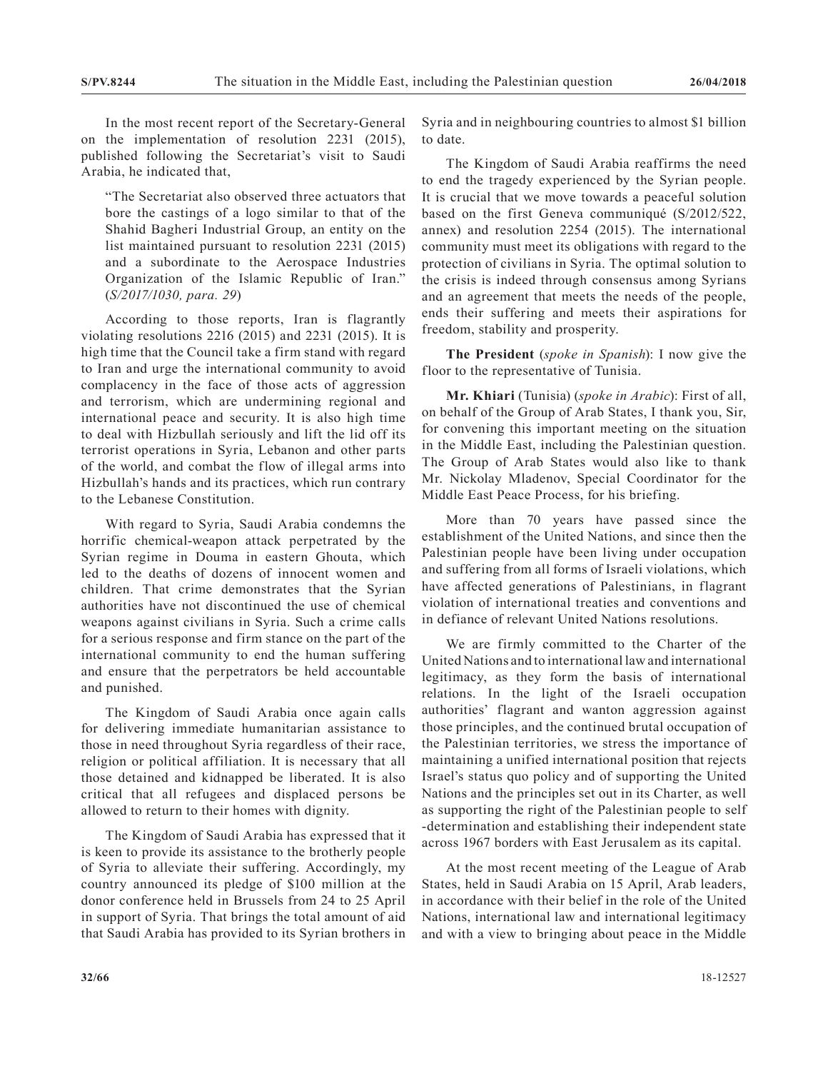In the most recent report of the Secretary-General on the implementation of resolution 2231 (2015), published following the Secretariat's visit to Saudi Arabia, he indicated that,

> "The Secretariat also observed three actuators that bore the castings of a logo similar to that of the Shahid Bagheri Industrial Group, an entity on the list maintained pursuant to resolution 2231 (2015) and a subordinate to the Aerospace Industries Organization of the Islamic Republic of Iran." (*S/2017/1030, para. 29*)

According to those reports, Iran is flagrantly violating resolutions 2216 (2015) and 2231 (2015). It is high time that the Council take a firm stand with regard to Iran and urge the international community to avoid complacency in the face of those acts of aggression and terrorism, which are undermining regional and international peace and security. It is also high time to deal with Hizbullah seriously and lift the lid off its terrorist operations in Syria, Lebanon and other parts of the world, and combat the flow of illegal arms into Hizbullah's hands and its practices, which run contrary to the Lebanese Constitution.

With regard to Syria, Saudi Arabia condemns the horrific chemical-weapon attack perpetrated by the Syrian regime in Douma in eastern Ghouta, which led to the deaths of dozens of innocent women and children. That crime demonstrates that the Syrian authorities have not discontinued the use of chemical weapons against civilians in Syria. Such a crime calls for a serious response and firm stance on the part of the international community to end the human suffering and ensure that the perpetrators be held accountable and punished.

The Kingdom of Saudi Arabia once again calls for delivering immediate humanitarian assistance to those in need throughout Syria regardless of their race, religion or political affiliation. It is necessary that all those detained and kidnapped be liberated. It is also critical that all refugees and displaced persons be allowed to return to their homes with dignity.

The Kingdom of Saudi Arabia has expressed that it is keen to provide its assistance to the brotherly people of Syria to alleviate their suffering. Accordingly, my country announced its pledge of $100 million at the donor conference held in Brussels from 24 to 25 April in support of Syria. That brings the total amount of aid that Saudi Arabia has provided to its Syrian brothers in Syria and in neighbouring countries to almost $1 billion to date.

The Kingdom of Saudi Arabia reaffirms the need to end the tragedy experienced by the Syrian people. It is crucial that we move towards a peaceful solution based on the first Geneva communiqué (S/2012/522, annex) and resolution 2254 (2015). The international community must meet its obligations with regard to the protection of civilians in Syria. The optimal solution to the crisis is indeed through consensus among Syrians and an agreement that meets the needs of the people, ends their suffering and meets their aspirations for freedom, stability and prosperity.

**The President** (*spoke in Spanish*): I now give the floor to the representative of Tunisia.

**Mr. Khiari** (Tunisia) (*spoke in Arabic*): First of all, on behalf of the Group of Arab States, I thank you, Sir, for convening this important meeting on the situation in the Middle East, including the Palestinian question. The Group of Arab States would also like to thank Mr. Nickolay Mladenov, Special Coordinator for the Middle East Peace Process, for his briefing.

More than 70 years have passed since the establishment of the United Nations, and since then the Palestinian people have been living under occupation and suffering from all forms of Israeli violations, which have affected generations of Palestinians, in flagrant violation of international treaties and conventions and in defiance of relevant United Nations resolutions.

We are firmly committed to the Charter of the United Nations and to international law and international legitimacy, as they form the basis of international relations. In the light of the Israeli occupation authorities' flagrant and wanton aggression against those principles, and the continued brutal occupation of the Palestinian territories, we stress the importance of maintaining a unified international position that rejects Israel's status quo policy and of supporting the United Nations and the principles set out in its Charter, as well as supporting the right of the Palestinian people to self-determination and establishing their independent state across 1967 borders with East Jerusalem as its capital.

At the most recent meeting of the League of Arab States, held in Saudi Arabia on 15 April, Arab leaders, in accordance with their belief in the role of the United Nations, international law and international legitimacy and with a view to bringing about peace in the Middle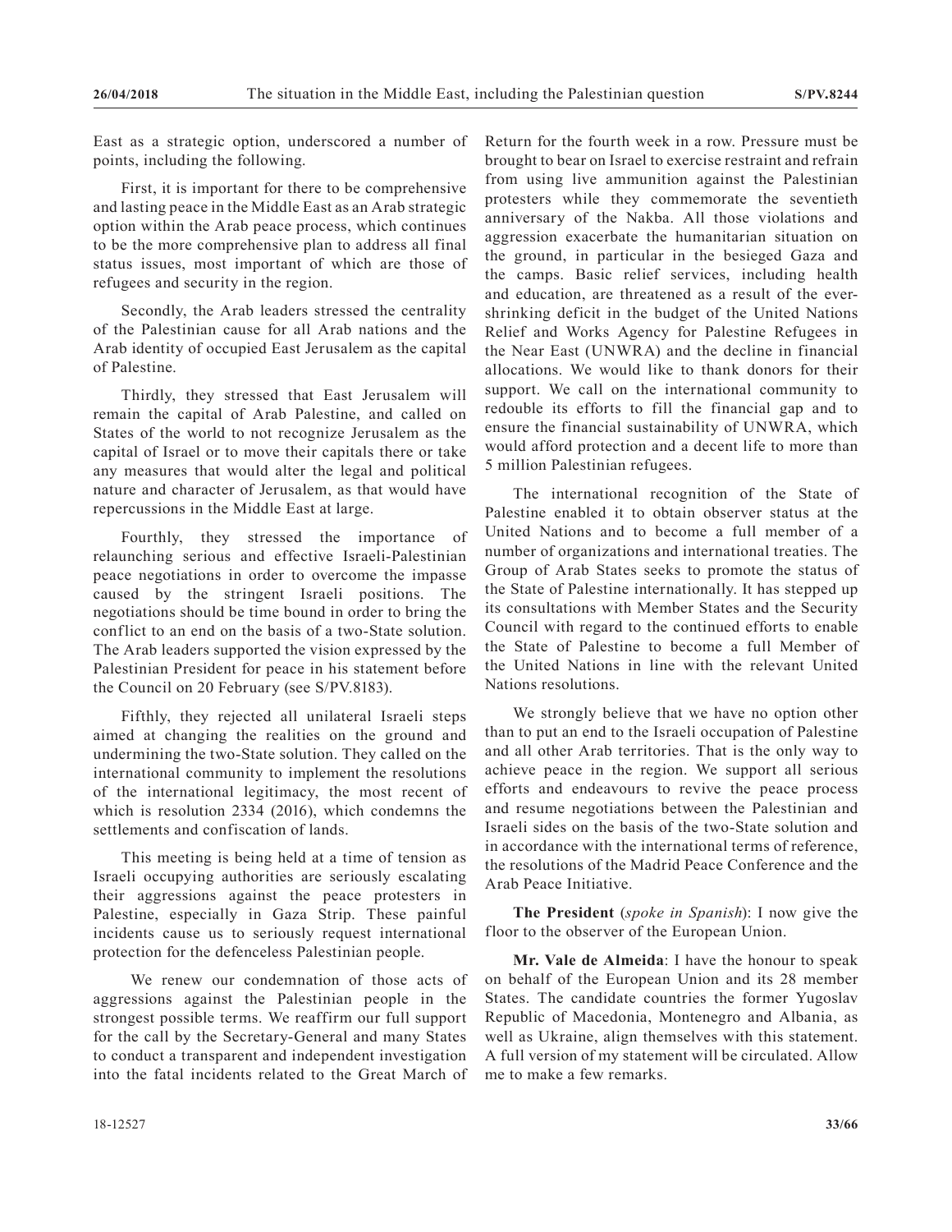East as a strategic option, underscored a number of points, including the following.

First, it is important for there to be comprehensive and lasting peace in the Middle East as an Arab strategic option within the Arab peace process, which continues to be the more comprehensive plan to address all final status issues, most important of which are those of refugees and security in the region.

Secondly, the Arab leaders stressed the centrality of the Palestinian cause for all Arab nations and the Arab identity of occupied East Jerusalem as the capital of Palestine.

Thirdly, they stressed that East Jerusalem will remain the capital of Arab Palestine, and called on States of the world to not recognize Jerusalem as the capital of Israel or to move their capitals there or take any measures that would alter the legal and political nature and character of Jerusalem, as that would have repercussions in the Middle East at large.

Fourthly, they stressed the importance of relaunching serious and effective Israeli-Palestinian peace negotiations in order to overcome the impasse caused by the stringent Israeli positions. The negotiations should be time bound in order to bring the conflict to an end on the basis of a two-State solution. The Arab leaders supported the vision expressed by the Palestinian President for peace in his statement before the Council on 20 February (see S/PV.8183).

Fifthly, they rejected all unilateral Israeli steps aimed at changing the realities on the ground and undermining the two-State solution. They called on the international community to implement the resolutions of the international legitimacy, the most recent of which is resolution 2334 (2016), which condemns the settlements and confiscation of lands.

This meeting is being held at a time of tension as Israeli occupying authorities are seriously escalating their aggressions against the peace protesters in Palestine, especially in Gaza Strip. These painful incidents cause us to seriously request international protection for the defenceless Palestinian people.

We renew our condemnation of those acts of aggressions against the Palestinian people in the strongest possible terms. We reaffirm our full support for the call by the Secretary-General and many States to conduct a transparent and independent investigation into the fatal incidents related to the Great March of Return for the fourth week in a row. Pressure must be brought to bear on Israel to exercise restraint and refrain from using live ammunition against the Palestinian protesters while they commemorate the seventieth anniversary of the Nakba. All those violations and aggression exacerbate the humanitarian situation on the ground, in particular in the besieged Gaza and the camps. Basic relief services, including health and education, are threatened as a result of the ever-shrinking deficit in the budget of the United Nations Relief and Works Agency for Palestine Refugees in the Near East (UNWRA) and the decline in financial allocations. We would like to thank donors for their support. We call on the international community to redouble its efforts to fill the financial gap and to ensure the financial sustainability of UNWRA, which would afford protection and a decent life to more than 5 million Palestinian refugees.

The international recognition of the State of Palestine enabled it to obtain observer status at the United Nations and to become a full member of a number of organizations and international treaties. The Group of Arab States seeks to promote the status of the State of Palestine internationally. It has stepped up its consultations with Member States and the Security Council with regard to the continued efforts to enable the State of Palestine to become a full Member of the United Nations in line with the relevant United Nations resolutions.

We strongly believe that we have no option other than to put an end to the Israeli occupation of Palestine and all other Arab territories. That is the only way to achieve peace in the region. We support all serious efforts and endeavours to revive the peace process and resume negotiations between the Palestinian and Israeli sides on the basis of the two-State solution and in accordance with the international terms of reference, the resolutions of the Madrid Peace Conference and the Arab Peace Initiative.

**The President** (*spoke in Spanish*): I now give the floor to the observer of the European Union.

**Mr. Vale de Almeida**: I have the honour to speak on behalf of the European Union and its 28 member States. The candidate countries the former Yugoslav Republic of Macedonia, Montenegro and Albania, as well as Ukraine, align themselves with this statement. A full version of my statement will be circulated. Allow me to make a few remarks.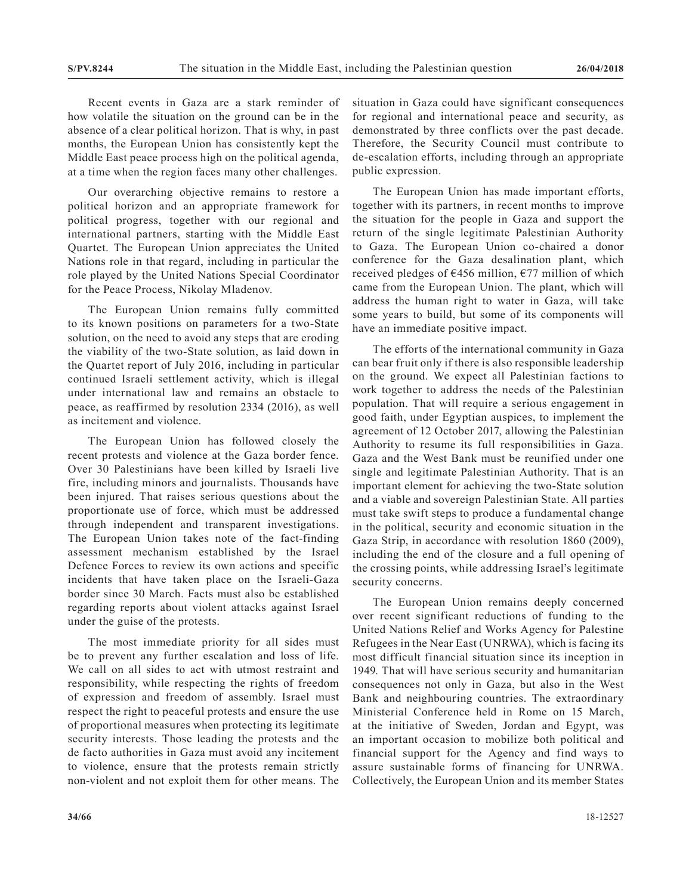Recent events in Gaza are a stark reminder of how volatile the situation on the ground can be in the absence of a clear political horizon. That is why, in past months, the European Union has consistently kept the Middle East peace process high on the political agenda, at a time when the region faces many other challenges.

Our overarching objective remains to restore a political horizon and an appropriate framework for political progress, together with our regional and international partners, starting with the Middle East Quartet. The European Union appreciates the United Nations role in that regard, including in particular the role played by the United Nations Special Coordinator for the Peace Process, Nikolay Mladenov.

The European Union remains fully committed to its known positions on parameters for a two-State solution, on the need to avoid any steps that are eroding the viability of the two-State solution, as laid down in the Quartet report of July 2016, including in particular continued Israeli settlement activity, which is illegal under international law and remains an obstacle to peace, as reaffirmed by resolution 2334 (2016), as well as incitement and violence.

The European Union has followed closely the recent protests and violence at the Gaza border fence. Over 30 Palestinians have been killed by Israeli live fire, including minors and journalists. Thousands have been injured. That raises serious questions about the proportionate use of force, which must be addressed through independent and transparent investigations. The European Union takes note of the fact-finding assessment mechanism established by the Israel Defence Forces to review its own actions and specific incidents that have taken place on the Israeli-Gaza border since 30 March. Facts must also be established regarding reports about violent attacks against Israel under the guise of the protests.

The most immediate priority for all sides must be to prevent any further escalation and loss of life. We call on all sides to act with utmost restraint and responsibility, while respecting the rights of freedom of expression and freedom of assembly. Israel must respect the right to peaceful protests and ensure the use of proportional measures when protecting its legitimate security interests. Those leading the protests and the de facto authorities in Gaza must avoid any incitement to violence, ensure that the protests remain strictly non-violent and not exploit them for other means. The situation in Gaza could have significant consequences for regional and international peace and security, as demonstrated by three conflicts over the past decade. Therefore, the Security Council must contribute to de-escalation efforts, including through an appropriate public expression.

The European Union has made important efforts, together with its partners, in recent months to improve the situation for the people in Gaza and support the return of the single legitimate Palestinian Authority to Gaza. The European Union co-chaired a donor conference for the Gaza desalination plant, which received pledges of €456 million, €77 million of which came from the European Union. The plant, which will address the human right to water in Gaza, will take some years to build, but some of its components will have an immediate positive impact.

The efforts of the international community in Gaza can bear fruit only if there is also responsible leadership on the ground. We expect all Palestinian factions to work together to address the needs of the Palestinian population. That will require a serious engagement in good faith, under Egyptian auspices, to implement the agreement of 12 October 2017, allowing the Palestinian Authority to resume its full responsibilities in Gaza. Gaza and the West Bank must be reunified under one single and legitimate Palestinian Authority. That is an important element for achieving the two-State solution and a viable and sovereign Palestinian State. All parties must take swift steps to produce a fundamental change in the political, security and economic situation in the Gaza Strip, in accordance with resolution 1860 (2009), including the end of the closure and a full opening of the crossing points, while addressing Israel's legitimate security concerns.

The European Union remains deeply concerned over recent significant reductions of funding to the United Nations Relief and Works Agency for Palestine Refugees in the Near East (UNRWA), which is facing its most difficult financial situation since its inception in 1949. That will have serious security and humanitarian consequences not only in Gaza, but also in the West Bank and neighbouring countries. The extraordinary Ministerial Conference held in Rome on 15 March, at the initiative of Sweden, Jordan and Egypt, was an important occasion to mobilize both political and financial support for the Agency and find ways to assure sustainable forms of financing for UNRWA. Collectively, the European Union and its member States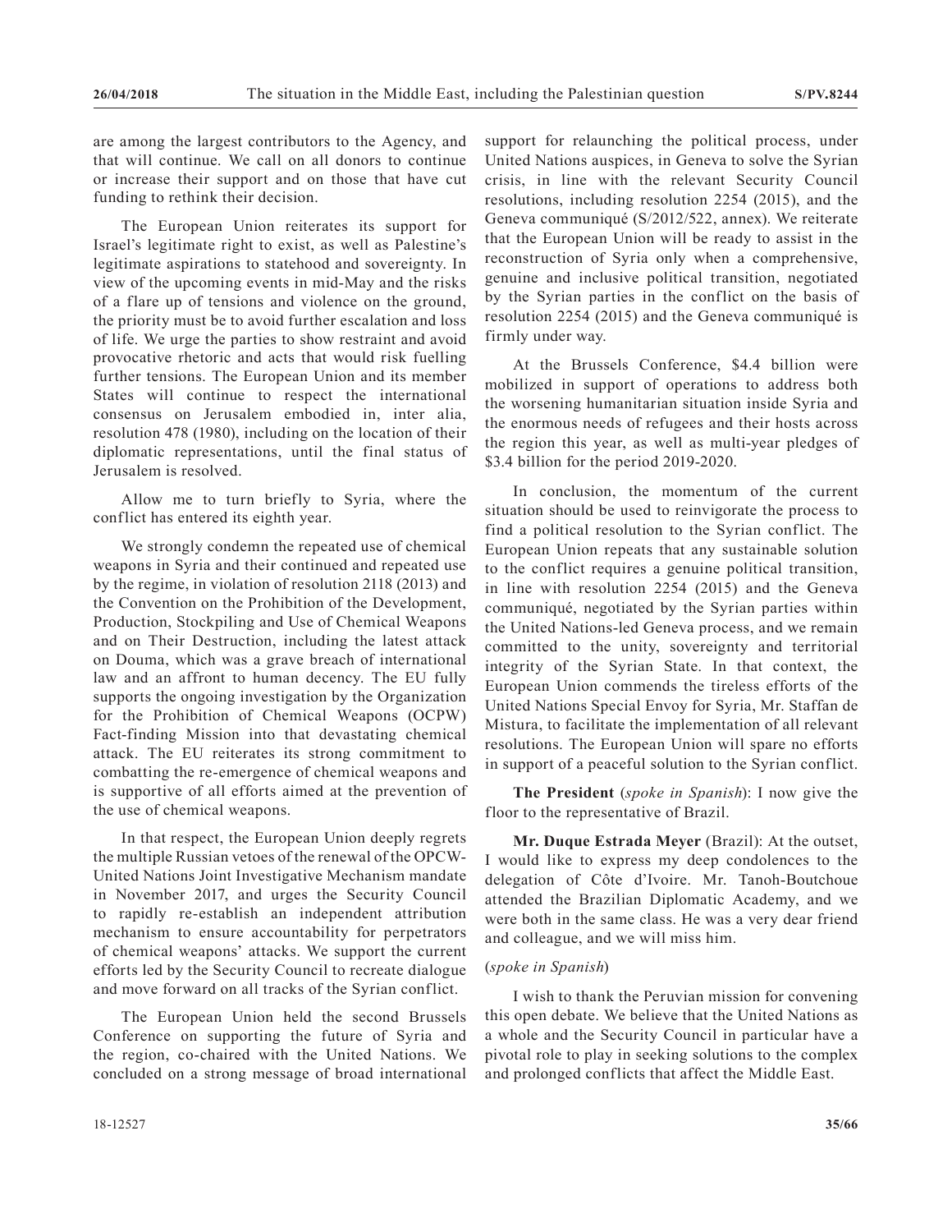are among the largest contributors to the Agency, and that will continue. We call on all donors to continue or increase their support and on those that have cut funding to rethink their decision.

The European Union reiterates its support for Israel's legitimate right to exist, as well as Palestine's legitimate aspirations to statehood and sovereignty. In view of the upcoming events in mid-May and the risks of a flare up of tensions and violence on the ground, the priority must be to avoid further escalation and loss of life. We urge the parties to show restraint and avoid provocative rhetoric and acts that would risk fuelling further tensions. The European Union and its member States will continue to respect the international consensus on Jerusalem embodied in, inter alia, resolution 478 (1980), including on the location of their diplomatic representations, until the final status of Jerusalem is resolved.

Allow me to turn briefly to Syria, where the conflict has entered its eighth year.

We strongly condemn the repeated use of chemical weapons in Syria and their continued and repeated use by the regime, in violation of resolution 2118 (2013) and the Convention on the Prohibition of the Development, Production, Stockpiling and Use of Chemical Weapons and on Their Destruction, including the latest attack on Douma, which was a grave breach of international law and an affront to human decency. The EU fully supports the ongoing investigation by the Organization for the Prohibition of Chemical Weapons (OCPW) Fact-finding Mission into that devastating chemical attack. The EU reiterates its strong commitment to combatting the re-emergence of chemical weapons and is supportive of all efforts aimed at the prevention of the use of chemical weapons.

In that respect, the European Union deeply regrets the multiple Russian vetoes of the renewal of the OPCW-United Nations Joint Investigative Mechanism mandate in November 2017, and urges the Security Council to rapidly re-establish an independent attribution mechanism to ensure accountability for perpetrators of chemical weapons' attacks. We support the current efforts led by the Security Council to recreate dialogue and move forward on all tracks of the Syrian conflict.

The European Union held the second Brussels Conference on supporting the future of Syria and the region, co-chaired with the United Nations. We concluded on a strong message of broad international support for relaunching the political process, under United Nations auspices, in Geneva to solve the Syrian crisis, in line with the relevant Security Council resolutions, including resolution 2254 (2015), and the Geneva communiqué (S/2012/522, annex). We reiterate that the European Union will be ready to assist in the reconstruction of Syria only when a comprehensive, genuine and inclusive political transition, negotiated by the Syrian parties in the conflict on the basis of resolution 2254 (2015) and the Geneva communiqué is firmly under way.

At the Brussels Conference, $4.4 billion were mobilized in support of operations to address both the worsening humanitarian situation inside Syria and the enormous needs of refugees and their hosts across the region this year, as well as multi-year pledges of $3.4 billion for the period 2019-2020.

In conclusion, the momentum of the current situation should be used to reinvigorate the process to find a political resolution to the Syrian conflict. The European Union repeats that any sustainable solution to the conflict requires a genuine political transition, in line with resolution 2254 (2015) and the Geneva communiqué, negotiated by the Syrian parties within the United Nations-led Geneva process, and we remain committed to the unity, sovereignty and territorial integrity of the Syrian State. In that context, the European Union commends the tireless efforts of the United Nations Special Envoy for Syria, Mr. Staffan de Mistura, to facilitate the implementation of all relevant resolutions. The European Union will spare no efforts in support of a peaceful solution to the Syrian conflict.

**The President** (*spoke in Spanish*): I now give the floor to the representative of Brazil.

**Mr. Duque Estrada Meyer** (Brazil): At the outset, I would like to express my deep condolences to the delegation of Côte d'Ivoire. Mr. Tanoh-Boutchoue attended the Brazilian Diplomatic Academy, and we were both in the same class. He was a very dear friend and colleague, and we will miss him.

(*spoke in Spanish*)

I wish to thank the Peruvian mission for convening this open debate. We believe that the United Nations as a whole and the Security Council in particular have a pivotal role to play in seeking solutions to the complex and prolonged conflicts that affect the Middle East.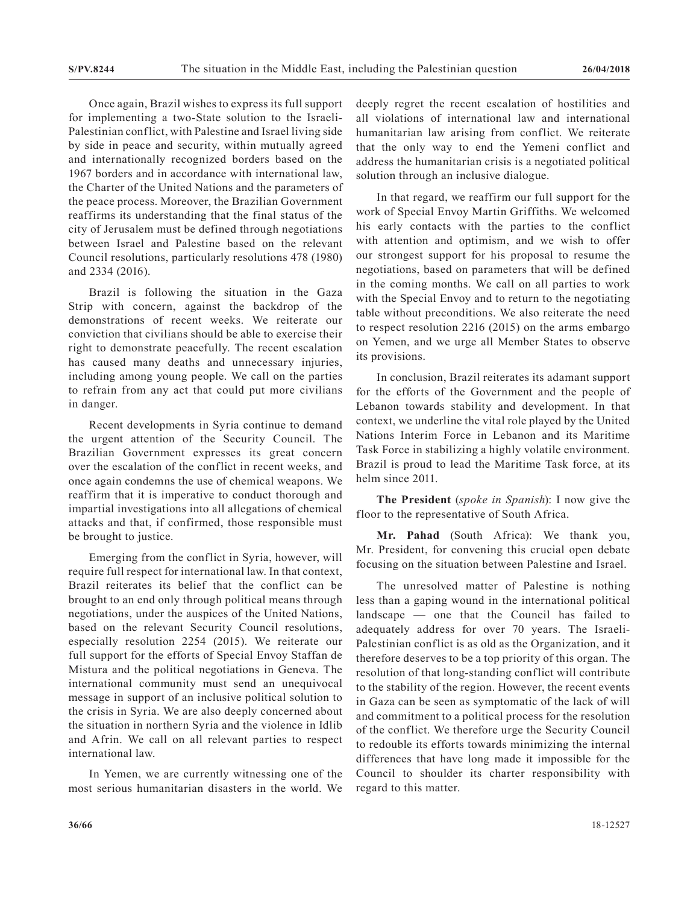Once again, Brazil wishes to express its full support for implementing a two-State solution to the Israeli-Palestinian conflict, with Palestine and Israel living side by side in peace and security, within mutually agreed and internationally recognized borders based on the 1967 borders and in accordance with international law, the Charter of the United Nations and the parameters of the peace process. Moreover, the Brazilian Government reaffirms its understanding that the final status of the city of Jerusalem must be defined through negotiations between Israel and Palestine based on the relevant Council resolutions, particularly resolutions 478 (1980) and 2334 (2016).

Brazil is following the situation in the Gaza Strip with concern, against the backdrop of the demonstrations of recent weeks. We reiterate our conviction that civilians should be able to exercise their right to demonstrate peacefully. The recent escalation has caused many deaths and unnecessary injuries, including among young people. We call on the parties to refrain from any act that could put more civilians in danger.

Recent developments in Syria continue to demand the urgent attention of the Security Council. The Brazilian Government expresses its great concern over the escalation of the conflict in recent weeks, and once again condemns the use of chemical weapons. We reaffirm that it is imperative to conduct thorough and impartial investigations into all allegations of chemical attacks and that, if confirmed, those responsible must be brought to justice.

Emerging from the conflict in Syria, however, will require full respect for international law. In that context, Brazil reiterates its belief that the conflict can be brought to an end only through political means through negotiations, under the auspices of the United Nations, based on the relevant Security Council resolutions, especially resolution 2254 (2015). We reiterate our full support for the efforts of Special Envoy Staffan de Mistura and the political negotiations in Geneva. The international community must send an unequivocal message in support of an inclusive political solution to the crisis in Syria. We are also deeply concerned about the situation in northern Syria and the violence in Idlib and Afrin. We call on all relevant parties to respect international law.

In Yemen, we are currently witnessing one of the most serious humanitarian disasters in the world. We deeply regret the recent escalation of hostilities and all violations of international law and international humanitarian law arising from conflict. We reiterate that the only way to end the Yemeni conflict and address the humanitarian crisis is a negotiated political solution through an inclusive dialogue.

In that regard, we reaffirm our full support for the work of Special Envoy Martin Griffiths. We welcomed his early contacts with the parties to the conflict with attention and optimism, and we wish to offer our strongest support for his proposal to resume the negotiations, based on parameters that will be defined in the coming months. We call on all parties to work with the Special Envoy and to return to the negotiating table without preconditions. We also reiterate the need to respect resolution 2216 (2015) on the arms embargo on Yemen, and we urge all Member States to observe its provisions.

In conclusion, Brazil reiterates its adamant support for the efforts of the Government and the people of Lebanon towards stability and development. In that context, we underline the vital role played by the United Nations Interim Force in Lebanon and its Maritime Task Force in stabilizing a highly volatile environment. Brazil is proud to lead the Maritime Task force, at its helm since 2011.

**The President** (*spoke in Spanish*): I now give the floor to the representative of South Africa.

**Mr. Pahad** (South Africa): We thank you, Mr. President, for convening this crucial open debate focusing on the situation between Palestine and Israel.

The unresolved matter of Palestine is nothing less than a gaping wound in the international political landscape — one that the Council has failed to adequately address for over 70 years. The Israeli-Palestinian conflict is as old as the Organization, and it therefore deserves to be a top priority of this organ. The resolution of that long-standing conflict will contribute to the stability of the region. However, the recent events in Gaza can be seen as symptomatic of the lack of will and commitment to a political process for the resolution of the conflict. We therefore urge the Security Council to redouble its efforts towards minimizing the internal differences that have long made it impossible for the Council to shoulder its charter responsibility with regard to this matter.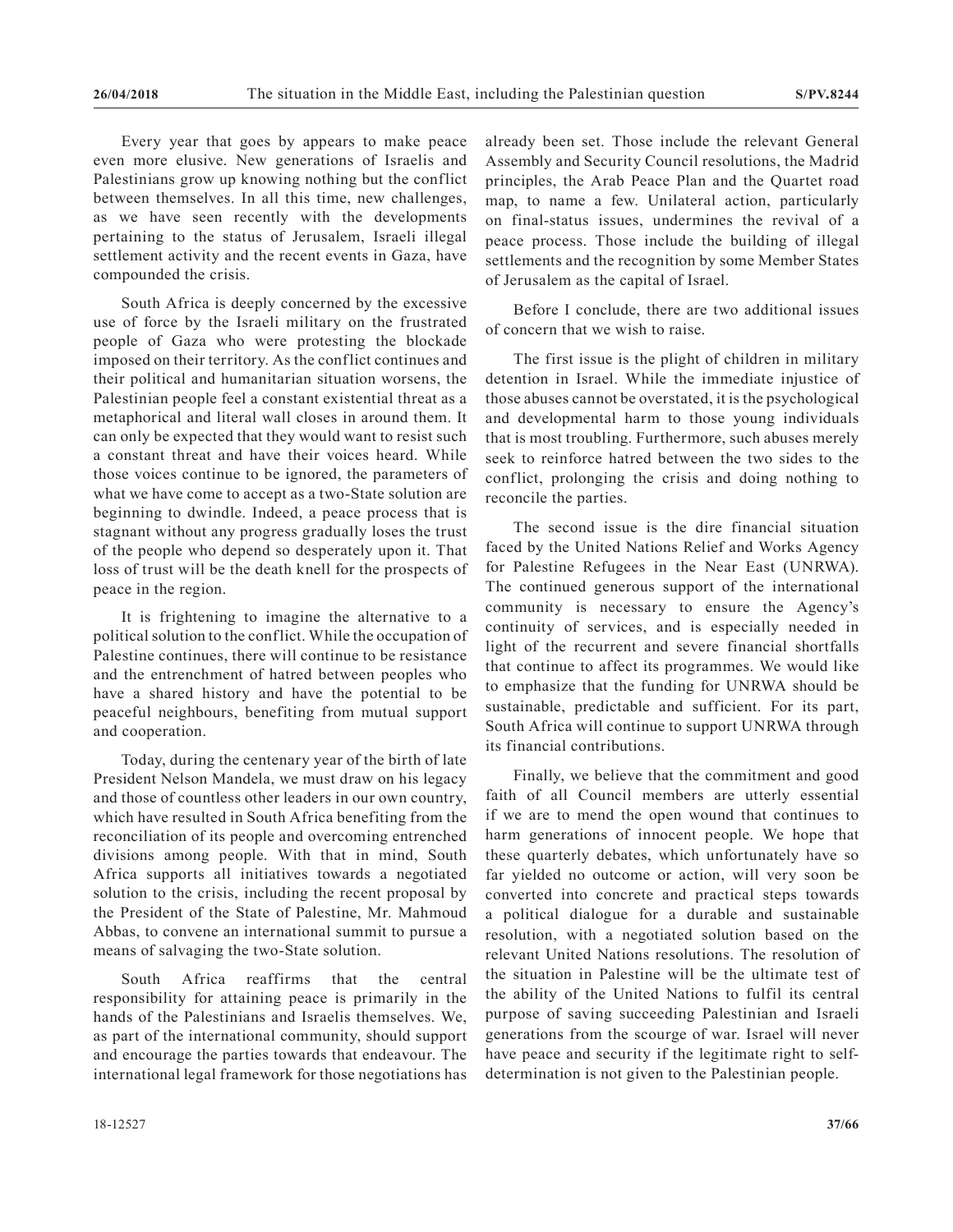Every year that goes by appears to make peace even more elusive. New generations of Israelis and Palestinians grow up knowing nothing but the conflict between themselves. In all this time, new challenges, as we have seen recently with the developments pertaining to the status of Jerusalem, Israeli illegal settlement activity and the recent events in Gaza, have compounded the crisis.

South Africa is deeply concerned by the excessive use of force by the Israeli military on the frustrated people of Gaza who were protesting the blockade imposed on their territory. As the conflict continues and their political and humanitarian situation worsens, the Palestinian people feel a constant existential threat as a metaphorical and literal wall closes in around them. It can only be expected that they would want to resist such a constant threat and have their voices heard. While those voices continue to be ignored, the parameters of what we have come to accept as a two-State solution are beginning to dwindle. Indeed, a peace process that is stagnant without any progress gradually loses the trust of the people who depend so desperately upon it. That loss of trust will be the death knell for the prospects of peace in the region.

It is frightening to imagine the alternative to a political solution to the conflict. While the occupation of Palestine continues, there will continue to be resistance and the entrenchment of hatred between peoples who have a shared history and have the potential to be peaceful neighbours, benefiting from mutual support and cooperation.

Today, during the centenary year of the birth of late President Nelson Mandela, we must draw on his legacy and those of countless other leaders in our own country, which have resulted in South Africa benefiting from the reconciliation of its people and overcoming entrenched divisions among people. With that in mind, South Africa supports all initiatives towards a negotiated solution to the crisis, including the recent proposal by the President of the State of Palestine, Mr. Mahmoud Abbas, to convene an international summit to pursue a means of salvaging the two-State solution.

South Africa reaffirms that the central responsibility for attaining peace is primarily in the hands of the Palestinians and Israelis themselves. We, as part of the international community, should support and encourage the parties towards that endeavour. The international legal framework for those negotiations has already been set. Those include the relevant General Assembly and Security Council resolutions, the Madrid principles, the Arab Peace Plan and the Quartet road map, to name a few. Unilateral action, particularly on final-status issues, undermines the revival of a peace process. Those include the building of illegal settlements and the recognition by some Member States of Jerusalem as the capital of Israel.

Before I conclude, there are two additional issues of concern that we wish to raise.

The first issue is the plight of children in military detention in Israel. While the immediate injustice of those abuses cannot be overstated, it is the psychological and developmental harm to those young individuals that is most troubling. Furthermore, such abuses merely seek to reinforce hatred between the two sides to the conflict, prolonging the crisis and doing nothing to reconcile the parties.

The second issue is the dire financial situation faced by the United Nations Relief and Works Agency for Palestine Refugees in the Near East (UNRWA). The continued generous support of the international community is necessary to ensure the Agency's continuity of services, and is especially needed in light of the recurrent and severe financial shortfalls that continue to affect its programmes. We would like to emphasize that the funding for UNRWA should be sustainable, predictable and sufficient. For its part, South Africa will continue to support UNRWA through its financial contributions.

Finally, we believe that the commitment and good faith of all Council members are utterly essential if we are to mend the open wound that continues to harm generations of innocent people. We hope that these quarterly debates, which unfortunately have so far yielded no outcome or action, will very soon be converted into concrete and practical steps towards a political dialogue for a durable and sustainable resolution, with a negotiated solution based on the relevant United Nations resolutions. The resolution of the situation in Palestine will be the ultimate test of the ability of the United Nations to fulfil its central purpose of saving succeeding Palestinian and Israeli generations from the scourge of war. Israel will never have peace and security if the legitimate right to self-determination is not given to the Palestinian people.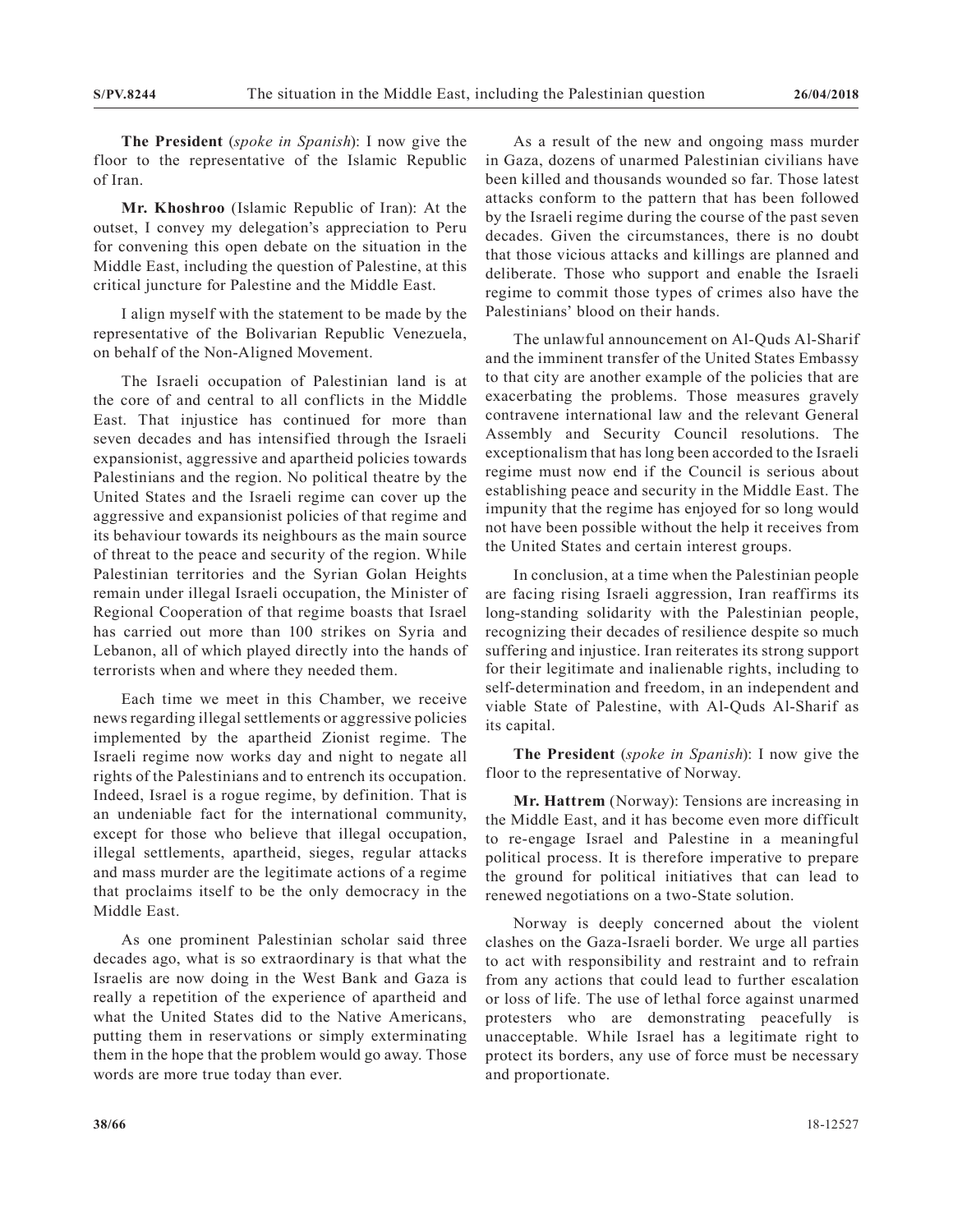**The President** (*spoke in Spanish*): I now give the floor to the representative of the Islamic Republic of Iran.

**Mr. Khoshroo** (Islamic Republic of Iran): At the outset, I convey my delegation's appreciation to Peru for convening this open debate on the situation in the Middle East, including the question of Palestine, at this critical juncture for Palestine and the Middle East.

I align myself with the statement to be made by the representative of the Bolivarian Republic Venezuela, on behalf of the Non-Aligned Movement.

The Israeli occupation of Palestinian land is at the core of and central to all conflicts in the Middle East. That injustice has continued for more than seven decades and has intensified through the Israeli expansionist, aggressive and apartheid policies towards Palestinians and the region. No political theatre by the United States and the Israeli regime can cover up the aggressive and expansionist policies of that regime and its behaviour towards its neighbours as the main source of threat to the peace and security of the region. While Palestinian territories and the Syrian Golan Heights remain under illegal Israeli occupation, the Minister of Regional Cooperation of that regime boasts that Israel has carried out more than 100 strikes on Syria and Lebanon, all of which played directly into the hands of terrorists when and where they needed them.

Each time we meet in this Chamber, we receive news regarding illegal settlements or aggressive policies implemented by the apartheid Zionist regime. The Israeli regime now works day and night to negate all rights of the Palestinians and to entrench its occupation. Indeed, Israel is a rogue regime, by definition. That is an undeniable fact for the international community, except for those who believe that illegal occupation, illegal settlements, apartheid, sieges, regular attacks and mass murder are the legitimate actions of a regime that proclaims itself to be the only democracy in the Middle East.

As one prominent Palestinian scholar said three decades ago, what is so extraordinary is that what the Israelis are now doing in the West Bank and Gaza is really a repetition of the experience of apartheid and what the United States did to the Native Americans, putting them in reservations or simply exterminating them in the hope that the problem would go away. Those words are more true today than ever.

As a result of the new and ongoing mass murder in Gaza, dozens of unarmed Palestinian civilians have been killed and thousands wounded so far. Those latest attacks conform to the pattern that has been followed by the Israeli regime during the course of the past seven decades. Given the circumstances, there is no doubt that those vicious attacks and killings are planned and deliberate. Those who support and enable the Israeli regime to commit those types of crimes also have the Palestinians' blood on their hands.

The unlawful announcement on Al-Quds Al-Sharif and the imminent transfer of the United States Embassy to that city are another example of the policies that are exacerbating the problems. Those measures gravely contravene international law and the relevant General Assembly and Security Council resolutions. The exceptionalism that has long been accorded to the Israeli regime must now end if the Council is serious about establishing peace and security in the Middle East. The impunity that the regime has enjoyed for so long would not have been possible without the help it receives from the United States and certain interest groups.

In conclusion, at a time when the Palestinian people are facing rising Israeli aggression, Iran reaffirms its long-standing solidarity with the Palestinian people, recognizing their decades of resilience despite so much suffering and injustice. Iran reiterates its strong support for their legitimate and inalienable rights, including to self-determination and freedom, in an independent and viable State of Palestine, with Al-Quds Al-Sharif as its capital.

**The President** (*spoke in Spanish*): I now give the floor to the representative of Norway.

**Mr. Hattrem** (Norway): Tensions are increasing in the Middle East, and it has become even more difficult to re-engage Israel and Palestine in a meaningful political process. It is therefore imperative to prepare the ground for political initiatives that can lead to renewed negotiations on a two-State solution.

Norway is deeply concerned about the violent clashes on the Gaza-Israeli border. We urge all parties to act with responsibility and restraint and to refrain from any actions that could lead to further escalation or loss of life. The use of lethal force against unarmed protesters who are demonstrating peacefully is unacceptable. While Israel has a legitimate right to protect its borders, any use of force must be necessary and proportionate.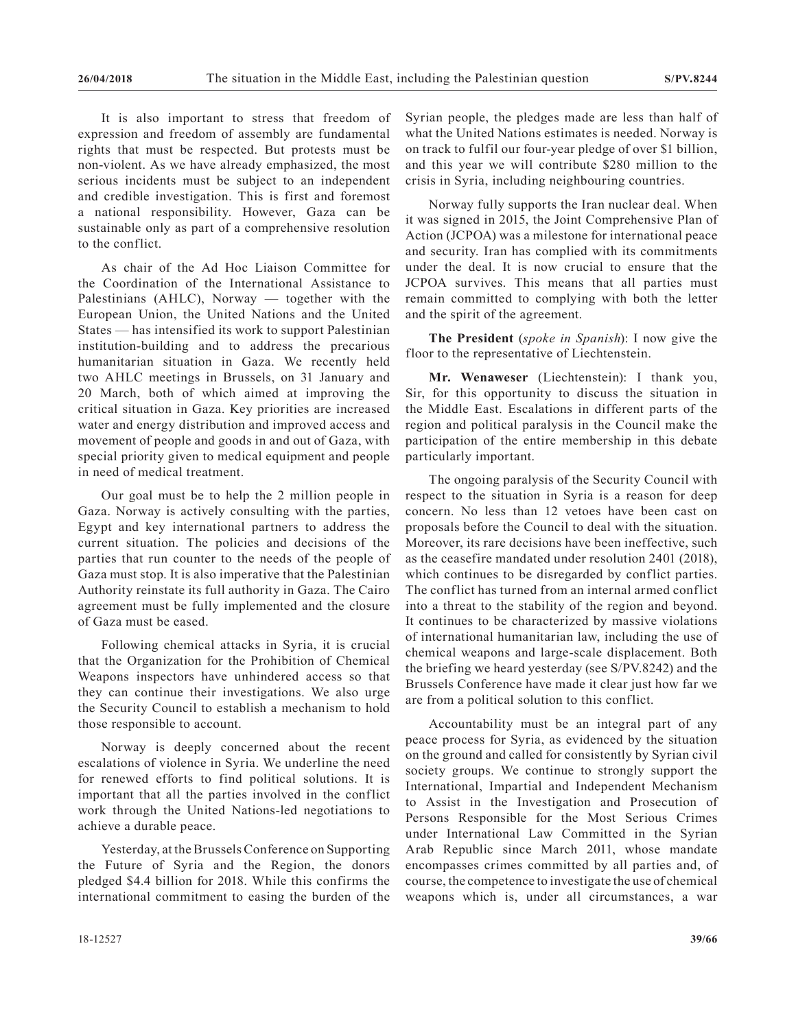It is also important to stress that freedom of expression and freedom of assembly are fundamental rights that must be respected. But protests must be non-violent. As we have already emphasized, the most serious incidents must be subject to an independent and credible investigation. This is first and foremost a national responsibility. However, Gaza can be sustainable only as part of a comprehensive resolution to the conflict.

As chair of the Ad Hoc Liaison Committee for the Coordination of the International Assistance to Palestinians (AHLC), Norway — together with the European Union, the United Nations and the United States — has intensified its work to support Palestinian institution-building and to address the precarious humanitarian situation in Gaza. We recently held two AHLC meetings in Brussels, on 31 January and 20 March, both of which aimed at improving the critical situation in Gaza. Key priorities are increased water and energy distribution and improved access and movement of people and goods in and out of Gaza, with special priority given to medical equipment and people in need of medical treatment.

Our goal must be to help the 2 million people in Gaza. Norway is actively consulting with the parties, Egypt and key international partners to address the current situation. The policies and decisions of the parties that run counter to the needs of the people of Gaza must stop. It is also imperative that the Palestinian Authority reinstate its full authority in Gaza. The Cairo agreement must be fully implemented and the closure of Gaza must be eased.

Following chemical attacks in Syria, it is crucial that the Organization for the Prohibition of Chemical Weapons inspectors have unhindered access so that they can continue their investigations. We also urge the Security Council to establish a mechanism to hold those responsible to account.

Norway is deeply concerned about the recent escalations of violence in Syria. We underline the need for renewed efforts to find political solutions. It is important that all the parties involved in the conflict work through the United Nations-led negotiations to achieve a durable peace.

Yesterday, at the Brussels Conference on Supporting the Future of Syria and the Region, the donors pledged $4.4 billion for 2018. While this confirms the international commitment to easing the burden of the Syrian people, the pledges made are less than half of what the United Nations estimates is needed. Norway is on track to fulfil our four-year pledge of over $1 billion, and this year we will contribute $280 million to the crisis in Syria, including neighbouring countries.

Norway fully supports the Iran nuclear deal. When it was signed in 2015, the Joint Comprehensive Plan of Action (JCPOA) was a milestone for international peace and security. Iran has complied with its commitments under the deal. It is now crucial to ensure that the JCPOA survives. This means that all parties must remain committed to complying with both the letter and the spirit of the agreement.

**The President** (*spoke in Spanish*): I now give the floor to the representative of Liechtenstein.

**Mr. Wenaweser** (Liechtenstein): I thank you, Sir, for this opportunity to discuss the situation in the Middle East. Escalations in different parts of the region and political paralysis in the Council make the participation of the entire membership in this debate particularly important.

The ongoing paralysis of the Security Council with respect to the situation in Syria is a reason for deep concern. No less than 12 vetoes have been cast on proposals before the Council to deal with the situation. Moreover, its rare decisions have been ineffective, such as the ceasefire mandated under resolution 2401 (2018), which continues to be disregarded by conflict parties. The conflict has turned from an internal armed conflict into a threat to the stability of the region and beyond. It continues to be characterized by massive violations of international humanitarian law, including the use of chemical weapons and large-scale displacement. Both the briefing we heard yesterday (see S/PV.8242) and the Brussels Conference have made it clear just how far we are from a political solution to this conflict.

Accountability must be an integral part of any peace process for Syria, as evidenced by the situation on the ground and called for consistently by Syrian civil society groups. We continue to strongly support the International, Impartial and Independent Mechanism to Assist in the Investigation and Prosecution of Persons Responsible for the Most Serious Crimes under International Law Committed in the Syrian Arab Republic since March 2011, whose mandate encompasses crimes committed by all parties and, of course, the competence to investigate the use of chemical weapons which is, under all circumstances, a war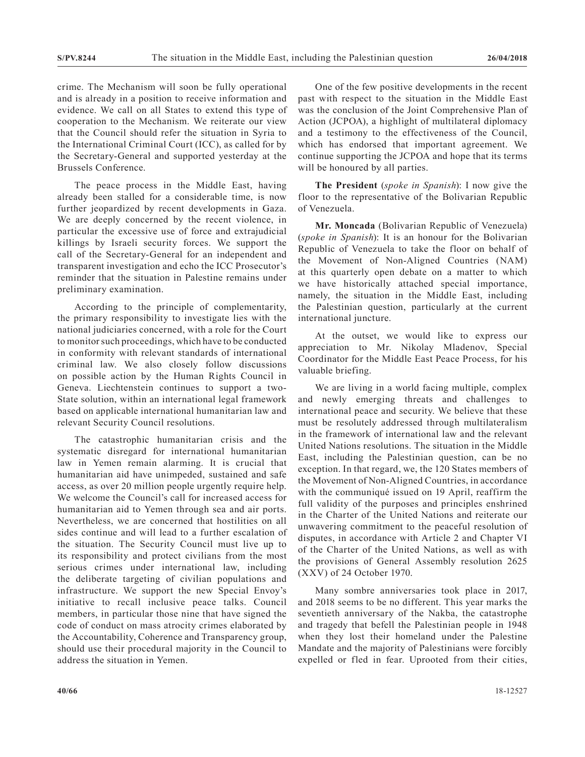crime. The Mechanism will soon be fully operational and is already in a position to receive information and evidence. We call on all States to extend this type of cooperation to the Mechanism. We reiterate our view that the Council should refer the situation in Syria to the International Criminal Court (ICC), as called for by the Secretary-General and supported yesterday at the Brussels Conference.

The peace process in the Middle East, having already been stalled for a considerable time, is now further jeopardized by recent developments in Gaza. We are deeply concerned by the recent violence, in particular the excessive use of force and extrajudicial killings by Israeli security forces. We support the call of the Secretary-General for an independent and transparent investigation and echo the ICC Prosecutor's reminder that the situation in Palestine remains under preliminary examination.

According to the principle of complementarity, the primary responsibility to investigate lies with the national judiciaries concerned, with a role for the Court to monitor such proceedings, which have to be conducted in conformity with relevant standards of international criminal law. We also closely follow discussions on possible action by the Human Rights Council in Geneva. Liechtenstein continues to support a two-State solution, within an international legal framework based on applicable international humanitarian law and relevant Security Council resolutions.

The catastrophic humanitarian crisis and the systematic disregard for international humanitarian law in Yemen remain alarming. It is crucial that humanitarian aid have unimpeded, sustained and safe access, as over 20 million people urgently require help. We welcome the Council's call for increased access for humanitarian aid to Yemen through sea and air ports. Nevertheless, we are concerned that hostilities on all sides continue and will lead to a further escalation of the situation. The Security Council must live up to its responsibility and protect civilians from the most serious crimes under international law, including the deliberate targeting of civilian populations and infrastructure. We support the new Special Envoy's initiative to recall inclusive peace talks. Council members, in particular those nine that have signed the code of conduct on mass atrocity crimes elaborated by the Accountability, Coherence and Transparency group, should use their procedural majority in the Council to address the situation in Yemen.

One of the few positive developments in the recent past with respect to the situation in the Middle East was the conclusion of the Joint Comprehensive Plan of Action (JCPOA), a highlight of multilateral diplomacy and a testimony to the effectiveness of the Council, which has endorsed that important agreement. We continue supporting the JCPOA and hope that its terms will be honoured by all parties.

**The President** (*spoke in Spanish*): I now give the floor to the representative of the Bolivarian Republic of Venezuela.

**Mr. Moncada** (Bolivarian Republic of Venezuela) (*spoke in Spanish*): It is an honour for the Bolivarian Republic of Venezuela to take the floor on behalf of the Movement of Non-Aligned Countries (NAM) at this quarterly open debate on a matter to which we have historically attached special importance, namely, the situation in the Middle East, including the Palestinian question, particularly at the current international juncture.

At the outset, we would like to express our appreciation to Mr. Nikolay Mladenov, Special Coordinator for the Middle East Peace Process, for his valuable briefing.

We are living in a world facing multiple, complex and newly emerging threats and challenges to international peace and security. We believe that these must be resolutely addressed through multilateralism in the framework of international law and the relevant United Nations resolutions. The situation in the Middle East, including the Palestinian question, can be no exception. In that regard, we, the 120 States members of the Movement of Non-Aligned Countries, in accordance with the communiqué issued on 19 April, reaffirm the full validity of the purposes and principles enshrined in the Charter of the United Nations and reiterate our unwavering commitment to the peaceful resolution of disputes, in accordance with Article 2 and Chapter VI of the Charter of the United Nations, as well as with the provisions of General Assembly resolution 2625 (XXV) of 24 October 1970.

Many sombre anniversaries took place in 2017, and 2018 seems to be no different. This year marks the seventieth anniversary of the Nakba, the catastrophe and tragedy that befell the Palestinian people in 1948 when they lost their homeland under the Palestine Mandate and the majority of Palestinians were forcibly expelled or fled in fear. Uprooted from their cities,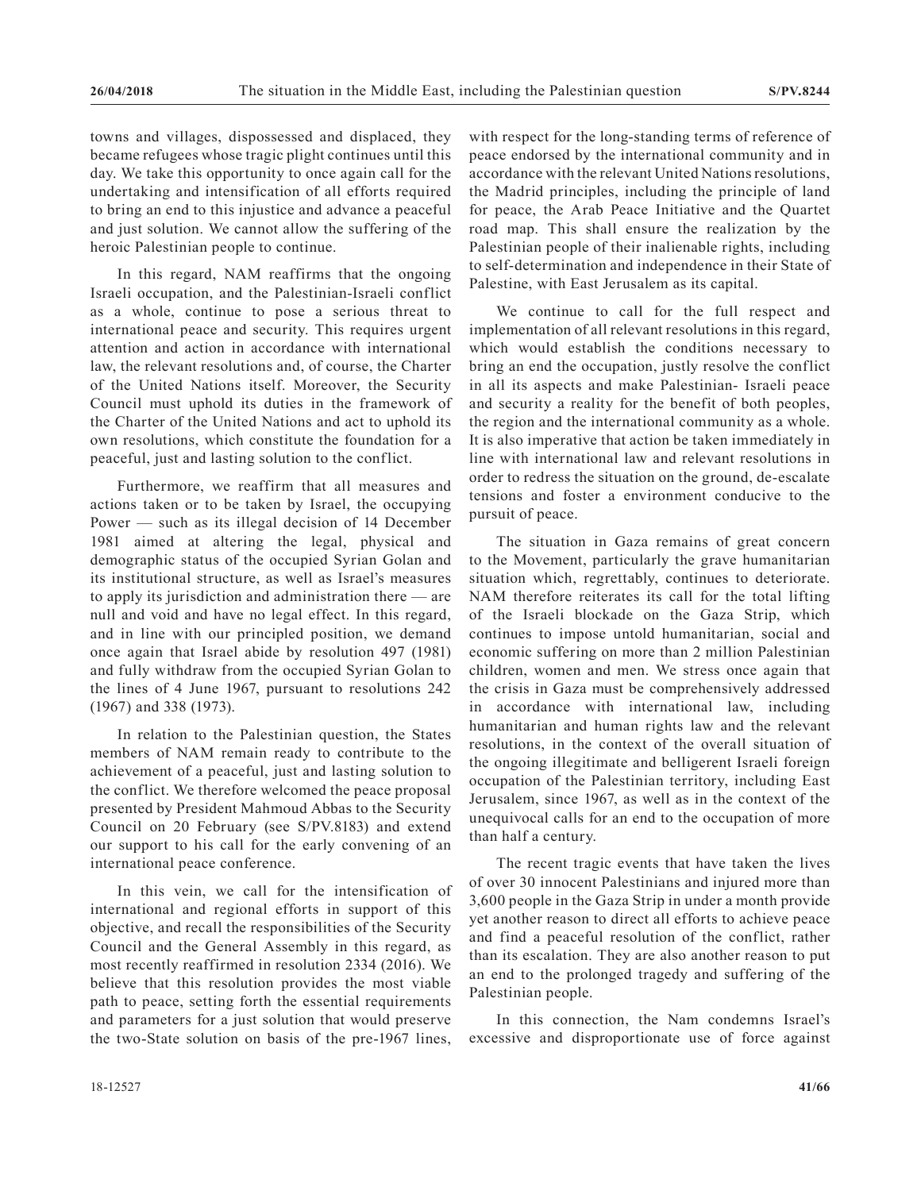towns and villages, dispossessed and displaced, they became refugees whose tragic plight continues until this day. We take this opportunity to once again call for the undertaking and intensification of all efforts required to bring an end to this injustice and advance a peaceful and just solution. We cannot allow the suffering of the heroic Palestinian people to continue.

In this regard, NAM reaffirms that the ongoing Israeli occupation, and the Palestinian-Israeli conflict as a whole, continue to pose a serious threat to international peace and security. This requires urgent attention and action in accordance with international law, the relevant resolutions and, of course, the Charter of the United Nations itself. Moreover, the Security Council must uphold its duties in the framework of the Charter of the United Nations and act to uphold its own resolutions, which constitute the foundation for a peaceful, just and lasting solution to the conflict.

Furthermore, we reaffirm that all measures and actions taken or to be taken by Israel, the occupying Power — such as its illegal decision of 14 December 1981 aimed at altering the legal, physical and demographic status of the occupied Syrian Golan and its institutional structure, as well as Israel's measures to apply its jurisdiction and administration there — are null and void and have no legal effect. In this regard, and in line with our principled position, we demand once again that Israel abide by resolution 497 (1981) and fully withdraw from the occupied Syrian Golan to the lines of 4 June 1967, pursuant to resolutions 242 (1967) and 338 (1973).

In relation to the Palestinian question, the States members of NAM remain ready to contribute to the achievement of a peaceful, just and lasting solution to the conflict. We therefore welcomed the peace proposal presented by President Mahmoud Abbas to the Security Council on 20 February (see S/PV.8183) and extend our support to his call for the early convening of an international peace conference.

In this vein, we call for the intensification of international and regional efforts in support of this objective, and recall the responsibilities of the Security Council and the General Assembly in this regard, as most recently reaffirmed in resolution 2334 (2016). We believe that this resolution provides the most viable path to peace, setting forth the essential requirements and parameters for a just solution that would preserve the two-State solution on basis of the pre-1967 lines, with respect for the long-standing terms of reference of peace endorsed by the international community and in accordance with the relevant United Nations resolutions, the Madrid principles, including the principle of land for peace, the Arab Peace Initiative and the Quartet road map. This shall ensure the realization by the Palestinian people of their inalienable rights, including to self-determination and independence in their State of Palestine, with East Jerusalem as its capital.

We continue to call for the full respect and implementation of all relevant resolutions in this regard, which would establish the conditions necessary to bring an end the occupation, justly resolve the conflict in all its aspects and make Palestinian- Israeli peace and security a reality for the benefit of both peoples, the region and the international community as a whole. It is also imperative that action be taken immediately in line with international law and relevant resolutions in order to redress the situation on the ground, de-escalate tensions and foster a environment conducive to the pursuit of peace.

The situation in Gaza remains of great concern to the Movement, particularly the grave humanitarian situation which, regrettably, continues to deteriorate. NAM therefore reiterates its call for the total lifting of the Israeli blockade on the Gaza Strip, which continues to impose untold humanitarian, social and economic suffering on more than 2 million Palestinian children, women and men. We stress once again that the crisis in Gaza must be comprehensively addressed in accordance with international law, including humanitarian and human rights law and the relevant resolutions, in the context of the overall situation of the ongoing illegitimate and belligerent Israeli foreign occupation of the Palestinian territory, including East Jerusalem, since 1967, as well as in the context of the unequivocal calls for an end to the occupation of more than half a century.

The recent tragic events that have taken the lives of over 30 innocent Palestinians and injured more than 3,600 people in the Gaza Strip in under a month provide yet another reason to direct all efforts to achieve peace and find a peaceful resolution of the conflict, rather than its escalation. They are also another reason to put an end to the prolonged tragedy and suffering of the Palestinian people.

In this connection, the Nam condemns Israel's excessive and disproportionate use of force against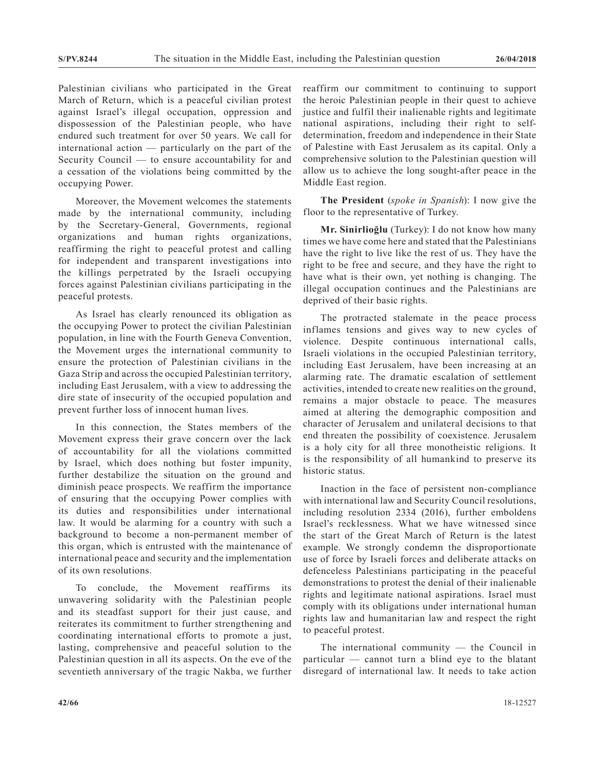Palestinian civilians who participated in the Great March of Return, which is a peaceful civilian protest against Israel's illegal occupation, oppression and dispossession of the Palestinian people, who have endured such treatment for over 50 years. We call for international action — particularly on the part of the Security Council — to ensure accountability for and a cessation of the violations being committed by the occupying Power.

Moreover, the Movement welcomes the statements made by the international community, including by the Secretary-General, Governments, regional organizations and human rights organizations, reaffirming the right to peaceful protest and calling for independent and transparent investigations into the killings perpetrated by the Israeli occupying forces against Palestinian civilians participating in the peaceful protests.

As Israel has clearly renounced its obligation as the occupying Power to protect the civilian Palestinian population, in line with the Fourth Geneva Convention, the Movement urges the international community to ensure the protection of Palestinian civilians in the Gaza Strip and across the occupied Palestinian territory, including East Jerusalem, with a view to addressing the dire state of insecurity of the occupied population and prevent further loss of innocent human lives.

In this connection, the States members of the Movement express their grave concern over the lack of accountability for all the violations committed by Israel, which does nothing but foster impunity, further destabilize the situation on the ground and diminish peace prospects. We reaffirm the importance of ensuring that the occupying Power complies with its duties and responsibilities under international law. It would be alarming for a country with such a background to become a non-permanent member of this organ, which is entrusted with the maintenance of international peace and security and the implementation of its own resolutions.

To conclude, the Movement reaffirms its unwavering solidarity with the Palestinian people and its steadfast support for their just cause, and reiterates its commitment to further strengthening and coordinating international efforts to promote a just, lasting, comprehensive and peaceful solution to the Palestinian question in all its aspects. On the eve of the seventieth anniversary of the tragic Nakba, we further reaffirm our commitment to continuing to support the heroic Palestinian people in their quest to achieve justice and fulfil their inalienable rights and legitimate national aspirations, including their right to self-determination, freedom and independence in their State of Palestine with East Jerusalem as its capital. Only a comprehensive solution to the Palestinian question will allow us to achieve the long sought-after peace in the Middle East region.

**The President** (*spoke in Spanish*): I now give the floor to the representative of Turkey.

**Mr. Sinirlioğlu** (Turkey): I do not know how many times we have come here and stated that the Palestinians have the right to live like the rest of us. They have the right to be free and secure, and they have the right to have what is their own, yet nothing is changing. The illegal occupation continues and the Palestinians are deprived of their basic rights.

The protracted stalemate in the peace process inflames tensions and gives way to new cycles of violence. Despite continuous international calls, Israeli violations in the occupied Palestinian territory, including East Jerusalem, have been increasing at an alarming rate. The dramatic escalation of settlement activities, intended to create new realities on the ground, remains a major obstacle to peace. The measures aimed at altering the demographic composition and character of Jerusalem and unilateral decisions to that end threaten the possibility of coexistence. Jerusalem is a holy city for all three monotheistic religions. It is the responsibility of all humankind to preserve its historic status.

Inaction in the face of persistent non-compliance with international law and Security Council resolutions, including resolution 2334 (2016), further emboldens Israel's recklessness. What we have witnessed since the start of the Great March of Return is the latest example. We strongly condemn the disproportionate use of force by Israeli forces and deliberate attacks on defenceless Palestinians participating in the peaceful demonstrations to protest the denial of their inalienable rights and legitimate national aspirations. Israel must comply with its obligations under international human rights law and humanitarian law and respect the right to peaceful protest.

The international community — the Council in particular — cannot turn a blind eye to the blatant disregard of international law. It needs to take action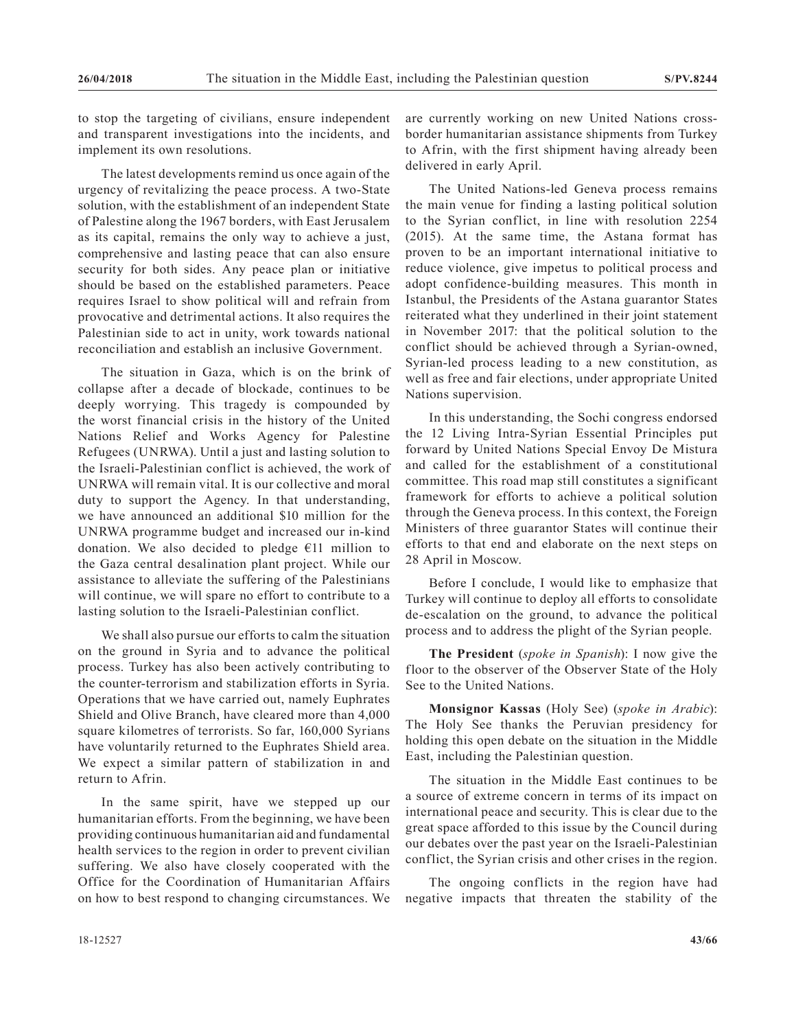to stop the targeting of civilians, ensure independent and transparent investigations into the incidents, and implement its own resolutions.

The latest developments remind us once again of the urgency of revitalizing the peace process. A two-State solution, with the establishment of an independent State of Palestine along the 1967 borders, with East Jerusalem as its capital, remains the only way to achieve a just, comprehensive and lasting peace that can also ensure security for both sides. Any peace plan or initiative should be based on the established parameters. Peace requires Israel to show political will and refrain from provocative and detrimental actions. It also requires the Palestinian side to act in unity, work towards national reconciliation and establish an inclusive Government.

The situation in Gaza, which is on the brink of collapse after a decade of blockade, continues to be deeply worrying. This tragedy is compounded by the worst financial crisis in the history of the United Nations Relief and Works Agency for Palestine Refugees (UNRWA). Until a just and lasting solution to the Israeli-Palestinian conflict is achieved, the work of UNRWA will remain vital. It is our collective and moral duty to support the Agency. In that understanding, we have announced an additional $10 million for the UNRWA programme budget and increased our in-kind donation. We also decided to pledge €11 million to the Gaza central desalination plant project. While our assistance to alleviate the suffering of the Palestinians will continue, we will spare no effort to contribute to a lasting solution to the Israeli-Palestinian conflict.

We shall also pursue our efforts to calm the situation on the ground in Syria and to advance the political process. Turkey has also been actively contributing to the counter-terrorism and stabilization efforts in Syria. Operations that we have carried out, namely Euphrates Shield and Olive Branch, have cleared more than 4,000 square kilometres of terrorists. So far, 160,000 Syrians have voluntarily returned to the Euphrates Shield area. We expect a similar pattern of stabilization in and return to Afrin.

In the same spirit, have we stepped up our humanitarian efforts. From the beginning, we have been providing continuous humanitarian aid and fundamental health services to the region in order to prevent civilian suffering. We also have closely cooperated with the Office for the Coordination of Humanitarian Affairs on how to best respond to changing circumstances. We are currently working on new United Nations cross-border humanitarian assistance shipments from Turkey to Afrin, with the first shipment having already been delivered in early April.

The United Nations-led Geneva process remains the main venue for finding a lasting political solution to the Syrian conflict, in line with resolution 2254 (2015). At the same time, the Astana format has proven to be an important international initiative to reduce violence, give impetus to political process and adopt confidence-building measures. This month in Istanbul, the Presidents of the Astana guarantor States reiterated what they underlined in their joint statement in November 2017: that the political solution to the conflict should be achieved through a Syrian-owned, Syrian-led process leading to a new constitution, as well as free and fair elections, under appropriate United Nations supervision.

In this understanding, the Sochi congress endorsed the 12 Living Intra-Syrian Essential Principles put forward by United Nations Special Envoy De Mistura and called for the establishment of a constitutional committee. This road map still constitutes a significant framework for efforts to achieve a political solution through the Geneva process. In this context, the Foreign Ministers of three guarantor States will continue their efforts to that end and elaborate on the next steps on 28 April in Moscow.

Before I conclude, I would like to emphasize that Turkey will continue to deploy all efforts to consolidate de-escalation on the ground, to advance the political process and to address the plight of the Syrian people.

**The President** (*spoke in Spanish*): I now give the floor to the observer of the Observer State of the Holy See to the United Nations.

**Monsignor Kassas** (Holy See) (*spoke in Arabic*): The Holy See thanks the Peruvian presidency for holding this open debate on the situation in the Middle East, including the Palestinian question.

The situation in the Middle East continues to be a source of extreme concern in terms of its impact on international peace and security. This is clear due to the great space afforded to this issue by the Council during our debates over the past year on the Israeli-Palestinian conflict, the Syrian crisis and other crises in the region.

The ongoing conflicts in the region have had negative impacts that threaten the stability of the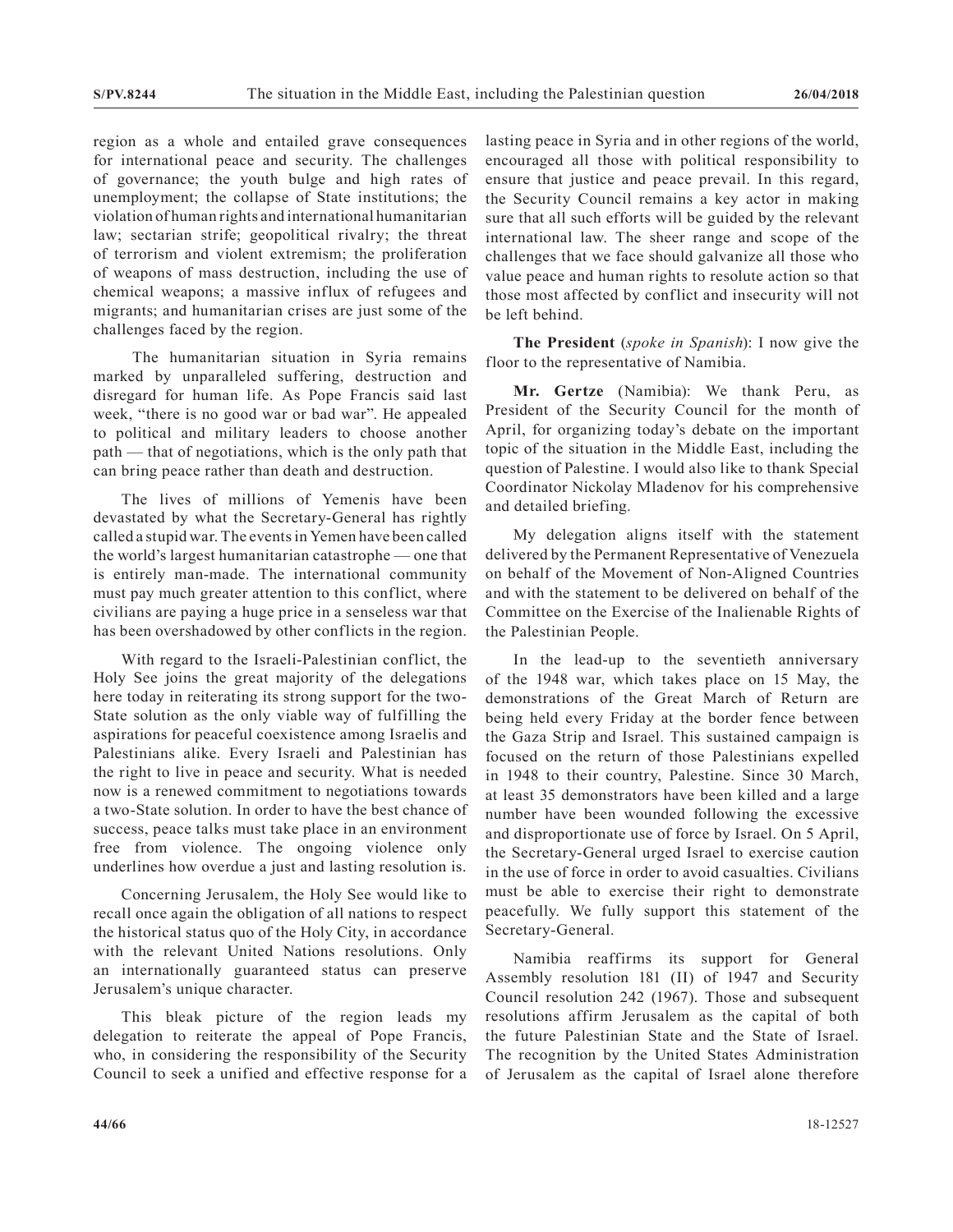region as a whole and entailed grave consequences for international peace and security. The challenges of governance; the youth bulge and high rates of unemployment; the collapse of State institutions; the violation of human rights and international humanitarian law; sectarian strife; geopolitical rivalry; the threat of terrorism and violent extremism; the proliferation of weapons of mass destruction, including the use of chemical weapons; a massive influx of refugees and migrants; and humanitarian crises are just some of the challenges faced by the region.

The humanitarian situation in Syria remains marked by unparalleled suffering, destruction and disregard for human life. As Pope Francis said last week, "there is no good war or bad war". He appealed to political and military leaders to choose another path — that of negotiations, which is the only path that can bring peace rather than death and destruction.

The lives of millions of Yemenis have been devastated by what the Secretary-General has rightly called a stupid war. The events in Yemen have been called the world's largest humanitarian catastrophe — one that is entirely man-made. The international community must pay much greater attention to this conflict, where civilians are paying a huge price in a senseless war that has been overshadowed by other conflicts in the region.

With regard to the Israeli-Palestinian conflict, the Holy See joins the great majority of the delegations here today in reiterating its strong support for the two-State solution as the only viable way of fulfilling the aspirations for peaceful coexistence among Israelis and Palestinians alike. Every Israeli and Palestinian has the right to live in peace and security. What is needed now is a renewed commitment to negotiations towards a two-State solution. In order to have the best chance of success, peace talks must take place in an environment free from violence. The ongoing violence only underlines how overdue a just and lasting resolution is.

Concerning Jerusalem, the Holy See would like to recall once again the obligation of all nations to respect the historical status quo of the Holy City, in accordance with the relevant United Nations resolutions. Only an internationally guaranteed status can preserve Jerusalem's unique character.

This bleak picture of the region leads my delegation to reiterate the appeal of Pope Francis, who, in considering the responsibility of the Security Council to seek a unified and effective response for a lasting peace in Syria and in other regions of the world, encouraged all those with political responsibility to ensure that justice and peace prevail. In this regard, the Security Council remains a key actor in making sure that all such efforts will be guided by the relevant international law. The sheer range and scope of the challenges that we face should galvanize all those who value peace and human rights to resolute action so that those most affected by conflict and insecurity will not be left behind.

**The President** (*spoke in Spanish*): I now give the floor to the representative of Namibia.

**Mr. Gertze** (Namibia): We thank Peru, as President of the Security Council for the month of April, for organizing today's debate on the important topic of the situation in the Middle East, including the question of Palestine. I would also like to thank Special Coordinator Nickolay Mladenov for his comprehensive and detailed briefing.

My delegation aligns itself with the statement delivered by the Permanent Representative of Venezuela on behalf of the Movement of Non-Aligned Countries and with the statement to be delivered on behalf of the Committee on the Exercise of the Inalienable Rights of the Palestinian People.

In the lead-up to the seventieth anniversary of the 1948 war, which takes place on 15 May, the demonstrations of the Great March of Return are being held every Friday at the border fence between the Gaza Strip and Israel. This sustained campaign is focused on the return of those Palestinians expelled in 1948 to their country, Palestine. Since 30 March, at least 35 demonstrators have been killed and a large number have been wounded following the excessive and disproportionate use of force by Israel. On 5 April, the Secretary-General urged Israel to exercise caution in the use of force in order to avoid casualties. Civilians must be able to exercise their right to demonstrate peacefully. We fully support this statement of the Secretary-General.

Namibia reaffirms its support for General Assembly resolution 181 (II) of 1947 and Security Council resolution 242 (1967). Those and subsequent resolutions affirm Jerusalem as the capital of both the future Palestinian State and the State of Israel. The recognition by the United States Administration of Jerusalem as the capital of Israel alone therefore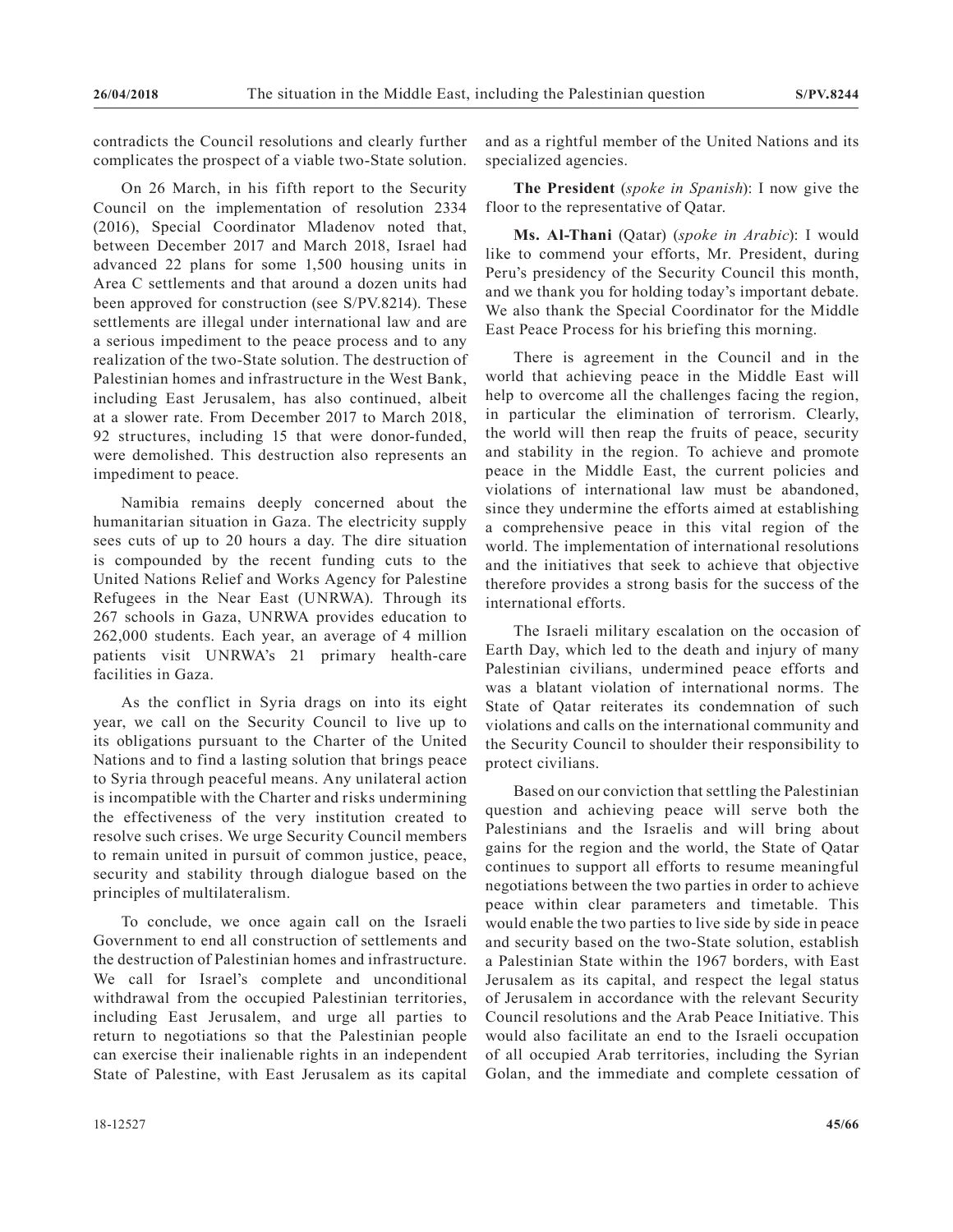contradicts the Council resolutions and clearly further complicates the prospect of a viable two-State solution.

On 26 March, in his fifth report to the Security Council on the implementation of resolution 2334 (2016), Special Coordinator Mladenov noted that, between December 2017 and March 2018, Israel had advanced 22 plans for some 1,500 housing units in Area C settlements and that around a dozen units had been approved for construction (see S/PV.8214). These settlements are illegal under international law and are a serious impediment to the peace process and to any realization of the two-State solution. The destruction of Palestinian homes and infrastructure in the West Bank, including East Jerusalem, has also continued, albeit at a slower rate. From December 2017 to March 2018, 92 structures, including 15 that were donor-funded, were demolished. This destruction also represents an impediment to peace.

Namibia remains deeply concerned about the humanitarian situation in Gaza. The electricity supply sees cuts of up to 20 hours a day. The dire situation is compounded by the recent funding cuts to the United Nations Relief and Works Agency for Palestine Refugees in the Near East (UNRWA). Through its 267 schools in Gaza, UNRWA provides education to 262,000 students. Each year, an average of 4 million patients visit UNRWA's 21 primary health-care facilities in Gaza.

As the conflict in Syria drags on into its eight year, we call on the Security Council to live up to its obligations pursuant to the Charter of the United Nations and to find a lasting solution that brings peace to Syria through peaceful means. Any unilateral action is incompatible with the Charter and risks undermining the effectiveness of the very institution created to resolve such crises. We urge Security Council members to remain united in pursuit of common justice, peace, security and stability through dialogue based on the principles of multilateralism.

To conclude, we once again call on the Israeli Government to end all construction of settlements and the destruction of Palestinian homes and infrastructure. We call for Israel's complete and unconditional withdrawal from the occupied Palestinian territories, including East Jerusalem, and urge all parties to return to negotiations so that the Palestinian people can exercise their inalienable rights in an independent State of Palestine, with East Jerusalem as its capital and as a rightful member of the United Nations and its specialized agencies.

**The President** (*spoke in Spanish*): I now give the floor to the representative of Qatar.

**Ms. Al-Thani** (Qatar) (*spoke in Arabic*): I would like to commend your efforts, Mr. President, during Peru's presidency of the Security Council this month, and we thank you for holding today's important debate. We also thank the Special Coordinator for the Middle East Peace Process for his briefing this morning.

There is agreement in the Council and in the world that achieving peace in the Middle East will help to overcome all the challenges facing the region, in particular the elimination of terrorism. Clearly, the world will then reap the fruits of peace, security and stability in the region. To achieve and promote peace in the Middle East, the current policies and violations of international law must be abandoned, since they undermine the efforts aimed at establishing a comprehensive peace in this vital region of the world. The implementation of international resolutions and the initiatives that seek to achieve that objective therefore provides a strong basis for the success of the international efforts.

The Israeli military escalation on the occasion of Earth Day, which led to the death and injury of many Palestinian civilians, undermined peace efforts and was a blatant violation of international norms. The State of Qatar reiterates its condemnation of such violations and calls on the international community and the Security Council to shoulder their responsibility to protect civilians.

Based on our conviction that settling the Palestinian question and achieving peace will serve both the Palestinians and the Israelis and will bring about gains for the region and the world, the State of Qatar continues to support all efforts to resume meaningful negotiations between the two parties in order to achieve peace within clear parameters and timetable. This would enable the two parties to live side by side in peace and security based on the two-State solution, establish a Palestinian State within the 1967 borders, with East Jerusalem as its capital, and respect the legal status of Jerusalem in accordance with the relevant Security Council resolutions and the Arab Peace Initiative. This would also facilitate an end to the Israeli occupation of all occupied Arab territories, including the Syrian Golan, and the immediate and complete cessation of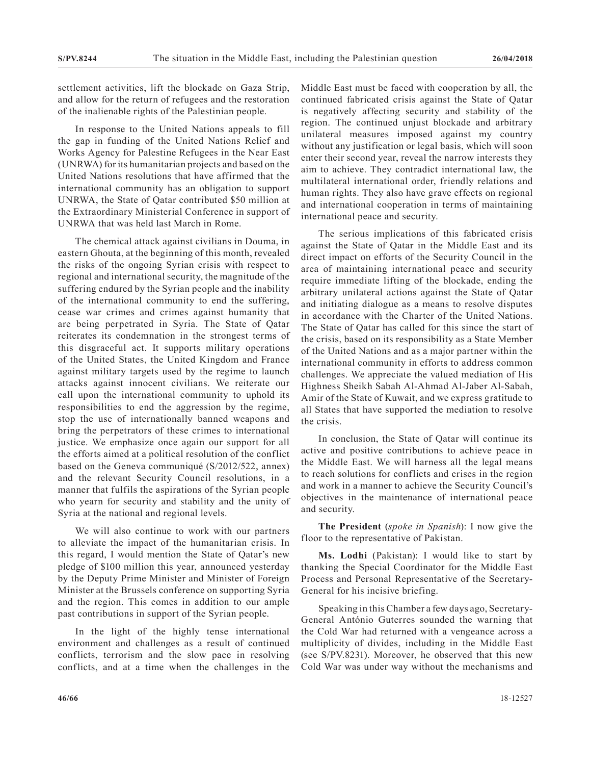settlement activities, lift the blockade on Gaza Strip, and allow for the return of refugees and the restoration of the inalienable rights of the Palestinian people.

In response to the United Nations appeals to fill the gap in funding of the United Nations Relief and Works Agency for Palestine Refugees in the Near East (UNRWA) for its humanitarian projects and based on the United Nations resolutions that have affirmed that the international community has an obligation to support UNRWA, the State of Qatar contributed $50 million at the Extraordinary Ministerial Conference in support of UNRWA that was held last March in Rome.

The chemical attack against civilians in Douma, in eastern Ghouta, at the beginning of this month, revealed the risks of the ongoing Syrian crisis with respect to regional and international security, the magnitude of the suffering endured by the Syrian people and the inability of the international community to end the suffering, cease war crimes and crimes against humanity that are being perpetrated in Syria. The State of Qatar reiterates its condemnation in the strongest terms of this disgraceful act. It supports military operations of the United States, the United Kingdom and France against military targets used by the regime to launch attacks against innocent civilians. We reiterate our call upon the international community to uphold its responsibilities to end the aggression by the regime, stop the use of internationally banned weapons and bring the perpetrators of these crimes to international justice. We emphasize once again our support for all the efforts aimed at a political resolution of the conflict based on the Geneva communiqué (S/2012/522, annex) and the relevant Security Council resolutions, in a manner that fulfils the aspirations of the Syrian people who yearn for security and stability and the unity of Syria at the national and regional levels.

We will also continue to work with our partners to alleviate the impact of the humanitarian crisis. In this regard, I would mention the State of Qatar's new pledge of $100 million this year, announced yesterday by the Deputy Prime Minister and Minister of Foreign Minister at the Brussels conference on supporting Syria and the region. This comes in addition to our ample past contributions in support of the Syrian people.

In the light of the highly tense international environment and challenges as a result of continued conflicts, terrorism and the slow pace in resolving conflicts, and at a time when the challenges in the Middle East must be faced with cooperation by all, the continued fabricated crisis against the State of Qatar is negatively affecting security and stability of the region. The continued unjust blockade and arbitrary unilateral measures imposed against my country without any justification or legal basis, which will soon enter their second year, reveal the narrow interests they aim to achieve. They contradict international law, the multilateral international order, friendly relations and human rights. They also have grave effects on regional and international cooperation in terms of maintaining international peace and security.

The serious implications of this fabricated crisis against the State of Qatar in the Middle East and its direct impact on efforts of the Security Council in the area of maintaining international peace and security require immediate lifting of the blockade, ending the arbitrary unilateral actions against the State of Qatar and initiating dialogue as a means to resolve disputes in accordance with the Charter of the United Nations. The State of Qatar has called for this since the start of the crisis, based on its responsibility as a State Member of the United Nations and as a major partner within the international community in efforts to address common challenges. We appreciate the valued mediation of His Highness Sheikh Sabah Al-Ahmad Al-Jaber Al-Sabah, Amir of the State of Kuwait, and we express gratitude to all States that have supported the mediation to resolve the crisis.

In conclusion, the State of Qatar will continue its active and positive contributions to achieve peace in the Middle East. We will harness all the legal means to reach solutions for conflicts and crises in the region and work in a manner to achieve the Security Council's objectives in the maintenance of international peace and security.

**The President** (*spoke in Spanish*): I now give the floor to the representative of Pakistan.

**Ms. Lodhi** (Pakistan): I would like to start by thanking the Special Coordinator for the Middle East Process and Personal Representative of the Secretary-General for his incisive briefing.

Speaking in this Chamber a few days ago, Secretary-General António Guterres sounded the warning that the Cold War had returned with a vengeance across a multiplicity of divides, including in the Middle East (see S/PV.8231). Moreover, he observed that this new Cold War was under way without the mechanisms and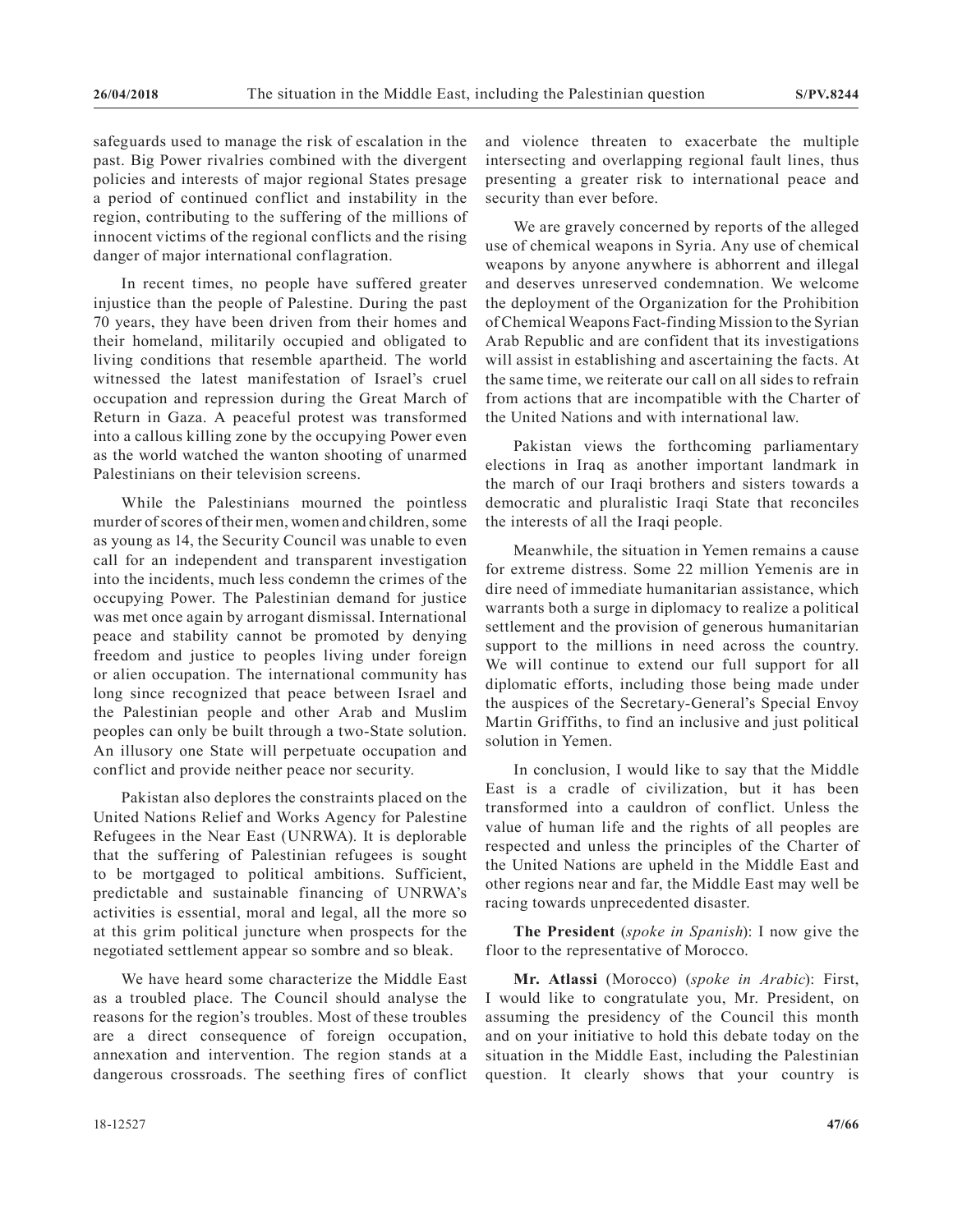safeguards used to manage the risk of escalation in the past. Big Power rivalries combined with the divergent policies and interests of major regional States presage a period of continued conflict and instability in the region, contributing to the suffering of the millions of innocent victims of the regional conflicts and the rising danger of major international conflagration.

In recent times, no people have suffered greater injustice than the people of Palestine. During the past 70 years, they have been driven from their homes and their homeland, militarily occupied and obligated to living conditions that resemble apartheid. The world witnessed the latest manifestation of Israel's cruel occupation and repression during the Great March of Return in Gaza. A peaceful protest was transformed into a callous killing zone by the occupying Power even as the world watched the wanton shooting of unarmed Palestinians on their television screens.

While the Palestinians mourned the pointless murder of scores of their men, women and children, some as young as 14, the Security Council was unable to even call for an independent and transparent investigation into the incidents, much less condemn the crimes of the occupying Power. The Palestinian demand for justice was met once again by arrogant dismissal. International peace and stability cannot be promoted by denying freedom and justice to peoples living under foreign or alien occupation. The international community has long since recognized that peace between Israel and the Palestinian people and other Arab and Muslim peoples can only be built through a two-State solution. An illusory one State will perpetuate occupation and conflict and provide neither peace nor security.

Pakistan also deplores the constraints placed on the United Nations Relief and Works Agency for Palestine Refugees in the Near East (UNRWA). It is deplorable that the suffering of Palestinian refugees is sought to be mortgaged to political ambitions. Sufficient, predictable and sustainable financing of UNRWA's activities is essential, moral and legal, all the more so at this grim political juncture when prospects for the negotiated settlement appear so sombre and so bleak.

We have heard some characterize the Middle East as a troubled place. The Council should analyse the reasons for the region's troubles. Most of these troubles are a direct consequence of foreign occupation, annexation and intervention. The region stands at a dangerous crossroads. The seething fires of conflict and violence threaten to exacerbate the multiple intersecting and overlapping regional fault lines, thus presenting a greater risk to international peace and security than ever before.

We are gravely concerned by reports of the alleged use of chemical weapons in Syria. Any use of chemical weapons by anyone anywhere is abhorrent and illegal and deserves unreserved condemnation. We welcome the deployment of the Organization for the Prohibition of Chemical Weapons Fact-finding Mission to the Syrian Arab Republic and are confident that its investigations will assist in establishing and ascertaining the facts. At the same time, we reiterate our call on all sides to refrain from actions that are incompatible with the Charter of the United Nations and with international law.

Pakistan views the forthcoming parliamentary elections in Iraq as another important landmark in the march of our Iraqi brothers and sisters towards a democratic and pluralistic Iraqi State that reconciles the interests of all the Iraqi people.

Meanwhile, the situation in Yemen remains a cause for extreme distress. Some 22 million Yemenis are in dire need of immediate humanitarian assistance, which warrants both a surge in diplomacy to realize a political settlement and the provision of generous humanitarian support to the millions in need across the country. We will continue to extend our full support for all diplomatic efforts, including those being made under the auspices of the Secretary-General's Special Envoy Martin Griffiths, to find an inclusive and just political solution in Yemen.

In conclusion, I would like to say that the Middle East is a cradle of civilization, but it has been transformed into a cauldron of conflict. Unless the value of human life and the rights of all peoples are respected and unless the principles of the Charter of the United Nations are upheld in the Middle East and other regions near and far, the Middle East may well be racing towards unprecedented disaster.

**The President** (*spoke in Spanish*): I now give the floor to the representative of Morocco.

**Mr. Atlassi** (Morocco) (*spoke in Arabic*): First, I would like to congratulate you, Mr. President, on assuming the presidency of the Council this month and on your initiative to hold this debate today on the situation in the Middle East, including the Palestinian question. It clearly shows that your country is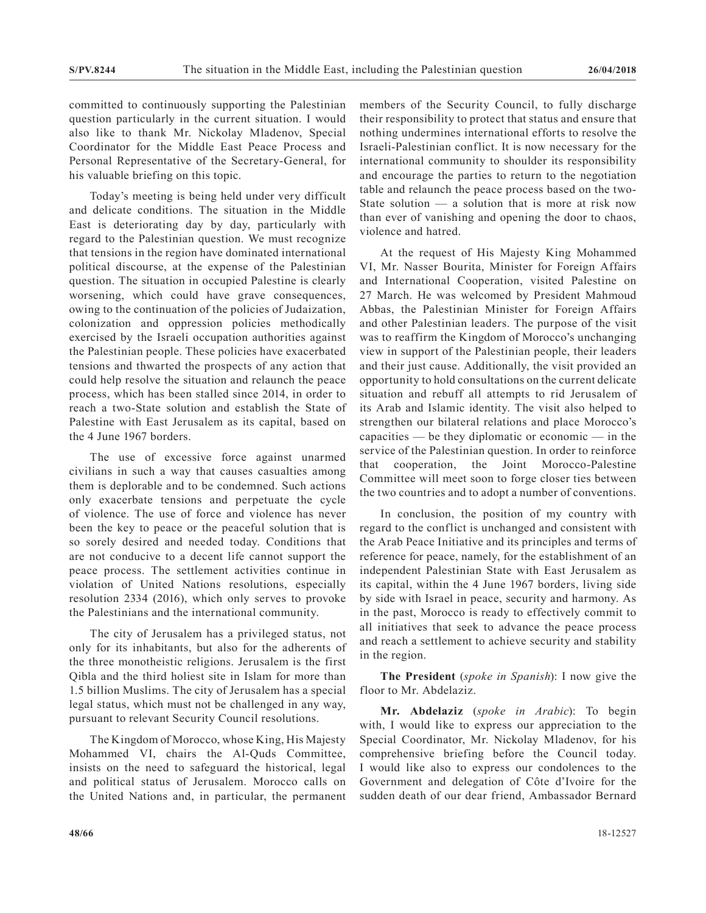committed to continuously supporting the Palestinian question particularly in the current situation. I would also like to thank Mr. Nickolay Mladenov, Special Coordinator for the Middle East Peace Process and Personal Representative of the Secretary-General, for his valuable briefing on this topic.

Today's meeting is being held under very difficult and delicate conditions. The situation in the Middle East is deteriorating day by day, particularly with regard to the Palestinian question. We must recognize that tensions in the region have dominated international political discourse, at the expense of the Palestinian question. The situation in occupied Palestine is clearly worsening, which could have grave consequences, owing to the continuation of the policies of Judaization, colonization and oppression policies methodically exercised by the Israeli occupation authorities against the Palestinian people. These policies have exacerbated tensions and thwarted the prospects of any action that could help resolve the situation and relaunch the peace process, which has been stalled since 2014, in order to reach a two-State solution and establish the State of Palestine with East Jerusalem as its capital, based on the 4 June 1967 borders.

The use of excessive force against unarmed civilians in such a way that causes casualties among them is deplorable and to be condemned. Such actions only exacerbate tensions and perpetuate the cycle of violence. The use of force and violence has never been the key to peace or the peaceful solution that is so sorely desired and needed today. Conditions that are not conducive to a decent life cannot support the peace process. The settlement activities continue in violation of United Nations resolutions, especially resolution 2334 (2016), which only serves to provoke the Palestinians and the international community.

The city of Jerusalem has a privileged status, not only for its inhabitants, but also for the adherents of the three monotheistic religions. Jerusalem is the first Qibla and the third holiest site in Islam for more than 1.5 billion Muslims. The city of Jerusalem has a special legal status, which must not be challenged in any way, pursuant to relevant Security Council resolutions.

The Kingdom of Morocco, whose King, His Majesty Mohammed VI, chairs the Al-Quds Committee, insists on the need to safeguard the historical, legal and political status of Jerusalem. Morocco calls on the United Nations and, in particular, the permanent members of the Security Council, to fully discharge their responsibility to protect that status and ensure that nothing undermines international efforts to resolve the Israeli-Palestinian conflict. It is now necessary for the international community to shoulder its responsibility and encourage the parties to return to the negotiation table and relaunch the peace process based on the two-State solution — a solution that is more at risk now than ever of vanishing and opening the door to chaos, violence and hatred.

At the request of His Majesty King Mohammed VI, Mr. Nasser Bourita, Minister for Foreign Affairs and International Cooperation, visited Palestine on 27 March. He was welcomed by President Mahmoud Abbas, the Palestinian Minister for Foreign Affairs and other Palestinian leaders. The purpose of the visit was to reaffirm the Kingdom of Morocco's unchanging view in support of the Palestinian people, their leaders and their just cause. Additionally, the visit provided an opportunity to hold consultations on the current delicate situation and rebuff all attempts to rid Jerusalem of its Arab and Islamic identity. The visit also helped to strengthen our bilateral relations and place Morocco's capacities — be they diplomatic or economic — in the service of the Palestinian question. In order to reinforce that cooperation, the Joint Morocco-Palestine Committee will meet soon to forge closer ties between the two countries and to adopt a number of conventions.

In conclusion, the position of my country with regard to the conflict is unchanged and consistent with the Arab Peace Initiative and its principles and terms of reference for peace, namely, for the establishment of an independent Palestinian State with East Jerusalem as its capital, within the 4 June 1967 borders, living side by side with Israel in peace, security and harmony. As in the past, Morocco is ready to effectively commit to all initiatives that seek to advance the peace process and reach a settlement to achieve security and stability in the region.

**The President** (*spoke in Spanish*): I now give the floor to Mr. Abdelaziz.

**Mr. Abdelaziz** (*spoke in Arabic*): To begin with, I would like to express our appreciation to the Special Coordinator, Mr. Nickolay Mladenov, for his comprehensive briefing before the Council today. I would like also to express our condolences to the Government and delegation of Côte d'Ivoire for the sudden death of our dear friend, Ambassador Bernard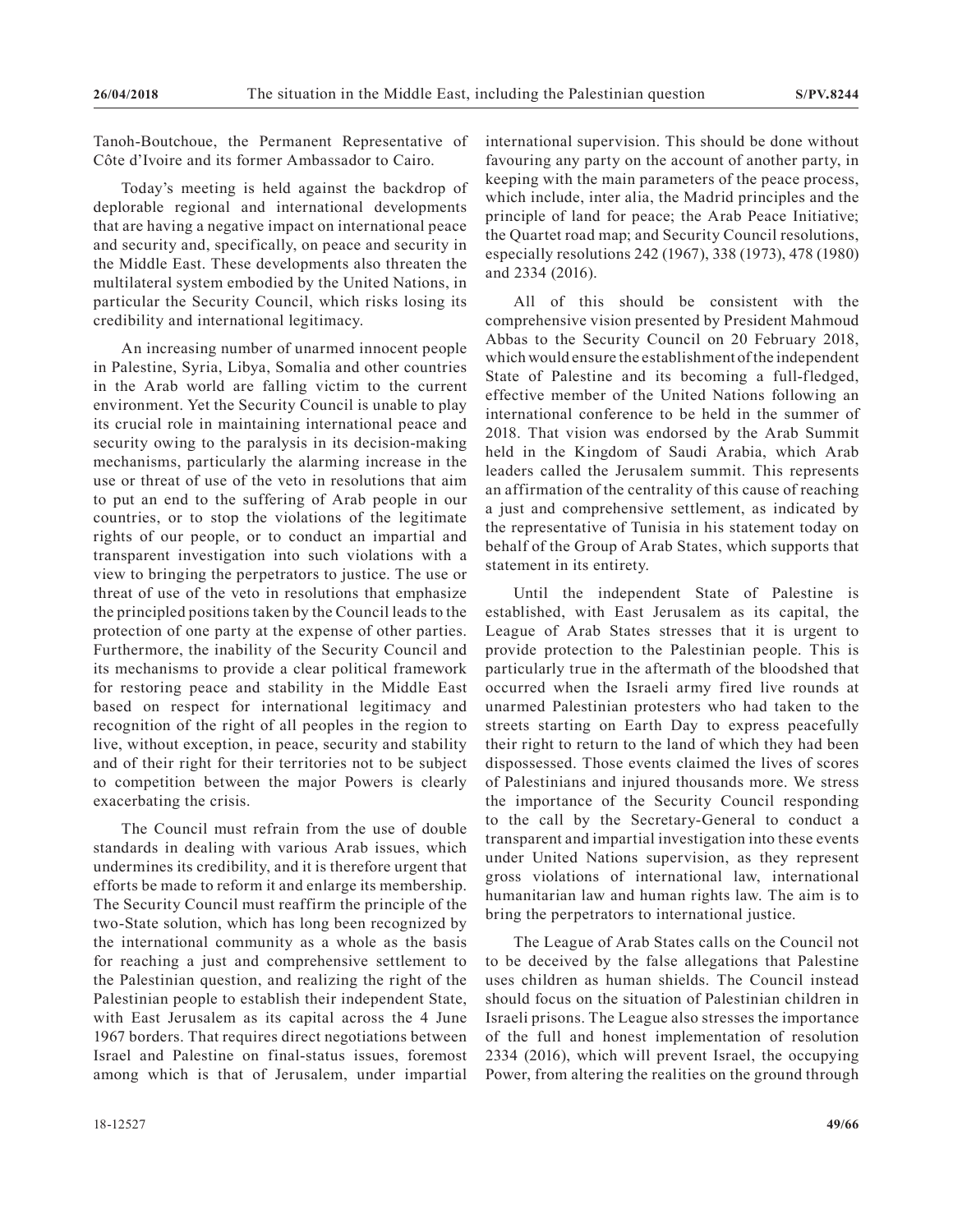Tanoh-Boutchoue, the Permanent Representative of Côte d'Ivoire and its former Ambassador to Cairo.

Today's meeting is held against the backdrop of deplorable regional and international developments that are having a negative impact on international peace and security and, specifically, on peace and security in the Middle East. These developments also threaten the multilateral system embodied by the United Nations, in particular the Security Council, which risks losing its credibility and international legitimacy.

An increasing number of unarmed innocent people in Palestine, Syria, Libya, Somalia and other countries in the Arab world are falling victim to the current environment. Yet the Security Council is unable to play its crucial role in maintaining international peace and security owing to the paralysis in its decision-making mechanisms, particularly the alarming increase in the use or threat of use of the veto in resolutions that aim to put an end to the suffering of Arab people in our countries, or to stop the violations of the legitimate rights of our people, or to conduct an impartial and transparent investigation into such violations with a view to bringing the perpetrators to justice. The use or threat of use of the veto in resolutions that emphasize the principled positions taken by the Council leads to the protection of one party at the expense of other parties. Furthermore, the inability of the Security Council and its mechanisms to provide a clear political framework for restoring peace and stability in the Middle East based on respect for international legitimacy and recognition of the right of all peoples in the region to live, without exception, in peace, security and stability and of their right for their territories not to be subject to competition between the major Powers is clearly exacerbating the crisis.

The Council must refrain from the use of double standards in dealing with various Arab issues, which undermines its credibility, and it is therefore urgent that efforts be made to reform it and enlarge its membership. The Security Council must reaffirm the principle of the two-State solution, which has long been recognized by the international community as a whole as the basis for reaching a just and comprehensive settlement to the Palestinian question, and realizing the right of the Palestinian people to establish their independent State, with East Jerusalem as its capital across the 4 June 1967 borders. That requires direct negotiations between Israel and Palestine on final-status issues, foremost among which is that of Jerusalem, under impartial international supervision. This should be done without favouring any party on the account of another party, in keeping with the main parameters of the peace process, which include, inter alia, the Madrid principles and the principle of land for peace; the Arab Peace Initiative; the Quartet road map; and Security Council resolutions, especially resolutions 242 (1967), 338 (1973), 478 (1980) and 2334 (2016).

All of this should be consistent with the comprehensive vision presented by President Mahmoud Abbas to the Security Council on 20 February 2018, which would ensure the establishment of the independent State of Palestine and its becoming a full-fledged, effective member of the United Nations following an international conference to be held in the summer of 2018. That vision was endorsed by the Arab Summit held in the Kingdom of Saudi Arabia, which Arab leaders called the Jerusalem summit. This represents an affirmation of the centrality of this cause of reaching a just and comprehensive settlement, as indicated by the representative of Tunisia in his statement today on behalf of the Group of Arab States, which supports that statement in its entirety.

Until the independent State of Palestine is established, with East Jerusalem as its capital, the League of Arab States stresses that it is urgent to provide protection to the Palestinian people. This is particularly true in the aftermath of the bloodshed that occurred when the Israeli army fired live rounds at unarmed Palestinian protesters who had taken to the streets starting on Earth Day to express peacefully their right to return to the land of which they had been dispossessed. Those events claimed the lives of scores of Palestinians and injured thousands more. We stress the importance of the Security Council responding to the call by the Secretary-General to conduct a transparent and impartial investigation into these events under United Nations supervision, as they represent gross violations of international law, international humanitarian law and human rights law. The aim is to bring the perpetrators to international justice.

The League of Arab States calls on the Council not to be deceived by the false allegations that Palestine uses children as human shields. The Council instead should focus on the situation of Palestinian children in Israeli prisons. The League also stresses the importance of the full and honest implementation of resolution 2334 (2016), which will prevent Israel, the occupying Power, from altering the realities on the ground through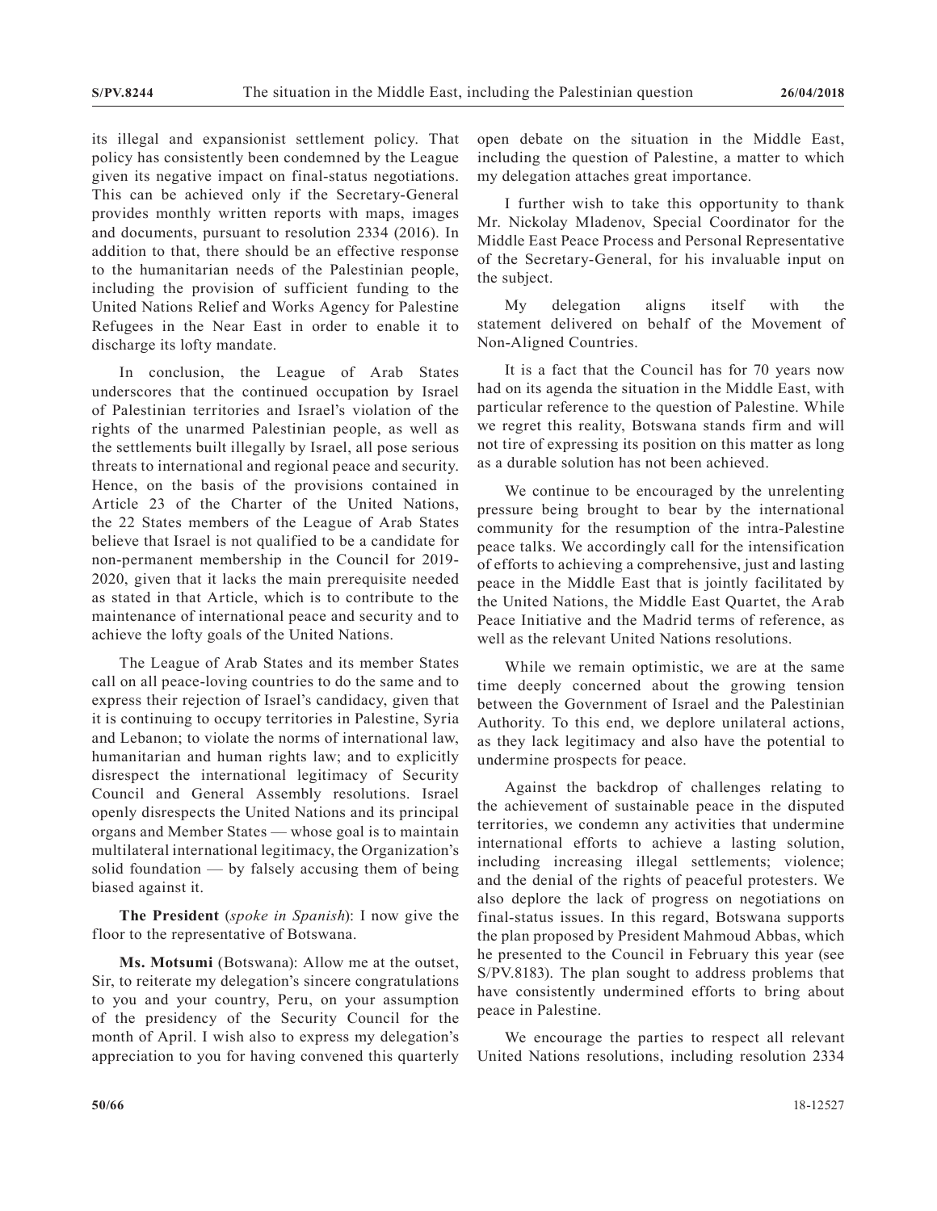its illegal and expansionist settlement policy. That policy has consistently been condemned by the League given its negative impact on final-status negotiations. This can be achieved only if the Secretary-General provides monthly written reports with maps, images and documents, pursuant to resolution 2334 (2016). In addition to that, there should be an effective response to the humanitarian needs of the Palestinian people, including the provision of sufficient funding to the United Nations Relief and Works Agency for Palestine Refugees in the Near East in order to enable it to discharge its lofty mandate.

In conclusion, the League of Arab States underscores that the continued occupation by Israel of Palestinian territories and Israel's violation of the rights of the unarmed Palestinian people, as well as the settlements built illegally by Israel, all pose serious threats to international and regional peace and security. Hence, on the basis of the provisions contained in Article 23 of the Charter of the United Nations, the 22 States members of the League of Arab States believe that Israel is not qualified to be a candidate for non-permanent membership in the Council for 2019-2020, given that it lacks the main prerequisite needed as stated in that Article, which is to contribute to the maintenance of international peace and security and to achieve the lofty goals of the United Nations.

The League of Arab States and its member States call on all peace-loving countries to do the same and to express their rejection of Israel's candidacy, given that it is continuing to occupy territories in Palestine, Syria and Lebanon; to violate the norms of international law, humanitarian and human rights law; and to explicitly disrespect the international legitimacy of Security Council and General Assembly resolutions. Israel openly disrespects the United Nations and its principal organs and Member States — whose goal is to maintain multilateral international legitimacy, the Organization's solid foundation — by falsely accusing them of being biased against it.

**The President** (*spoke in Spanish*): I now give the floor to the representative of Botswana.

**Ms. Motsumi** (Botswana): Allow me at the outset, Sir, to reiterate my delegation's sincere congratulations to you and your country, Peru, on your assumption of the presidency of the Security Council for the month of April. I wish also to express my delegation's appreciation to you for having convened this quarterly open debate on the situation in the Middle East, including the question of Palestine, a matter to which my delegation attaches great importance.

I further wish to take this opportunity to thank Mr. Nickolay Mladenov, Special Coordinator for the Middle East Peace Process and Personal Representative of the Secretary-General, for his invaluable input on the subject.

My delegation aligns itself with the statement delivered on behalf of the Movement of Non-Aligned Countries.

It is a fact that the Council has for 70 years now had on its agenda the situation in the Middle East, with particular reference to the question of Palestine. While we regret this reality, Botswana stands firm and will not tire of expressing its position on this matter as long as a durable solution has not been achieved.

We continue to be encouraged by the unrelenting pressure being brought to bear by the international community for the resumption of the intra-Palestine peace talks. We accordingly call for the intensification of efforts to achieving a comprehensive, just and lasting peace in the Middle East that is jointly facilitated by the United Nations, the Middle East Quartet, the Arab Peace Initiative and the Madrid terms of reference, as well as the relevant United Nations resolutions.

While we remain optimistic, we are at the same time deeply concerned about the growing tension between the Government of Israel and the Palestinian Authority. To this end, we deplore unilateral actions, as they lack legitimacy and also have the potential to undermine prospects for peace.

Against the backdrop of challenges relating to the achievement of sustainable peace in the disputed territories, we condemn any activities that undermine international efforts to achieve a lasting solution, including increasing illegal settlements; violence; and the denial of the rights of peaceful protesters. We also deplore the lack of progress on negotiations on final-status issues. In this regard, Botswana supports the plan proposed by President Mahmoud Abbas, which he presented to the Council in February this year (see S/PV.8183). The plan sought to address problems that have consistently undermined efforts to bring about peace in Palestine.

We encourage the parties to respect all relevant United Nations resolutions, including resolution 2334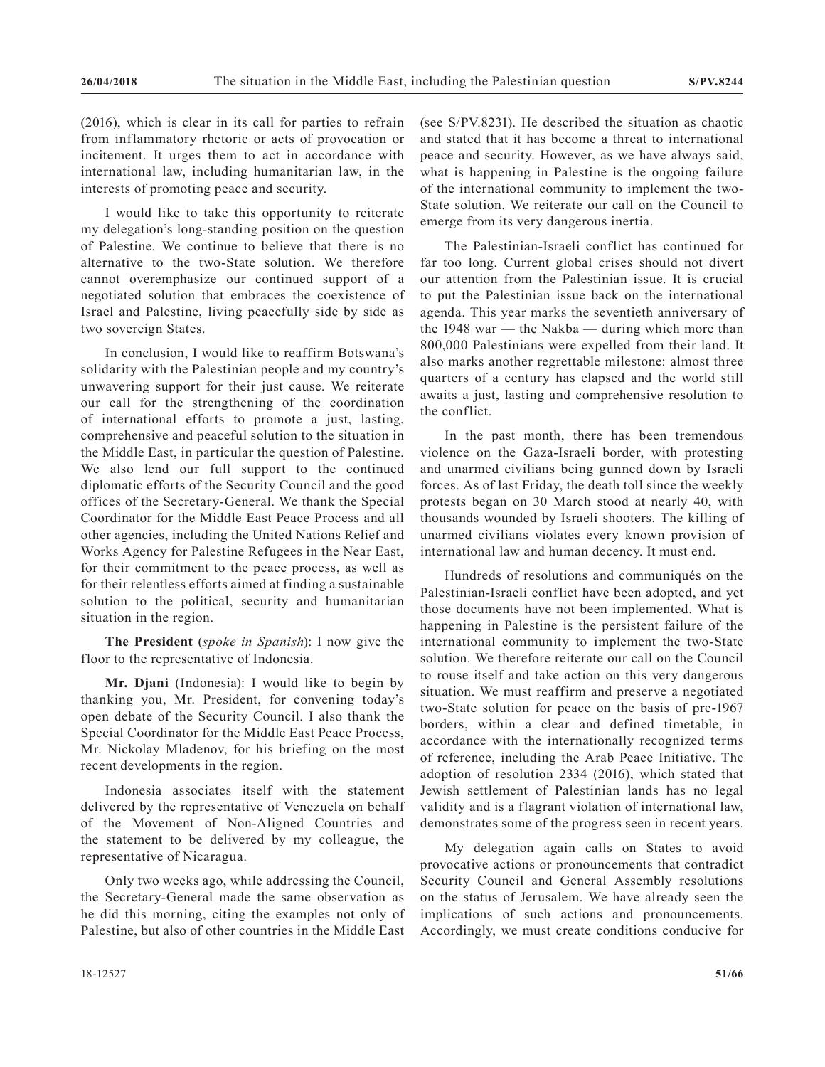(2016), which is clear in its call for parties to refrain from inflammatory rhetoric or acts of provocation or incitement. It urges them to act in accordance with international law, including humanitarian law, in the interests of promoting peace and security.

I would like to take this opportunity to reiterate my delegation's long-standing position on the question of Palestine. We continue to believe that there is no alternative to the two-State solution. We therefore cannot overemphasize our continued support of a negotiated solution that embraces the coexistence of Israel and Palestine, living peacefully side by side as two sovereign States.

In conclusion, I would like to reaffirm Botswana's solidarity with the Palestinian people and my country's unwavering support for their just cause. We reiterate our call for the strengthening of the coordination of international efforts to promote a just, lasting, comprehensive and peaceful solution to the situation in the Middle East, in particular the question of Palestine. We also lend our full support to the continued diplomatic efforts of the Security Council and the good offices of the Secretary-General. We thank the Special Coordinator for the Middle East Peace Process and all other agencies, including the United Nations Relief and Works Agency for Palestine Refugees in the Near East, for their commitment to the peace process, as well as for their relentless efforts aimed at finding a sustainable solution to the political, security and humanitarian situation in the region.

**The President** (*spoke in Spanish*): I now give the floor to the representative of Indonesia.

**Mr. Djani** (Indonesia): I would like to begin by thanking you, Mr. President, for convening today's open debate of the Security Council. I also thank the Special Coordinator for the Middle East Peace Process, Mr. Nickolay Mladenov, for his briefing on the most recent developments in the region.

Indonesia associates itself with the statement delivered by the representative of Venezuela on behalf of the Movement of Non-Aligned Countries and the statement to be delivered by my colleague, the representative of Nicaragua.

Only two weeks ago, while addressing the Council, the Secretary-General made the same observation as he did this morning, citing the examples not only of Palestine, but also of other countries in the Middle East (see S/PV.8231). He described the situation as chaotic and stated that it has become a threat to international peace and security. However, as we have always said, what is happening in Palestine is the ongoing failure of the international community to implement the two-State solution. We reiterate our call on the Council to emerge from its very dangerous inertia.

The Palestinian-Israeli conflict has continued for far too long. Current global crises should not divert our attention from the Palestinian issue. It is crucial to put the Palestinian issue back on the international agenda. This year marks the seventieth anniversary of the 1948 war — the Nakba — during which more than 800,000 Palestinians were expelled from their land. It also marks another regrettable milestone: almost three quarters of a century has elapsed and the world still awaits a just, lasting and comprehensive resolution to the conflict.

In the past month, there has been tremendous violence on the Gaza-Israeli border, with protesting and unarmed civilians being gunned down by Israeli forces. As of last Friday, the death toll since the weekly protests began on 30 March stood at nearly 40, with thousands wounded by Israeli shooters. The killing of unarmed civilians violates every known provision of international law and human decency. It must end.

Hundreds of resolutions and communiqués on the Palestinian-Israeli conflict have been adopted, and yet those documents have not been implemented. What is happening in Palestine is the persistent failure of the international community to implement the two-State solution. We therefore reiterate our call on the Council to rouse itself and take action on this very dangerous situation. We must reaffirm and preserve a negotiated two-State solution for peace on the basis of pre-1967 borders, within a clear and defined timetable, in accordance with the internationally recognized terms of reference, including the Arab Peace Initiative. The adoption of resolution 2334 (2016), which stated that Jewish settlement of Palestinian lands has no legal validity and is a flagrant violation of international law, demonstrates some of the progress seen in recent years.

My delegation again calls on States to avoid provocative actions or pronouncements that contradict Security Council and General Assembly resolutions on the status of Jerusalem. We have already seen the implications of such actions and pronouncements. Accordingly, we must create conditions conducive for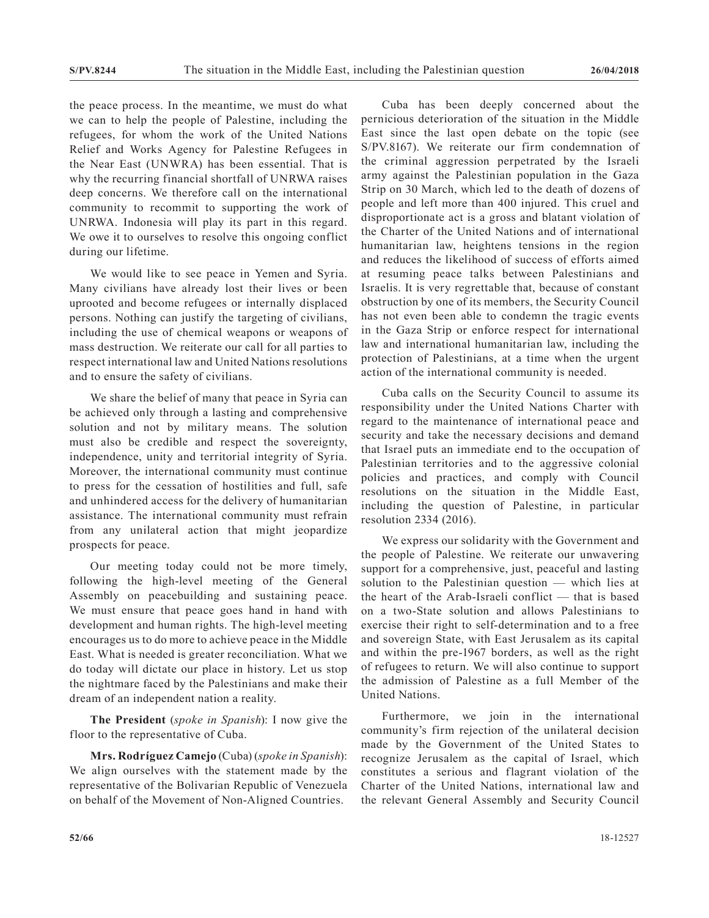the peace process. In the meantime, we must do what we can to help the people of Palestine, including the refugees, for whom the work of the United Nations Relief and Works Agency for Palestine Refugees in the Near East (UNWRA) has been essential. That is why the recurring financial shortfall of UNRWA raises deep concerns. We therefore call on the international community to recommit to supporting the work of UNRWA. Indonesia will play its part in this regard. We owe it to ourselves to resolve this ongoing conflict during our lifetime.

We would like to see peace in Yemen and Syria. Many civilians have already lost their lives or been uprooted and become refugees or internally displaced persons. Nothing can justify the targeting of civilians, including the use of chemical weapons or weapons of mass destruction. We reiterate our call for all parties to respect international law and United Nations resolutions and to ensure the safety of civilians.

We share the belief of many that peace in Syria can be achieved only through a lasting and comprehensive solution and not by military means. The solution must also be credible and respect the sovereignty, independence, unity and territorial integrity of Syria. Moreover, the international community must continue to press for the cessation of hostilities and full, safe and unhindered access for the delivery of humanitarian assistance. The international community must refrain from any unilateral action that might jeopardize prospects for peace.

Our meeting today could not be more timely, following the high-level meeting of the General Assembly on peacebuilding and sustaining peace. We must ensure that peace goes hand in hand with development and human rights. The high-level meeting encourages us to do more to achieve peace in the Middle East. What is needed is greater reconciliation. What we do today will dictate our place in history. Let us stop the nightmare faced by the Palestinians and make their dream of an independent nation a reality.

**The President** (*spoke in Spanish*): I now give the floor to the representative of Cuba.

**Mrs. Rodríguez Camejo** (Cuba) (*spoke in Spanish*): We align ourselves with the statement made by the representative of the Bolivarian Republic of Venezuela on behalf of the Movement of Non-Aligned Countries.

Cuba has been deeply concerned about the pernicious deterioration of the situation in the Middle East since the last open debate on the topic (see S/PV.8167). We reiterate our firm condemnation of the criminal aggression perpetrated by the Israeli army against the Palestinian population in the Gaza Strip on 30 March, which led to the death of dozens of people and left more than 400 injured. This cruel and disproportionate act is a gross and blatant violation of the Charter of the United Nations and of international humanitarian law, heightens tensions in the region and reduces the likelihood of success of efforts aimed at resuming peace talks between Palestinians and Israelis. It is very regrettable that, because of constant obstruction by one of its members, the Security Council has not even been able to condemn the tragic events in the Gaza Strip or enforce respect for international law and international humanitarian law, including the protection of Palestinians, at a time when the urgent action of the international community is needed.

Cuba calls on the Security Council to assume its responsibility under the United Nations Charter with regard to the maintenance of international peace and security and take the necessary decisions and demand that Israel puts an immediate end to the occupation of Palestinian territories and to the aggressive colonial policies and practices, and comply with Council resolutions on the situation in the Middle East, including the question of Palestine, in particular resolution 2334 (2016).

We express our solidarity with the Government and the people of Palestine. We reiterate our unwavering support for a comprehensive, just, peaceful and lasting solution to the Palestinian question — which lies at the heart of the Arab-Israeli conflict — that is based on a two-State solution and allows Palestinians to exercise their right to self-determination and to a free and sovereign State, with East Jerusalem as its capital and within the pre-1967 borders, as well as the right of refugees to return. We will also continue to support the admission of Palestine as a full Member of the United Nations.

Furthermore, we join in the international community's firm rejection of the unilateral decision made by the Government of the United States to recognize Jerusalem as the capital of Israel, which constitutes a serious and flagrant violation of the Charter of the United Nations, international law and the relevant General Assembly and Security Council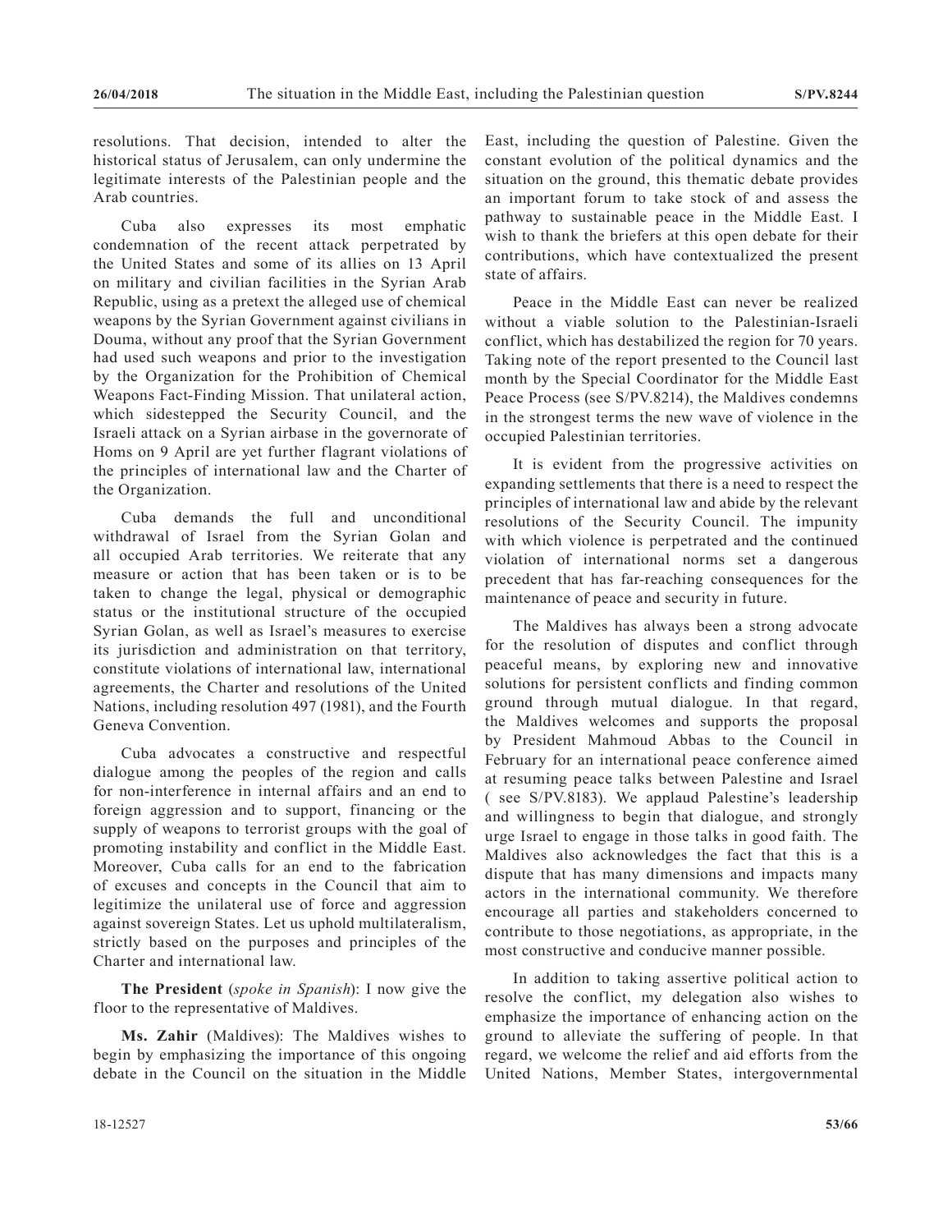resolutions. That decision, intended to alter the historical status of Jerusalem, can only undermine the legitimate interests of the Palestinian people and the Arab countries.

Cuba also expresses its most emphatic condemnation of the recent attack perpetrated by the United States and some of its allies on 13 April on military and civilian facilities in the Syrian Arab Republic, using as a pretext the alleged use of chemical weapons by the Syrian Government against civilians in Douma, without any proof that the Syrian Government had used such weapons and prior to the investigation by the Organization for the Prohibition of Chemical Weapons Fact-Finding Mission. That unilateral action, which sidestepped the Security Council, and the Israeli attack on a Syrian airbase in the governorate of Homs on 9 April are yet further flagrant violations of the principles of international law and the Charter of the Organization.

Cuba demands the full and unconditional withdrawal of Israel from the Syrian Golan and all occupied Arab territories. We reiterate that any measure or action that has been taken or is to be taken to change the legal, physical or demographic status or the institutional structure of the occupied Syrian Golan, as well as Israel's measures to exercise its jurisdiction and administration on that territory, constitute violations of international law, international agreements, the Charter and resolutions of the United Nations, including resolution 497 (1981), and the Fourth Geneva Convention.

Cuba advocates a constructive and respectful dialogue among the peoples of the region and calls for non-interference in internal affairs and an end to foreign aggression and to support, financing or the supply of weapons to terrorist groups with the goal of promoting instability and conflict in the Middle East. Moreover, Cuba calls for an end to the fabrication of excuses and concepts in the Council that aim to legitimize the unilateral use of force and aggression against sovereign States. Let us uphold multilateralism, strictly based on the purposes and principles of the Charter and international law.

**The President** (*spoke in Spanish*): I now give the floor to the representative of Maldives.

**Ms. Zahir** (Maldives): The Maldives wishes to begin by emphasizing the importance of this ongoing debate in the Council on the situation in the Middle East, including the question of Palestine. Given the constant evolution of the political dynamics and the situation on the ground, this thematic debate provides an important forum to take stock of and assess the pathway to sustainable peace in the Middle East. I wish to thank the briefers at this open debate for their contributions, which have contextualized the present state of affairs.

Peace in the Middle East can never be realized without a viable solution to the Palestinian-Israeli conflict, which has destabilized the region for 70 years. Taking note of the report presented to the Council last month by the Special Coordinator for the Middle East Peace Process (see S/PV.8214), the Maldives condemns in the strongest terms the new wave of violence in the occupied Palestinian territories.

It is evident from the progressive activities on expanding settlements that there is a need to respect the principles of international law and abide by the relevant resolutions of the Security Council. The impunity with which violence is perpetrated and the continued violation of international norms set a dangerous precedent that has far-reaching consequences for the maintenance of peace and security in future.

The Maldives has always been a strong advocate for the resolution of disputes and conflict through peaceful means, by exploring new and innovative solutions for persistent conflicts and finding common ground through mutual dialogue. In that regard, the Maldives welcomes and supports the proposal by President Mahmoud Abbas to the Council in February for an international peace conference aimed at resuming peace talks between Palestine and Israel ( see S/PV.8183). We applaud Palestine's leadership and willingness to begin that dialogue, and strongly urge Israel to engage in those talks in good faith. The Maldives also acknowledges the fact that this is a dispute that has many dimensions and impacts many actors in the international community. We therefore encourage all parties and stakeholders concerned to contribute to those negotiations, as appropriate, in the most constructive and conducive manner possible.

In addition to taking assertive political action to resolve the conflict, my delegation also wishes to emphasize the importance of enhancing action on the ground to alleviate the suffering of people. In that regard, we welcome the relief and aid efforts from the United Nations, Member States, intergovernmental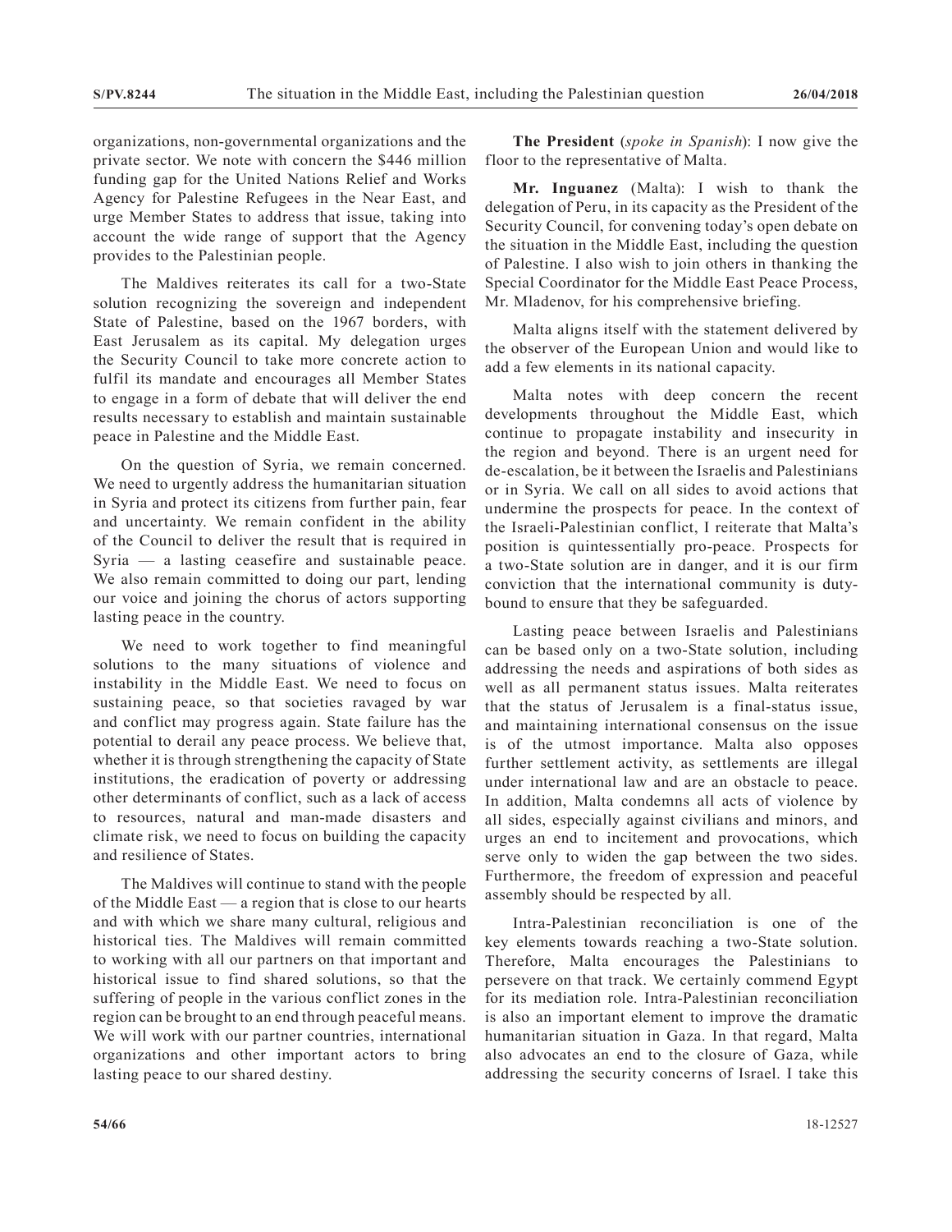organizations, non-governmental organizations and the private sector. We note with concern the $446 million funding gap for the United Nations Relief and Works Agency for Palestine Refugees in the Near East, and urge Member States to address that issue, taking into account the wide range of support that the Agency provides to the Palestinian people.

The Maldives reiterates its call for a two-State solution recognizing the sovereign and independent State of Palestine, based on the 1967 borders, with East Jerusalem as its capital. My delegation urges the Security Council to take more concrete action to fulfil its mandate and encourages all Member States to engage in a form of debate that will deliver the end results necessary to establish and maintain sustainable peace in Palestine and the Middle East.

On the question of Syria, we remain concerned. We need to urgently address the humanitarian situation in Syria and protect its citizens from further pain, fear and uncertainty. We remain confident in the ability of the Council to deliver the result that is required in Syria — a lasting ceasefire and sustainable peace. We also remain committed to doing our part, lending our voice and joining the chorus of actors supporting lasting peace in the country.

We need to work together to find meaningful solutions to the many situations of violence and instability in the Middle East. We need to focus on sustaining peace, so that societies ravaged by war and conflict may progress again. State failure has the potential to derail any peace process. We believe that, whether it is through strengthening the capacity of State institutions, the eradication of poverty or addressing other determinants of conflict, such as a lack of access to resources, natural and man-made disasters and climate risk, we need to focus on building the capacity and resilience of States.

The Maldives will continue to stand with the people of the Middle East — a region that is close to our hearts and with which we share many cultural, religious and historical ties. The Maldives will remain committed to working with all our partners on that important and historical issue to find shared solutions, so that the suffering of people in the various conflict zones in the region can be brought to an end through peaceful means. We will work with our partner countries, international organizations and other important actors to bring lasting peace to our shared destiny.

**The President** (*spoke in Spanish*): I now give the floor to the representative of Malta.

**Mr. Inguanez** (Malta): I wish to thank the delegation of Peru, in its capacity as the President of the Security Council, for convening today's open debate on the situation in the Middle East, including the question of Palestine. I also wish to join others in thanking the Special Coordinator for the Middle East Peace Process, Mr. Mladenov, for his comprehensive briefing.

Malta aligns itself with the statement delivered by the observer of the European Union and would like to add a few elements in its national capacity.

Malta notes with deep concern the recent developments throughout the Middle East, which continue to propagate instability and insecurity in the region and beyond. There is an urgent need for de-escalation, be it between the Israelis and Palestinians or in Syria. We call on all sides to avoid actions that undermine the prospects for peace. In the context of the Israeli-Palestinian conflict, I reiterate that Malta's position is quintessentially pro-peace. Prospects for a two-State solution are in danger, and it is our firm conviction that the international community is duty-bound to ensure that they be safeguarded.

Lasting peace between Israelis and Palestinians can be based only on a two-State solution, including addressing the needs and aspirations of both sides as well as all permanent status issues. Malta reiterates that the status of Jerusalem is a final-status issue, and maintaining international consensus on the issue is of the utmost importance. Malta also opposes further settlement activity, as settlements are illegal under international law and are an obstacle to peace. In addition, Malta condemns all acts of violence by all sides, especially against civilians and minors, and urges an end to incitement and provocations, which serve only to widen the gap between the two sides. Furthermore, the freedom of expression and peaceful assembly should be respected by all.

Intra-Palestinian reconciliation is one of the key elements towards reaching a two-State solution. Therefore, Malta encourages the Palestinians to persevere on that track. We certainly commend Egypt for its mediation role. Intra-Palestinian reconciliation is also an important element to improve the dramatic humanitarian situation in Gaza. In that regard, Malta also advocates an end to the closure of Gaza, while addressing the security concerns of Israel. I take this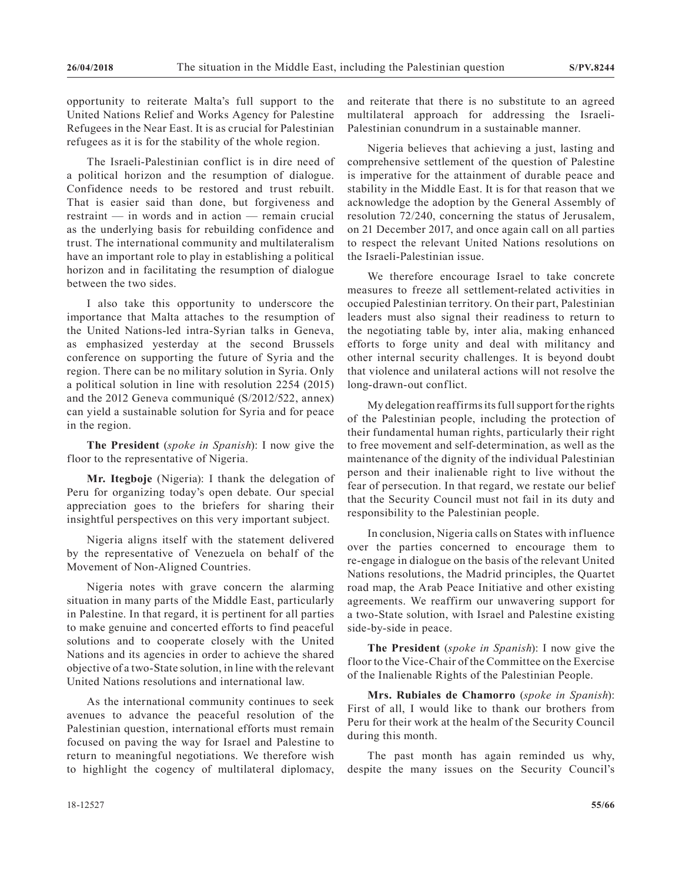opportunity to reiterate Malta's full support to the United Nations Relief and Works Agency for Palestine Refugees in the Near East. It is as crucial for Palestinian refugees as it is for the stability of the whole region.

The Israeli-Palestinian conflict is in dire need of a political horizon and the resumption of dialogue. Confidence needs to be restored and trust rebuilt. That is easier said than done, but forgiveness and restraint — in words and in action — remain crucial as the underlying basis for rebuilding confidence and trust. The international community and multilateralism have an important role to play in establishing a political horizon and in facilitating the resumption of dialogue between the two sides.

I also take this opportunity to underscore the importance that Malta attaches to the resumption of the United Nations-led intra-Syrian talks in Geneva, as emphasized yesterday at the second Brussels conference on supporting the future of Syria and the region. There can be no military solution in Syria. Only a political solution in line with resolution 2254 (2015) and the 2012 Geneva communiqué (S/2012/522, annex) can yield a sustainable solution for Syria and for peace in the region.

**The President** (*spoke in Spanish*): I now give the floor to the representative of Nigeria.

**Mr. Itegboje** (Nigeria): I thank the delegation of Peru for organizing today's open debate. Our special appreciation goes to the briefers for sharing their insightful perspectives on this very important subject.

Nigeria aligns itself with the statement delivered by the representative of Venezuela on behalf of the Movement of Non-Aligned Countries.

Nigeria notes with grave concern the alarming situation in many parts of the Middle East, particularly in Palestine. In that regard, it is pertinent for all parties to make genuine and concerted efforts to find peaceful solutions and to cooperate closely with the United Nations and its agencies in order to achieve the shared objective of a two-State solution, in line with the relevant United Nations resolutions and international law.

As the international community continues to seek avenues to advance the peaceful resolution of the Palestinian question, international efforts must remain focused on paving the way for Israel and Palestine to return to meaningful negotiations. We therefore wish to highlight the cogency of multilateral diplomacy, and reiterate that there is no substitute to an agreed multilateral approach for addressing the Israeli-Palestinian conundrum in a sustainable manner.

Nigeria believes that achieving a just, lasting and comprehensive settlement of the question of Palestine is imperative for the attainment of durable peace and stability in the Middle East. It is for that reason that we acknowledge the adoption by the General Assembly of resolution 72/240, concerning the status of Jerusalem, on 21 December 2017, and once again call on all parties to respect the relevant United Nations resolutions on the Israeli-Palestinian issue.

We therefore encourage Israel to take concrete measures to freeze all settlement-related activities in occupied Palestinian territory. On their part, Palestinian leaders must also signal their readiness to return to the negotiating table by, inter alia, making enhanced efforts to forge unity and deal with militancy and other internal security challenges. It is beyond doubt that violence and unilateral actions will not resolve the long-drawn-out conflict.

My delegation reaffirms its full support for the rights of the Palestinian people, including the protection of their fundamental human rights, particularly their right to free movement and self-determination, as well as the maintenance of the dignity of the individual Palestinian person and their inalienable right to live without the fear of persecution. In that regard, we restate our belief that the Security Council must not fail in its duty and responsibility to the Palestinian people.

In conclusion, Nigeria calls on States with influence over the parties concerned to encourage them to re-engage in dialogue on the basis of the relevant United Nations resolutions, the Madrid principles, the Quartet road map, the Arab Peace Initiative and other existing agreements. We reaffirm our unwavering support for a two-State solution, with Israel and Palestine existing side-by-side in peace.

**The President** (*spoke in Spanish*): I now give the floor to the Vice-Chair of the Committee on the Exercise of the Inalienable Rights of the Palestinian People.

**Mrs. Rubiales de Chamorro** (*spoke in Spanish*): First of all, I would like to thank our brothers from Peru for their work at the healm of the Security Council during this month.

The past month has again reminded us why, despite the many issues on the Security Council's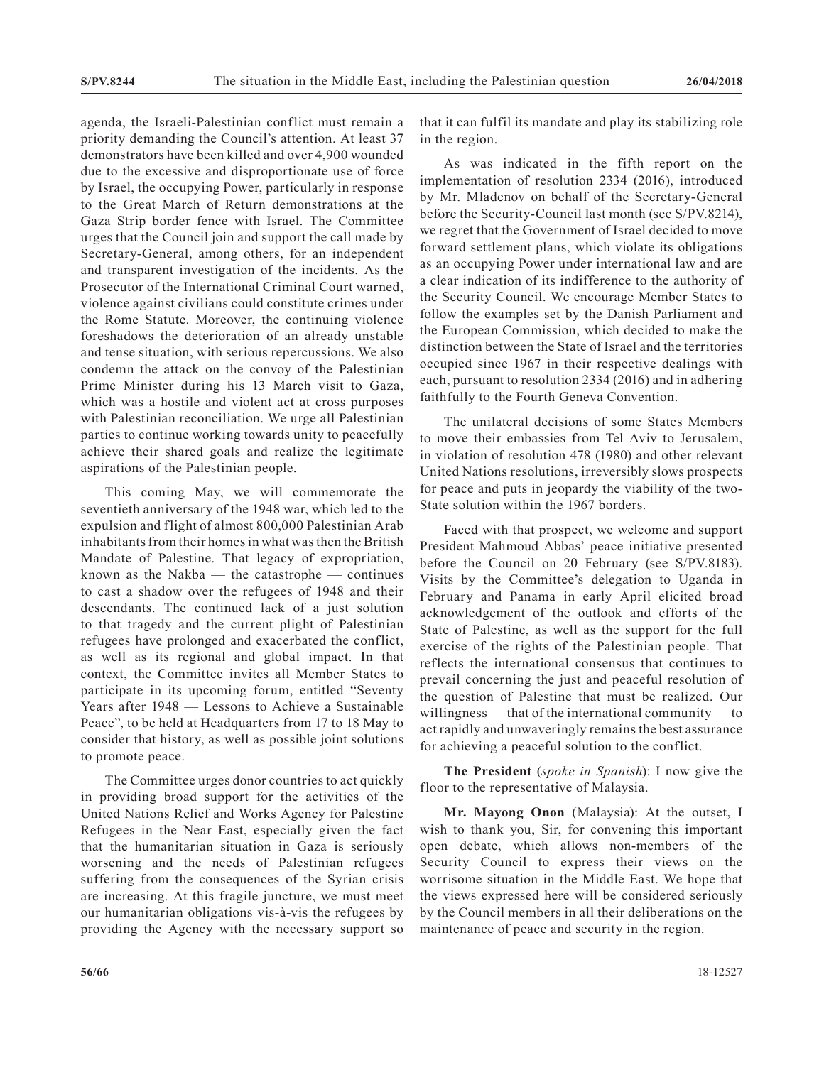agenda, the Israeli-Palestinian conflict must remain a priority demanding the Council's attention. At least 37 demonstrators have been killed and over 4,900 wounded due to the excessive and disproportionate use of force by Israel, the occupying Power, particularly in response to the Great March of Return demonstrations at the Gaza Strip border fence with Israel. The Committee urges that the Council join and support the call made by Secretary-General, among others, for an independent and transparent investigation of the incidents. As the Prosecutor of the International Criminal Court warned, violence against civilians could constitute crimes under the Rome Statute. Moreover, the continuing violence foreshadows the deterioration of an already unstable and tense situation, with serious repercussions. We also condemn the attack on the convoy of the Palestinian Prime Minister during his 13 March visit to Gaza, which was a hostile and violent act at cross purposes with Palestinian reconciliation. We urge all Palestinian parties to continue working towards unity to peacefully achieve their shared goals and realize the legitimate aspirations of the Palestinian people.

This coming May, we will commemorate the seventieth anniversary of the 1948 war, which led to the expulsion and flight of almost 800,000 Palestinian Arab inhabitants from their homes in what was then the British Mandate of Palestine. That legacy of expropriation, known as the Nakba — the catastrophe — continues to cast a shadow over the refugees of 1948 and their descendants. The continued lack of a just solution to that tragedy and the current plight of Palestinian refugees have prolonged and exacerbated the conflict, as well as its regional and global impact. In that context, the Committee invites all Member States to participate in its upcoming forum, entitled "Seventy Years after 1948 — Lessons to Achieve a Sustainable Peace", to be held at Headquarters from 17 to 18 May to consider that history, as well as possible joint solutions to promote peace.

The Committee urges donor countries to act quickly in providing broad support for the activities of the United Nations Relief and Works Agency for Palestine Refugees in the Near East, especially given the fact that the humanitarian situation in Gaza is seriously worsening and the needs of Palestinian refugees suffering from the consequences of the Syrian crisis are increasing. At this fragile juncture, we must meet our humanitarian obligations vis-à-vis the refugees by providing the Agency with the necessary support so that it can fulfil its mandate and play its stabilizing role in the region.

As was indicated in the fifth report on the implementation of resolution 2334 (2016), introduced by Mr. Mladenov on behalf of the Secretary-General before the Security-Council last month (see S/PV.8214), we regret that the Government of Israel decided to move forward settlement plans, which violate its obligations as an occupying Power under international law and are a clear indication of its indifference to the authority of the Security Council. We encourage Member States to follow the examples set by the Danish Parliament and the European Commission, which decided to make the distinction between the State of Israel and the territories occupied since 1967 in their respective dealings with each, pursuant to resolution 2334 (2016) and in adhering faithfully to the Fourth Geneva Convention.

The unilateral decisions of some States Members to move their embassies from Tel Aviv to Jerusalem, in violation of resolution 478 (1980) and other relevant United Nations resolutions, irreversibly slows prospects for peace and puts in jeopardy the viability of the two-State solution within the 1967 borders.

Faced with that prospect, we welcome and support President Mahmoud Abbas' peace initiative presented before the Council on 20 February (see S/PV.8183). Visits by the Committee's delegation to Uganda in February and Panama in early April elicited broad acknowledgement of the outlook and efforts of the State of Palestine, as well as the support for the full exercise of the rights of the Palestinian people. That reflects the international consensus that continues to prevail concerning the just and peaceful resolution of the question of Palestine that must be realized. Our willingness — that of the international community — to act rapidly and unwaveringly remains the best assurance for achieving a peaceful solution to the conflict.

**The President** (*spoke in Spanish*): I now give the floor to the representative of Malaysia.

**Mr. Mayong Onon** (Malaysia): At the outset, I wish to thank you, Sir, for convening this important open debate, which allows non-members of the Security Council to express their views on the worrisome situation in the Middle East. We hope that the views expressed here will be considered seriously by the Council members in all their deliberations on the maintenance of peace and security in the region.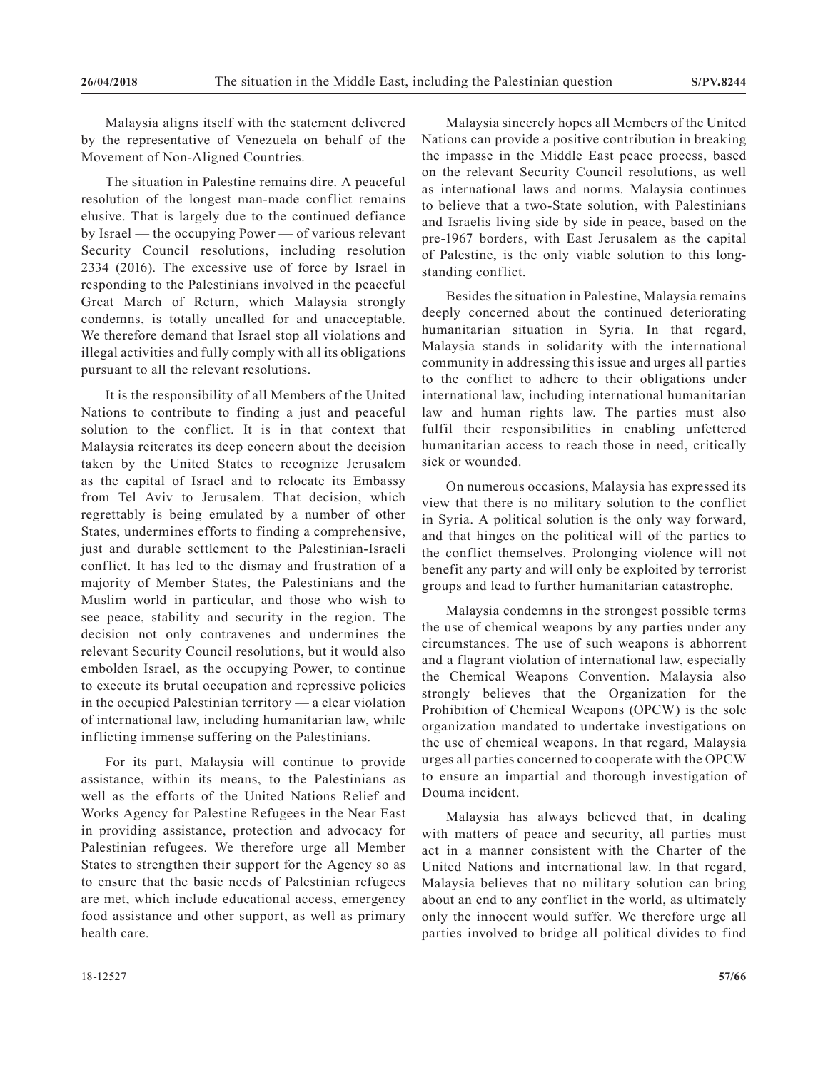Malaysia aligns itself with the statement delivered by the representative of Venezuela on behalf of the Movement of Non-Aligned Countries.

The situation in Palestine remains dire. A peaceful resolution of the longest man-made conflict remains elusive. That is largely due to the continued defiance by Israel — the occupying Power — of various relevant Security Council resolutions, including resolution 2334 (2016). The excessive use of force by Israel in responding to the Palestinians involved in the peaceful Great March of Return, which Malaysia strongly condemns, is totally uncalled for and unacceptable. We therefore demand that Israel stop all violations and illegal activities and fully comply with all its obligations pursuant to all the relevant resolutions.

It is the responsibility of all Members of the United Nations to contribute to finding a just and peaceful solution to the conflict. It is in that context that Malaysia reiterates its deep concern about the decision taken by the United States to recognize Jerusalem as the capital of Israel and to relocate its Embassy from Tel Aviv to Jerusalem. That decision, which regrettably is being emulated by a number of other States, undermines efforts to finding a comprehensive, just and durable settlement to the Palestinian-Israeli conflict. It has led to the dismay and frustration of a majority of Member States, the Palestinians and the Muslim world in particular, and those who wish to see peace, stability and security in the region. The decision not only contravenes and undermines the relevant Security Council resolutions, but it would also embolden Israel, as the occupying Power, to continue to execute its brutal occupation and repressive policies in the occupied Palestinian territory — a clear violation of international law, including humanitarian law, while inflicting immense suffering on the Palestinians.

For its part, Malaysia will continue to provide assistance, within its means, to the Palestinians as well as the efforts of the United Nations Relief and Works Agency for Palestine Refugees in the Near East in providing assistance, protection and advocacy for Palestinian refugees. We therefore urge all Member States to strengthen their support for the Agency so as to ensure that the basic needs of Palestinian refugees are met, which include educational access, emergency food assistance and other support, as well as primary health care.

Malaysia sincerely hopes all Members of the United Nations can provide a positive contribution in breaking the impasse in the Middle East peace process, based on the relevant Security Council resolutions, as well as international laws and norms. Malaysia continues to believe that a two-State solution, with Palestinians and Israelis living side by side in peace, based on the pre-1967 borders, with East Jerusalem as the capital of Palestine, is the only viable solution to this long-standing conflict.

Besides the situation in Palestine, Malaysia remains deeply concerned about the continued deteriorating humanitarian situation in Syria. In that regard, Malaysia stands in solidarity with the international community in addressing this issue and urges all parties to the conflict to adhere to their obligations under international law, including international humanitarian law and human rights law. The parties must also fulfil their responsibilities in enabling unfettered humanitarian access to reach those in need, critically sick or wounded.

On numerous occasions, Malaysia has expressed its view that there is no military solution to the conflict in Syria. A political solution is the only way forward, and that hinges on the political will of the parties to the conflict themselves. Prolonging violence will not benefit any party and will only be exploited by terrorist groups and lead to further humanitarian catastrophe.

Malaysia condemns in the strongest possible terms the use of chemical weapons by any parties under any circumstances. The use of such weapons is abhorrent and a flagrant violation of international law, especially the Chemical Weapons Convention. Malaysia also strongly believes that the Organization for the Prohibition of Chemical Weapons (OPCW) is the sole organization mandated to undertake investigations on the use of chemical weapons. In that regard, Malaysia urges all parties concerned to cooperate with the OPCW to ensure an impartial and thorough investigation of Douma incident.

Malaysia has always believed that, in dealing with matters of peace and security, all parties must act in a manner consistent with the Charter of the United Nations and international law. In that regard, Malaysia believes that no military solution can bring about an end to any conflict in the world, as ultimately only the innocent would suffer. We therefore urge all parties involved to bridge all political divides to find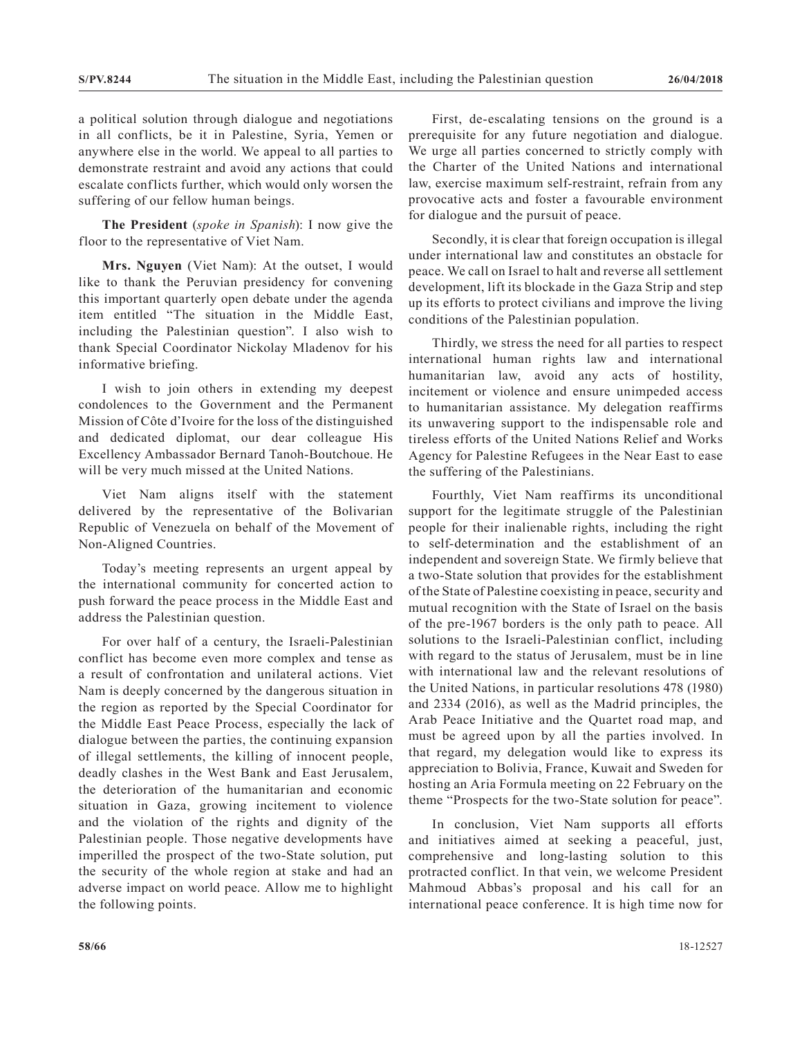a political solution through dialogue and negotiations in all conflicts, be it in Palestine, Syria, Yemen or anywhere else in the world. We appeal to all parties to demonstrate restraint and avoid any actions that could escalate conflicts further, which would only worsen the suffering of our fellow human beings.

**The President** (*spoke in Spanish*): I now give the floor to the representative of Viet Nam.

**Mrs. Nguyen** (Viet Nam): At the outset, I would like to thank the Peruvian presidency for convening this important quarterly open debate under the agenda item entitled "The situation in the Middle East, including the Palestinian question". I also wish to thank Special Coordinator Nickolay Mladenov for his informative briefing.

I wish to join others in extending my deepest condolences to the Government and the Permanent Mission of Côte d'Ivoire for the loss of the distinguished and dedicated diplomat, our dear colleague His Excellency Ambassador Bernard Tanoh-Boutchoue. He will be very much missed at the United Nations.

Viet Nam aligns itself with the statement delivered by the representative of the Bolivarian Republic of Venezuela on behalf of the Movement of Non-Aligned Countries.

Today's meeting represents an urgent appeal by the international community for concerted action to push forward the peace process in the Middle East and address the Palestinian question.

For over half of a century, the Israeli-Palestinian conflict has become even more complex and tense as a result of confrontation and unilateral actions. Viet Nam is deeply concerned by the dangerous situation in the region as reported by the Special Coordinator for the Middle East Peace Process, especially the lack of dialogue between the parties, the continuing expansion of illegal settlements, the killing of innocent people, deadly clashes in the West Bank and East Jerusalem, the deterioration of the humanitarian and economic situation in Gaza, growing incitement to violence and the violation of the rights and dignity of the Palestinian people. Those negative developments have imperilled the prospect of the two-State solution, put the security of the whole region at stake and had an adverse impact on world peace. Allow me to highlight the following points.

First, de-escalating tensions on the ground is a prerequisite for any future negotiation and dialogue. We urge all parties concerned to strictly comply with the Charter of the United Nations and international law, exercise maximum self-restraint, refrain from any provocative acts and foster a favourable environment for dialogue and the pursuit of peace.

Secondly, it is clear that foreign occupation is illegal under international law and constitutes an obstacle for peace. We call on Israel to halt and reverse all settlement development, lift its blockade in the Gaza Strip and step up its efforts to protect civilians and improve the living conditions of the Palestinian population.

Thirdly, we stress the need for all parties to respect international human rights law and international humanitarian law, avoid any acts of hostility, incitement or violence and ensure unimpeded access to humanitarian assistance. My delegation reaffirms its unwavering support to the indispensable role and tireless efforts of the United Nations Relief and Works Agency for Palestine Refugees in the Near East to ease the suffering of the Palestinians.

Fourthly, Viet Nam reaffirms its unconditional support for the legitimate struggle of the Palestinian people for their inalienable rights, including the right to self-determination and the establishment of an independent and sovereign State. We firmly believe that a two-State solution that provides for the establishment of the State of Palestine coexisting in peace, security and mutual recognition with the State of Israel on the basis of the pre-1967 borders is the only path to peace. All solutions to the Israeli-Palestinian conflict, including with regard to the status of Jerusalem, must be in line with international law and the relevant resolutions of the United Nations, in particular resolutions 478 (1980) and 2334 (2016), as well as the Madrid principles, the Arab Peace Initiative and the Quartet road map, and must be agreed upon by all the parties involved. In that regard, my delegation would like to express its appreciation to Bolivia, France, Kuwait and Sweden for hosting an Aria Formula meeting on 22 February on the theme "Prospects for the two-State solution for peace".

In conclusion, Viet Nam supports all efforts and initiatives aimed at seeking a peaceful, just, comprehensive and long-lasting solution to this protracted conflict. In that vein, we welcome President Mahmoud Abbas's proposal and his call for an international peace conference. It is high time now for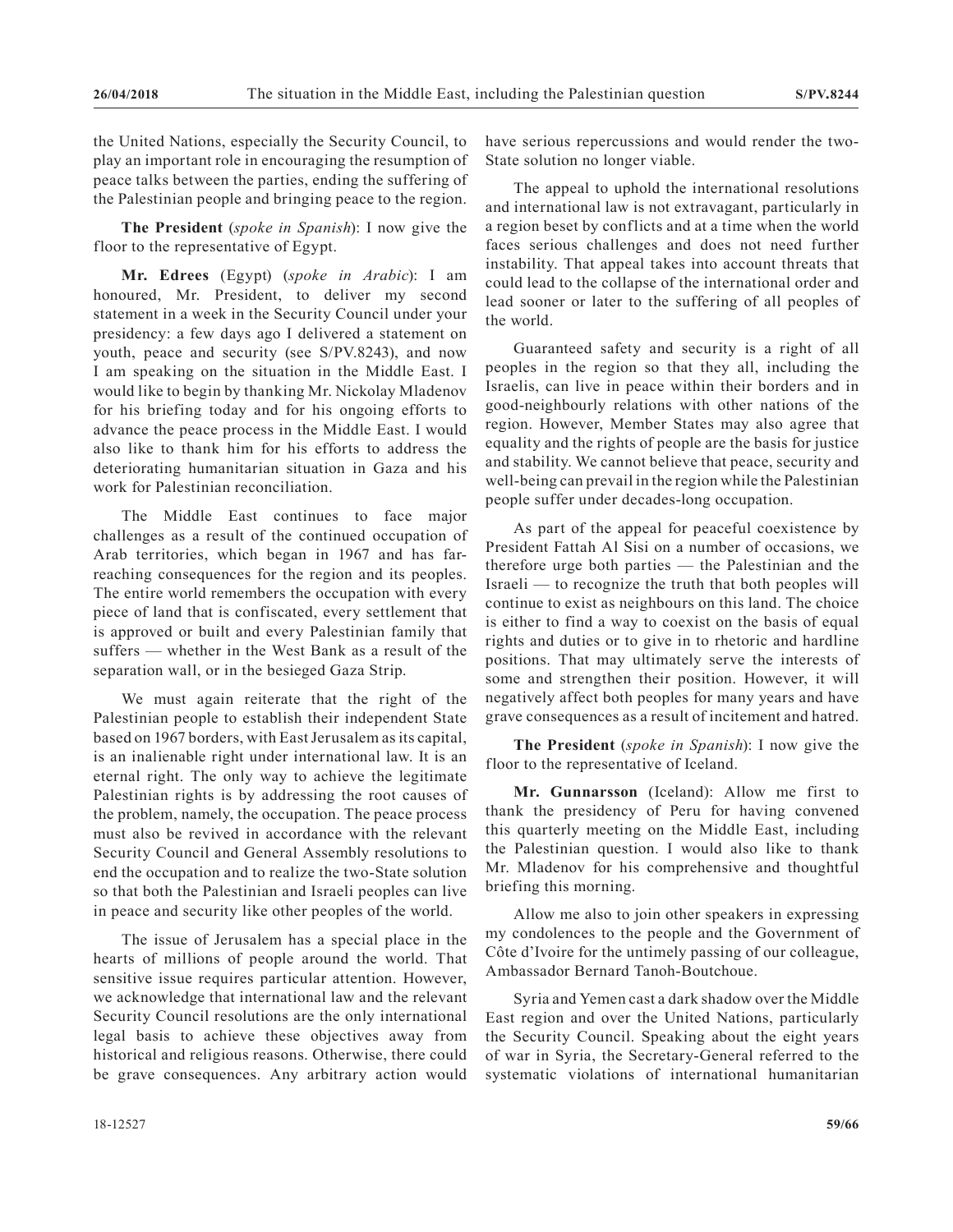the United Nations, especially the Security Council, to play an important role in encouraging the resumption of peace talks between the parties, ending the suffering of the Palestinian people and bringing peace to the region.

**The President** (*spoke in Spanish*): I now give the floor to the representative of Egypt.

**Mr. Edrees** (Egypt) (*spoke in Arabic*): I am honoured, Mr. President, to deliver my second statement in a week in the Security Council under your presidency: a few days ago I delivered a statement on youth, peace and security (see S/PV.8243), and now I am speaking on the situation in the Middle East. I would like to begin by thanking Mr. Nickolay Mladenov for his briefing today and for his ongoing efforts to advance the peace process in the Middle East. I would also like to thank him for his efforts to address the deteriorating humanitarian situation in Gaza and his work for Palestinian reconciliation.

The Middle East continues to face major challenges as a result of the continued occupation of Arab territories, which began in 1967 and has far-reaching consequences for the region and its peoples. The entire world remembers the occupation with every piece of land that is confiscated, every settlement that is approved or built and every Palestinian family that suffers — whether in the West Bank as a result of the separation wall, or in the besieged Gaza Strip.

We must again reiterate that the right of the Palestinian people to establish their independent State based on 1967 borders, with East Jerusalem as its capital, is an inalienable right under international law. It is an eternal right. The only way to achieve the legitimate Palestinian rights is by addressing the root causes of the problem, namely, the occupation. The peace process must also be revived in accordance with the relevant Security Council and General Assembly resolutions to end the occupation and to realize the two-State solution so that both the Palestinian and Israeli peoples can live in peace and security like other peoples of the world.

The issue of Jerusalem has a special place in the hearts of millions of people around the world. That sensitive issue requires particular attention. However, we acknowledge that international law and the relevant Security Council resolutions are the only international legal basis to achieve these objectives away from historical and religious reasons. Otherwise, there could be grave consequences. Any arbitrary action would have serious repercussions and would render the two-State solution no longer viable.

The appeal to uphold the international resolutions and international law is not extravagant, particularly in a region beset by conflicts and at a time when the world faces serious challenges and does not need further instability. That appeal takes into account threats that could lead to the collapse of the international order and lead sooner or later to the suffering of all peoples of the world.

Guaranteed safety and security is a right of all peoples in the region so that they all, including the Israelis, can live in peace within their borders and in good-neighbourly relations with other nations of the region. However, Member States may also agree that equality and the rights of people are the basis for justice and stability. We cannot believe that peace, security and well-being can prevail in the region while the Palestinian people suffer under decades-long occupation.

As part of the appeal for peaceful coexistence by President Fattah Al Sisi on a number of occasions, we therefore urge both parties — the Palestinian and the Israeli — to recognize the truth that both peoples will continue to exist as neighbours on this land. The choice is either to find a way to coexist on the basis of equal rights and duties or to give in to rhetoric and hardline positions. That may ultimately serve the interests of some and strengthen their position. However, it will negatively affect both peoples for many years and have grave consequences as a result of incitement and hatred.

**The President** (*spoke in Spanish*): I now give the floor to the representative of Iceland.

**Mr. Gunnarsson** (Iceland): Allow me first to thank the presidency of Peru for having convened this quarterly meeting on the Middle East, including the Palestinian question. I would also like to thank Mr. Mladenov for his comprehensive and thoughtful briefing this morning.

Allow me also to join other speakers in expressing my condolences to the people and the Government of Côte d'Ivoire for the untimely passing of our colleague, Ambassador Bernard Tanoh-Boutchoue.

Syria and Yemen cast a dark shadow over the Middle East region and over the United Nations, particularly the Security Council. Speaking about the eight years of war in Syria, the Secretary-General referred to the systematic violations of international humanitarian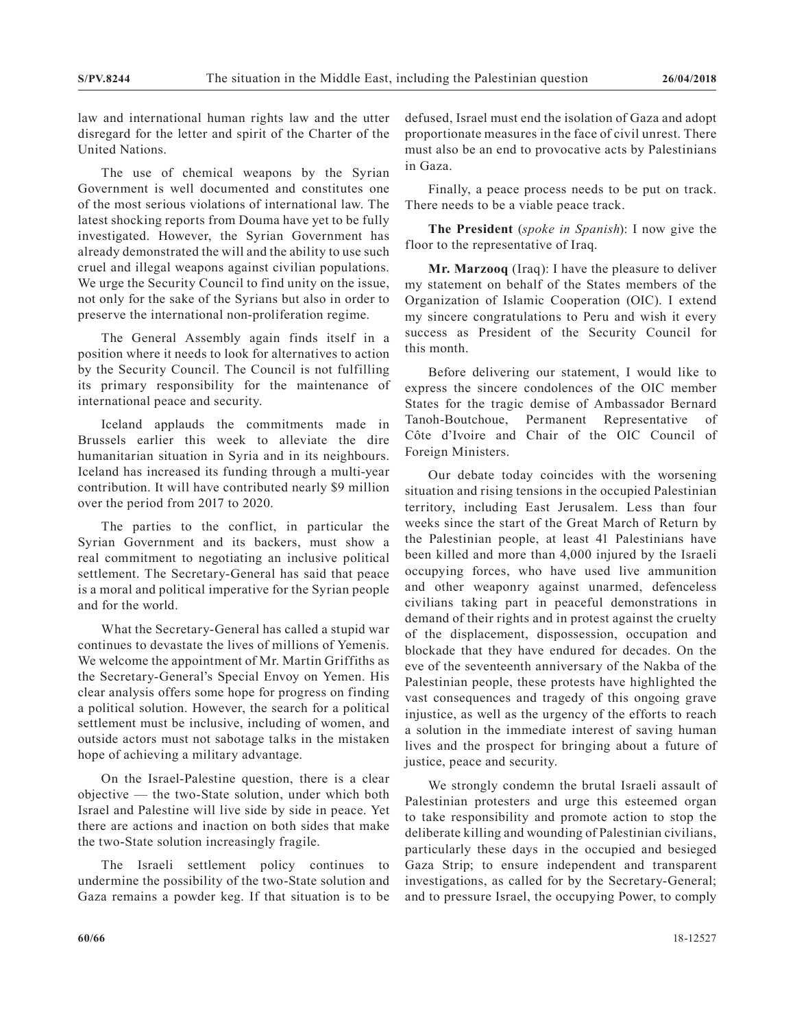law and international human rights law and the utter disregard for the letter and spirit of the Charter of the United Nations.

The use of chemical weapons by the Syrian Government is well documented and constitutes one of the most serious violations of international law. The latest shocking reports from Douma have yet to be fully investigated. However, the Syrian Government has already demonstrated the will and the ability to use such cruel and illegal weapons against civilian populations. We urge the Security Council to find unity on the issue, not only for the sake of the Syrians but also in order to preserve the international non-proliferation regime.

The General Assembly again finds itself in a position where it needs to look for alternatives to action by the Security Council. The Council is not fulfilling its primary responsibility for the maintenance of international peace and security.

Iceland applauds the commitments made in Brussels earlier this week to alleviate the dire humanitarian situation in Syria and in its neighbours. Iceland has increased its funding through a multi-year contribution. It will have contributed nearly $9 million over the period from 2017 to 2020.

The parties to the conflict, in particular the Syrian Government and its backers, must show a real commitment to negotiating an inclusive political settlement. The Secretary-General has said that peace is a moral and political imperative for the Syrian people and for the world.

What the Secretary-General has called a stupid war continues to devastate the lives of millions of Yemenis. We welcome the appointment of Mr. Martin Griffiths as the Secretary-General's Special Envoy on Yemen. His clear analysis offers some hope for progress on finding a political solution. However, the search for a political settlement must be inclusive, including of women, and outside actors must not sabotage talks in the mistaken hope of achieving a military advantage.

On the Israel-Palestine question, there is a clear objective — the two-State solution, under which both Israel and Palestine will live side by side in peace. Yet there are actions and inaction on both sides that make the two-State solution increasingly fragile.

The Israeli settlement policy continues to undermine the possibility of the two-State solution and Gaza remains a powder keg. If that situation is to be defused, Israel must end the isolation of Gaza and adopt proportionate measures in the face of civil unrest. There must also be an end to provocative acts by Palestinians in Gaza.

Finally, a peace process needs to be put on track. There needs to be a viable peace track.

**The President** (*spoke in Spanish*): I now give the floor to the representative of Iraq.

**Mr. Marzooq** (Iraq): I have the pleasure to deliver my statement on behalf of the States members of the Organization of Islamic Cooperation (OIC). I extend my sincere congratulations to Peru and wish it every success as President of the Security Council for this month.

Before delivering our statement, I would like to express the sincere condolences of the OIC member States for the tragic demise of Ambassador Bernard Tanoh-Boutchoue, Permanent Representative of Côte d'Ivoire and Chair of the OIC Council of Foreign Ministers.

Our debate today coincides with the worsening situation and rising tensions in the occupied Palestinian territory, including East Jerusalem. Less than four weeks since the start of the Great March of Return by the Palestinian people, at least 41 Palestinians have been killed and more than 4,000 injured by the Israeli occupying forces, who have used live ammunition and other weaponry against unarmed, defenceless civilians taking part in peaceful demonstrations in demand of their rights and in protest against the cruelty of the displacement, dispossession, occupation and blockade that they have endured for decades. On the eve of the seventeenth anniversary of the Nakba of the Palestinian people, these protests have highlighted the vast consequences and tragedy of this ongoing grave injustice, as well as the urgency of the efforts to reach a solution in the immediate interest of saving human lives and the prospect for bringing about a future of justice, peace and security.

We strongly condemn the brutal Israeli assault of Palestinian protesters and urge this esteemed organ to take responsibility and promote action to stop the deliberate killing and wounding of Palestinian civilians, particularly these days in the occupied and besieged Gaza Strip; to ensure independent and transparent investigations, as called for by the Secretary-General; and to pressure Israel, the occupying Power, to comply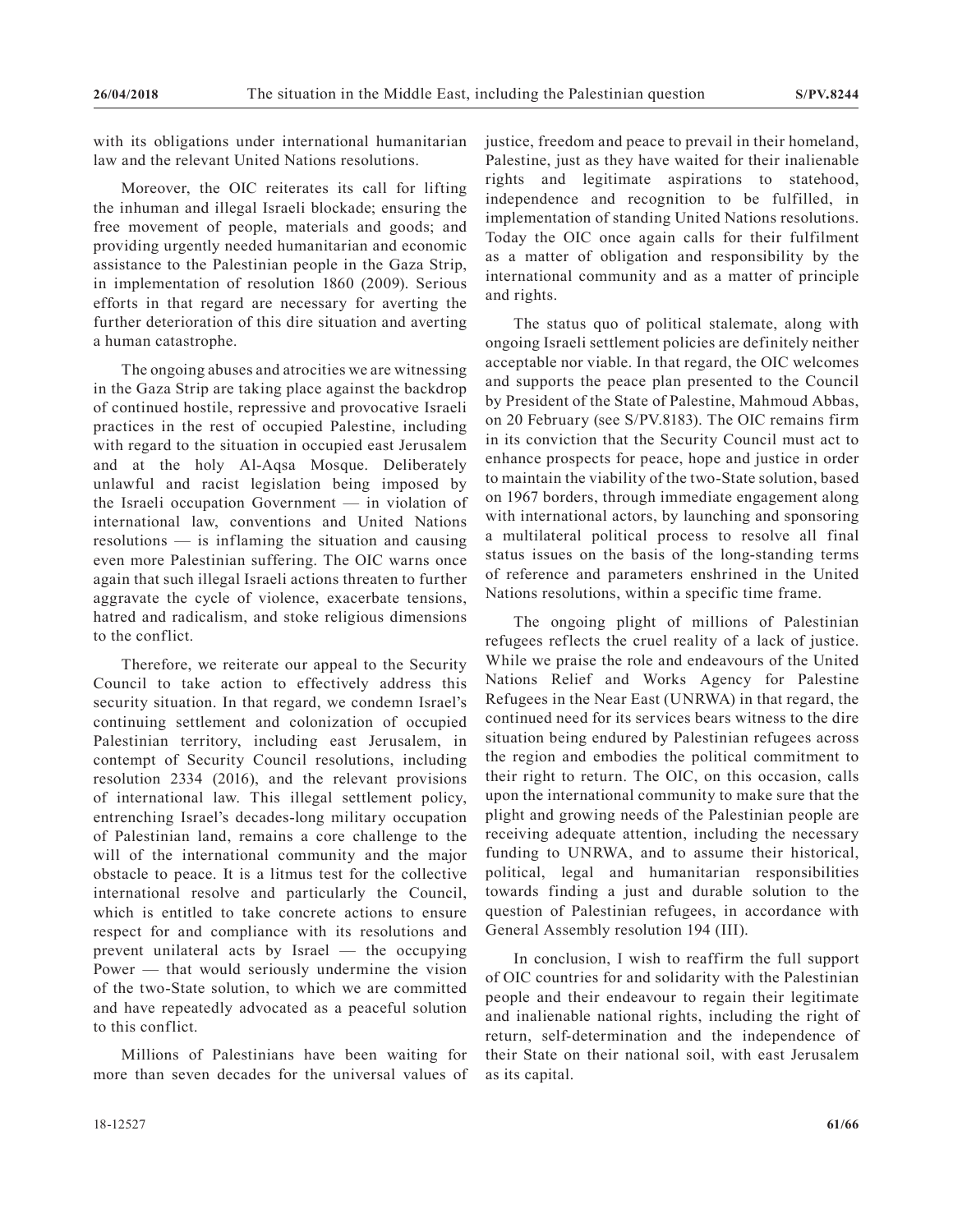with its obligations under international humanitarian law and the relevant United Nations resolutions.

Moreover, the OIC reiterates its call for lifting the inhuman and illegal Israeli blockade; ensuring the free movement of people, materials and goods; and providing urgently needed humanitarian and economic assistance to the Palestinian people in the Gaza Strip, in implementation of resolution 1860 (2009). Serious efforts in that regard are necessary for averting the further deterioration of this dire situation and averting a human catastrophe.

The ongoing abuses and atrocities we are witnessing in the Gaza Strip are taking place against the backdrop of continued hostile, repressive and provocative Israeli practices in the rest of occupied Palestine, including with regard to the situation in occupied east Jerusalem and at the holy Al-Aqsa Mosque. Deliberately unlawful and racist legislation being imposed by the Israeli occupation Government — in violation of international law, conventions and United Nations resolutions — is inflaming the situation and causing even more Palestinian suffering. The OIC warns once again that such illegal Israeli actions threaten to further aggravate the cycle of violence, exacerbate tensions, hatred and radicalism, and stoke religious dimensions to the conflict.

Therefore, we reiterate our appeal to the Security Council to take action to effectively address this security situation. In that regard, we condemn Israel's continuing settlement and colonization of occupied Palestinian territory, including east Jerusalem, in contempt of Security Council resolutions, including resolution 2334 (2016), and the relevant provisions of international law. This illegal settlement policy, entrenching Israel's decades-long military occupation of Palestinian land, remains a core challenge to the will of the international community and the major obstacle to peace. It is a litmus test for the collective international resolve and particularly the Council, which is entitled to take concrete actions to ensure respect for and compliance with its resolutions and prevent unilateral acts by Israel — the occupying Power — that would seriously undermine the vision of the two-State solution, to which we are committed and have repeatedly advocated as a peaceful solution to this conflict.

Millions of Palestinians have been waiting for more than seven decades for the universal values of justice, freedom and peace to prevail in their homeland, Palestine, just as they have waited for their inalienable rights and legitimate aspirations to statehood, independence and recognition to be fulfilled, in implementation of standing United Nations resolutions. Today the OIC once again calls for their fulfilment as a matter of obligation and responsibility by the international community and as a matter of principle and rights.

The status quo of political stalemate, along with ongoing Israeli settlement policies are definitely neither acceptable nor viable. In that regard, the OIC welcomes and supports the peace plan presented to the Council by President of the State of Palestine, Mahmoud Abbas, on 20 February (see S/PV.8183). The OIC remains firm in its conviction that the Security Council must act to enhance prospects for peace, hope and justice in order to maintain the viability of the two-State solution, based on 1967 borders, through immediate engagement along with international actors, by launching and sponsoring a multilateral political process to resolve all final status issues on the basis of the long-standing terms of reference and parameters enshrined in the United Nations resolutions, within a specific time frame.

The ongoing plight of millions of Palestinian refugees reflects the cruel reality of a lack of justice. While we praise the role and endeavours of the United Nations Relief and Works Agency for Palestine Refugees in the Near East (UNRWA) in that regard, the continued need for its services bears witness to the dire situation being endured by Palestinian refugees across the region and embodies the political commitment to their right to return. The OIC, on this occasion, calls upon the international community to make sure that the plight and growing needs of the Palestinian people are receiving adequate attention, including the necessary funding to UNRWA, and to assume their historical, political, legal and humanitarian responsibilities towards finding a just and durable solution to the question of Palestinian refugees, in accordance with General Assembly resolution 194 (III).

In conclusion, I wish to reaffirm the full support of OIC countries for and solidarity with the Palestinian people and their endeavour to regain their legitimate and inalienable national rights, including the right of return, self-determination and the independence of their State on their national soil, with east Jerusalem as its capital.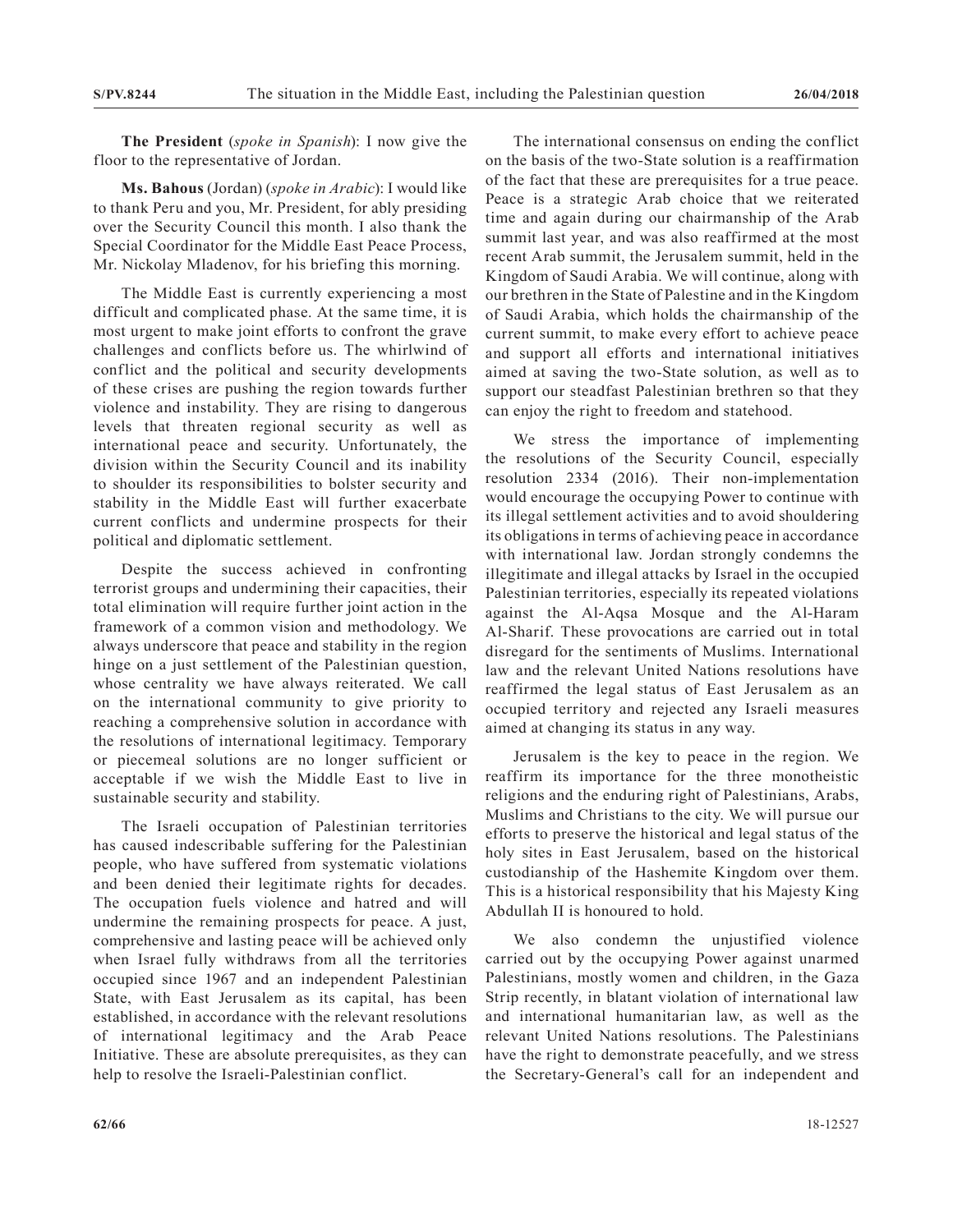**The President** (*spoke in Spanish*): I now give the floor to the representative of Jordan.

**Ms. Bahous** (Jordan) (*spoke in Arabic*): I would like to thank Peru and you, Mr. President, for ably presiding over the Security Council this month. I also thank the Special Coordinator for the Middle East Peace Process, Mr. Nickolay Mladenov, for his briefing this morning.

The Middle East is currently experiencing a most difficult and complicated phase. At the same time, it is most urgent to make joint efforts to confront the grave challenges and conflicts before us. The whirlwind of conflict and the political and security developments of these crises are pushing the region towards further violence and instability. They are rising to dangerous levels that threaten regional security as well as international peace and security. Unfortunately, the division within the Security Council and its inability to shoulder its responsibilities to bolster security and stability in the Middle East will further exacerbate current conflicts and undermine prospects for their political and diplomatic settlement.

Despite the success achieved in confronting terrorist groups and undermining their capacities, their total elimination will require further joint action in the framework of a common vision and methodology. We always underscore that peace and stability in the region hinge on a just settlement of the Palestinian question, whose centrality we have always reiterated. We call on the international community to give priority to reaching a comprehensive solution in accordance with the resolutions of international legitimacy. Temporary or piecemeal solutions are no longer sufficient or acceptable if we wish the Middle East to live in sustainable security and stability.

The Israeli occupation of Palestinian territories has caused indescribable suffering for the Palestinian people, who have suffered from systematic violations and been denied their legitimate rights for decades. The occupation fuels violence and hatred and will undermine the remaining prospects for peace. A just, comprehensive and lasting peace will be achieved only when Israel fully withdraws from all the territories occupied since 1967 and an independent Palestinian State, with East Jerusalem as its capital, has been established, in accordance with the relevant resolutions of international legitimacy and the Arab Peace Initiative. These are absolute prerequisites, as they can help to resolve the Israeli-Palestinian conflict.

The international consensus on ending the conflict on the basis of the two-State solution is a reaffirmation of the fact that these are prerequisites for a true peace. Peace is a strategic Arab choice that we reiterated time and again during our chairmanship of the Arab summit last year, and was also reaffirmed at the most recent Arab summit, the Jerusalem summit, held in the Kingdom of Saudi Arabia. We will continue, along with our brethren in the State of Palestine and in the Kingdom of Saudi Arabia, which holds the chairmanship of the current summit, to make every effort to achieve peace and support all efforts and international initiatives aimed at saving the two-State solution, as well as to support our steadfast Palestinian brethren so that they can enjoy the right to freedom and statehood.

We stress the importance of implementing the resolutions of the Security Council, especially resolution 2334 (2016). Their non-implementation would encourage the occupying Power to continue with its illegal settlement activities and to avoid shouldering its obligations in terms of achieving peace in accordance with international law. Jordan strongly condemns the illegitimate and illegal attacks by Israel in the occupied Palestinian territories, especially its repeated violations against the Al-Aqsa Mosque and the Al-Haram Al-Sharif. These provocations are carried out in total disregard for the sentiments of Muslims. International law and the relevant United Nations resolutions have reaffirmed the legal status of East Jerusalem as an occupied territory and rejected any Israeli measures aimed at changing its status in any way.

Jerusalem is the key to peace in the region. We reaffirm its importance for the three monotheistic religions and the enduring right of Palestinians, Arabs, Muslims and Christians to the city. We will pursue our efforts to preserve the historical and legal status of the holy sites in East Jerusalem, based on the historical custodianship of the Hashemite Kingdom over them. This is a historical responsibility that his Majesty King Abdullah II is honoured to hold.

We also condemn the unjustified violence carried out by the occupying Power against unarmed Palestinians, mostly women and children, in the Gaza Strip recently, in blatant violation of international law and international humanitarian law, as well as the relevant United Nations resolutions. The Palestinians have the right to demonstrate peacefully, and we stress the Secretary-General's call for an independent and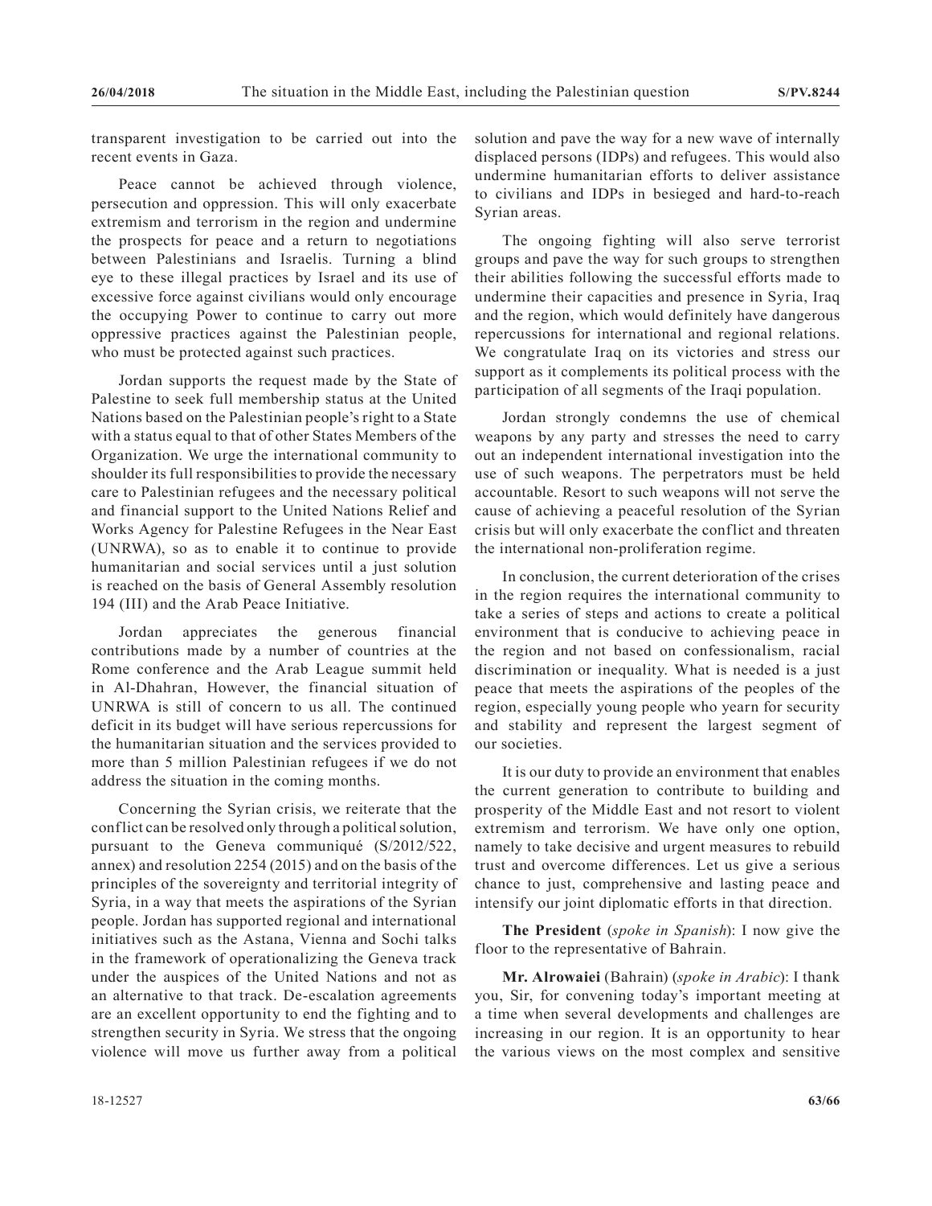transparent investigation to be carried out into the recent events in Gaza.

Peace cannot be achieved through violence, persecution and oppression. This will only exacerbate extremism and terrorism in the region and undermine the prospects for peace and a return to negotiations between Palestinians and Israelis. Turning a blind eye to these illegal practices by Israel and its use of excessive force against civilians would only encourage the occupying Power to continue to carry out more oppressive practices against the Palestinian people, who must be protected against such practices.

Jordan supports the request made by the State of Palestine to seek full membership status at the United Nations based on the Palestinian people's right to a State with a status equal to that of other States Members of the Organization. We urge the international community to shoulder its full responsibilities to provide the necessary care to Palestinian refugees and the necessary political and financial support to the United Nations Relief and Works Agency for Palestine Refugees in the Near East (UNRWA), so as to enable it to continue to provide humanitarian and social services until a just solution is reached on the basis of General Assembly resolution 194 (III) and the Arab Peace Initiative.

Jordan appreciates the generous financial contributions made by a number of countries at the Rome conference and the Arab League summit held in Al-Dhahran, However, the financial situation of UNRWA is still of concern to us all. The continued deficit in its budget will have serious repercussions for the humanitarian situation and the services provided to more than 5 million Palestinian refugees if we do not address the situation in the coming months.

Concerning the Syrian crisis, we reiterate that the conflict can be resolved only through a political solution, pursuant to the Geneva communiqué (S/2012/522, annex) and resolution 2254 (2015) and on the basis of the principles of the sovereignty and territorial integrity of Syria, in a way that meets the aspirations of the Syrian people. Jordan has supported regional and international initiatives such as the Astana, Vienna and Sochi talks in the framework of operationalizing the Geneva track under the auspices of the United Nations and not as an alternative to that track. De-escalation agreements are an excellent opportunity to end the fighting and to strengthen security in Syria. We stress that the ongoing violence will move us further away from a political solution and pave the way for a new wave of internally displaced persons (IDPs) and refugees. This would also undermine humanitarian efforts to deliver assistance to civilians and IDPs in besieged and hard-to-reach Syrian areas.

The ongoing fighting will also serve terrorist groups and pave the way for such groups to strengthen their abilities following the successful efforts made to undermine their capacities and presence in Syria, Iraq and the region, which would definitely have dangerous repercussions for international and regional relations. We congratulate Iraq on its victories and stress our support as it complements its political process with the participation of all segments of the Iraqi population.

Jordan strongly condemns the use of chemical weapons by any party and stresses the need to carry out an independent international investigation into the use of such weapons. The perpetrators must be held accountable. Resort to such weapons will not serve the cause of achieving a peaceful resolution of the Syrian crisis but will only exacerbate the conflict and threaten the international non-proliferation regime.

In conclusion, the current deterioration of the crises in the region requires the international community to take a series of steps and actions to create a political environment that is conducive to achieving peace in the region and not based on confessionalism, racial discrimination or inequality. What is needed is a just peace that meets the aspirations of the peoples of the region, especially young people who yearn for security and stability and represent the largest segment of our societies.

It is our duty to provide an environment that enables the current generation to contribute to building and prosperity of the Middle East and not resort to violent extremism and terrorism. We have only one option, namely to take decisive and urgent measures to rebuild trust and overcome differences. Let us give a serious chance to just, comprehensive and lasting peace and intensify our joint diplomatic efforts in that direction.

**The President** (*spoke in Spanish*): I now give the floor to the representative of Bahrain.

**Mr. Alrowaiei** (Bahrain) (*spoke in Arabic*): I thank you, Sir, for convening today's important meeting at a time when several developments and challenges are increasing in our region. It is an opportunity to hear the various views on the most complex and sensitive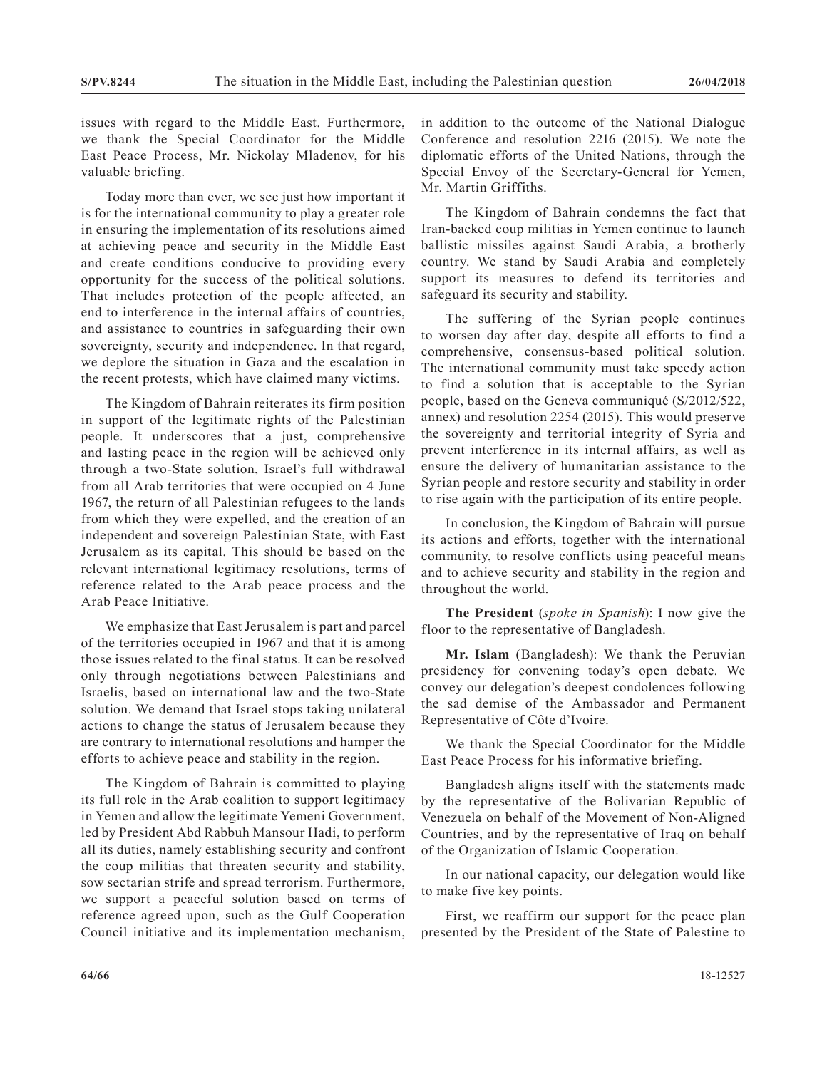issues with regard to the Middle East. Furthermore, we thank the Special Coordinator for the Middle East Peace Process, Mr. Nickolay Mladenov, for his valuable briefing.

Today more than ever, we see just how important it is for the international community to play a greater role in ensuring the implementation of its resolutions aimed at achieving peace and security in the Middle East and create conditions conducive to providing every opportunity for the success of the political solutions. That includes protection of the people affected, an end to interference in the internal affairs of countries, and assistance to countries in safeguarding their own sovereignty, security and independence. In that regard, we deplore the situation in Gaza and the escalation in the recent protests, which have claimed many victims.

The Kingdom of Bahrain reiterates its firm position in support of the legitimate rights of the Palestinian people. It underscores that a just, comprehensive and lasting peace in the region will be achieved only through a two-State solution, Israel's full withdrawal from all Arab territories that were occupied on 4 June 1967, the return of all Palestinian refugees to the lands from which they were expelled, and the creation of an independent and sovereign Palestinian State, with East Jerusalem as its capital. This should be based on the relevant international legitimacy resolutions, terms of reference related to the Arab peace process and the Arab Peace Initiative.

We emphasize that East Jerusalem is part and parcel of the territories occupied in 1967 and that it is among those issues related to the final status. It can be resolved only through negotiations between Palestinians and Israelis, based on international law and the two-State solution. We demand that Israel stops taking unilateral actions to change the status of Jerusalem because they are contrary to international resolutions and hamper the efforts to achieve peace and stability in the region.

The Kingdom of Bahrain is committed to playing its full role in the Arab coalition to support legitimacy in Yemen and allow the legitimate Yemeni Government, led by President Abd Rabbuh Mansour Hadi, to perform all its duties, namely establishing security and confront the coup militias that threaten security and stability, sow sectarian strife and spread terrorism. Furthermore, we support a peaceful solution based on terms of reference agreed upon, such as the Gulf Cooperation Council initiative and its implementation mechanism, in addition to the outcome of the National Dialogue Conference and resolution 2216 (2015). We note the diplomatic efforts of the United Nations, through the Special Envoy of the Secretary-General for Yemen, Mr. Martin Griffiths.

The Kingdom of Bahrain condemns the fact that Iran-backed coup militias in Yemen continue to launch ballistic missiles against Saudi Arabia, a brotherly country. We stand by Saudi Arabia and completely support its measures to defend its territories and safeguard its security and stability.

The suffering of the Syrian people continues to worsen day after day, despite all efforts to find a comprehensive, consensus-based political solution. The international community must take speedy action to find a solution that is acceptable to the Syrian people, based on the Geneva communiqué (S/2012/522, annex) and resolution 2254 (2015). This would preserve the sovereignty and territorial integrity of Syria and prevent interference in its internal affairs, as well as ensure the delivery of humanitarian assistance to the Syrian people and restore security and stability in order to rise again with the participation of its entire people.

In conclusion, the Kingdom of Bahrain will pursue its actions and efforts, together with the international community, to resolve conflicts using peaceful means and to achieve security and stability in the region and throughout the world.

**The President** (*spoke in Spanish*): I now give the floor to the representative of Bangladesh.

**Mr. Islam** (Bangladesh): We thank the Peruvian presidency for convening today's open debate. We convey our delegation's deepest condolences following the sad demise of the Ambassador and Permanent Representative of Côte d'Ivoire.

We thank the Special Coordinator for the Middle East Peace Process for his informative briefing.

Bangladesh aligns itself with the statements made by the representative of the Bolivarian Republic of Venezuela on behalf of the Movement of Non-Aligned Countries, and by the representative of Iraq on behalf of the Organization of Islamic Cooperation.

In our national capacity, our delegation would like to make five key points.

First, we reaffirm our support for the peace plan presented by the President of the State of Palestine to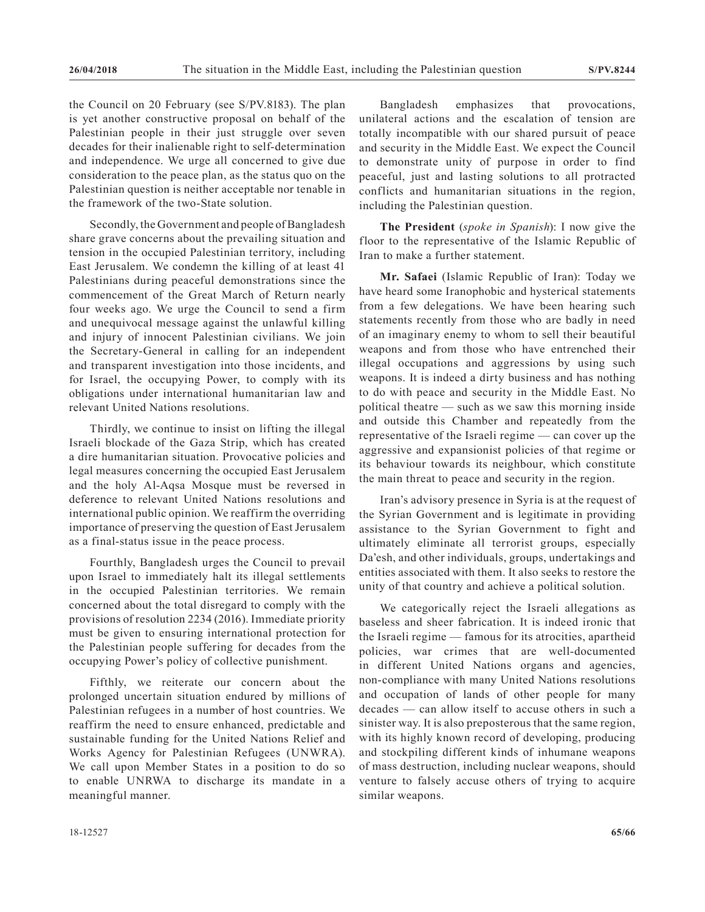the Council on 20 February (see S/PV.8183). The plan is yet another constructive proposal on behalf of the Palestinian people in their just struggle over seven decades for their inalienable right to self-determination and independence. We urge all concerned to give due consideration to the peace plan, as the status quo on the Palestinian question is neither acceptable nor tenable in the framework of the two-State solution.

Secondly, the Government and people of Bangladesh share grave concerns about the prevailing situation and tension in the occupied Palestinian territory, including East Jerusalem. We condemn the killing of at least 41 Palestinians during peaceful demonstrations since the commencement of the Great March of Return nearly four weeks ago. We urge the Council to send a firm and unequivocal message against the unlawful killing and injury of innocent Palestinian civilians. We join the Secretary-General in calling for an independent and transparent investigation into those incidents, and for Israel, the occupying Power, to comply with its obligations under international humanitarian law and relevant United Nations resolutions.

Thirdly, we continue to insist on lifting the illegal Israeli blockade of the Gaza Strip, which has created a dire humanitarian situation. Provocative policies and legal measures concerning the occupied East Jerusalem and the holy Al-Aqsa Mosque must be reversed in deference to relevant United Nations resolutions and international public opinion. We reaffirm the overriding importance of preserving the question of East Jerusalem as a final-status issue in the peace process.

Fourthly, Bangladesh urges the Council to prevail upon Israel to immediately halt its illegal settlements in the occupied Palestinian territories. We remain concerned about the total disregard to comply with the provisions of resolution 2234 (2016). Immediate priority must be given to ensuring international protection for the Palestinian people suffering for decades from the occupying Power's policy of collective punishment.

Fifthly, we reiterate our concern about the prolonged uncertain situation endured by millions of Palestinian refugees in a number of host countries. We reaffirm the need to ensure enhanced, predictable and sustainable funding for the United Nations Relief and Works Agency for Palestinian Refugees (UNWRA). We call upon Member States in a position to do so to enable UNRWA to discharge its mandate in a meaningful manner.

Bangladesh emphasizes that provocations, unilateral actions and the escalation of tension are totally incompatible with our shared pursuit of peace and security in the Middle East. We expect the Council to demonstrate unity of purpose in order to find peaceful, just and lasting solutions to all protracted conflicts and humanitarian situations in the region, including the Palestinian question.

**The President** (*spoke in Spanish*): I now give the floor to the representative of the Islamic Republic of Iran to make a further statement.

**Mr. Safaei** (Islamic Republic of Iran): Today we have heard some Iranophobic and hysterical statements from a few delegations. We have been hearing such statements recently from those who are badly in need of an imaginary enemy to whom to sell their beautiful weapons and from those who have entrenched their illegal occupations and aggressions by using such weapons. It is indeed a dirty business and has nothing to do with peace and security in the Middle East. No political theatre — such as we saw this morning inside and outside this Chamber and repeatedly from the representative of the Israeli regime — can cover up the aggressive and expansionist policies of that regime or its behaviour towards its neighbour, which constitute the main threat to peace and security in the region.

Iran's advisory presence in Syria is at the request of the Syrian Government and is legitimate in providing assistance to the Syrian Government to fight and ultimately eliminate all terrorist groups, especially Da'esh, and other individuals, groups, undertakings and entities associated with them. It also seeks to restore the unity of that country and achieve a political solution.

We categorically reject the Israeli allegations as baseless and sheer fabrication. It is indeed ironic that the Israeli regime — famous for its atrocities, apartheid policies, war crimes that are well-documented in different United Nations organs and agencies, non-compliance with many United Nations resolutions and occupation of lands of other people for many decades — can allow itself to accuse others in such a sinister way. It is also preposterous that the same region, with its highly known record of developing, producing and stockpiling different kinds of inhumane weapons of mass destruction, including nuclear weapons, should venture to falsely accuse others of trying to acquire similar weapons.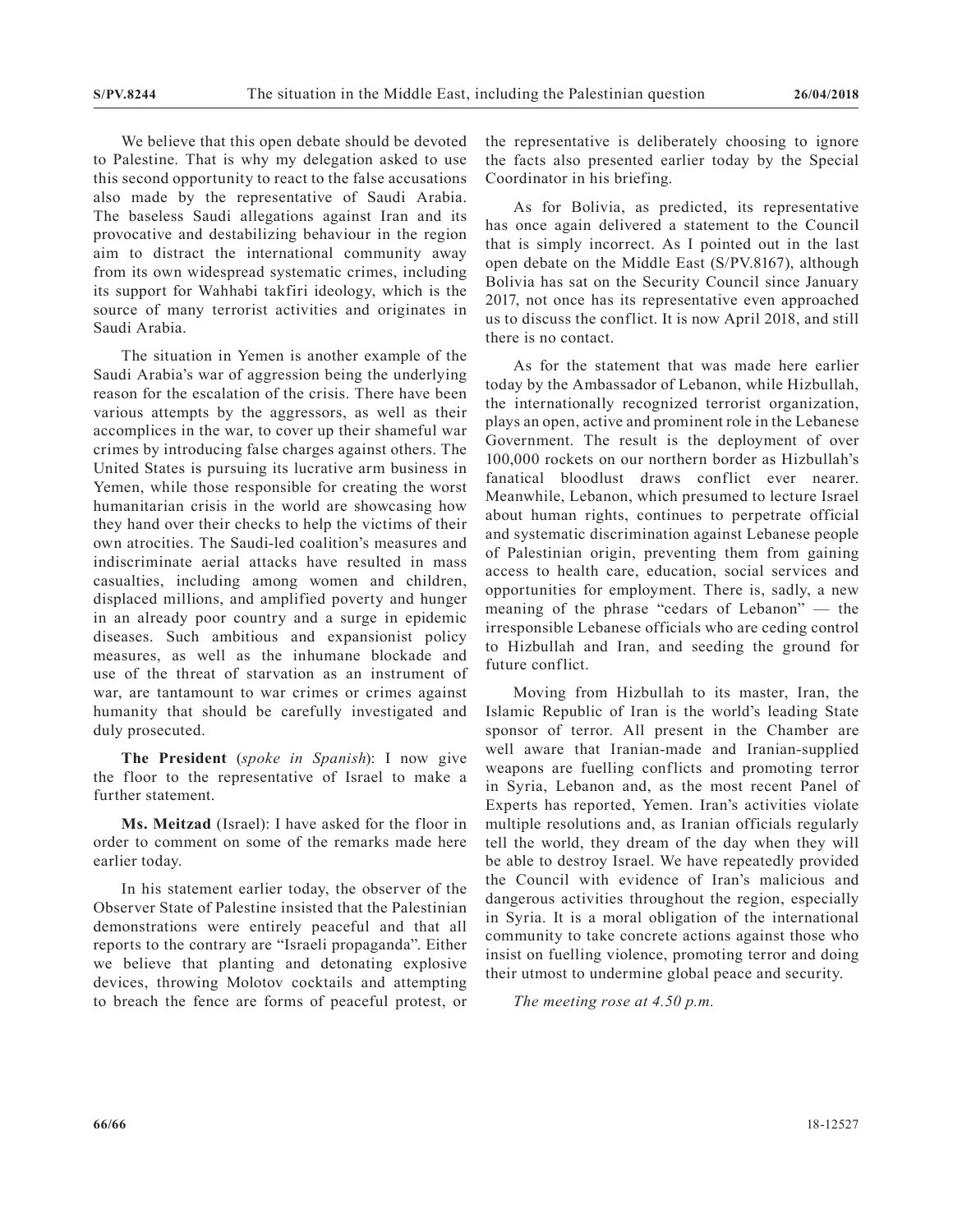We believe that this open debate should be devoted to Palestine. That is why my delegation asked to use this second opportunity to react to the false accusations also made by the representative of Saudi Arabia. The baseless Saudi allegations against Iran and its provocative and destabilizing behaviour in the region aim to distract the international community away from its own widespread systematic crimes, including its support for Wahhabi takfiri ideology, which is the source of many terrorist activities and originates in Saudi Arabia.

The situation in Yemen is another example of the Saudi Arabia's war of aggression being the underlying reason for the escalation of the crisis. There have been various attempts by the aggressors, as well as their accomplices in the war, to cover up their shameful war crimes by introducing false charges against others. The United States is pursuing its lucrative arm business in Yemen, while those responsible for creating the worst humanitarian crisis in the world are showcasing how they hand over their checks to help the victims of their own atrocities. The Saudi-led coalition's measures and indiscriminate aerial attacks have resulted in mass casualties, including among women and children, displaced millions, and amplified poverty and hunger in an already poor country and a surge in epidemic diseases. Such ambitious and expansionist policy measures, as well as the inhumane blockade and use of the threat of starvation as an instrument of war, are tantamount to war crimes or crimes against humanity that should be carefully investigated and duly prosecuted.

**The President** (*spoke in Spanish*): I now give the floor to the representative of Israel to make a further statement.

**Ms. Meitzad** (Israel): I have asked for the floor in order to comment on some of the remarks made here earlier today.

In his statement earlier today, the observer of the Observer State of Palestine insisted that the Palestinian demonstrations were entirely peaceful and that all reports to the contrary are "Israeli propaganda". Either we believe that planting and detonating explosive devices, throwing Molotov cocktails and attempting to breach the fence are forms of peaceful protest, or the representative is deliberately choosing to ignore the facts also presented earlier today by the Special Coordinator in his briefing.

As for Bolivia, as predicted, its representative has once again delivered a statement to the Council that is simply incorrect. As I pointed out in the last open debate on the Middle East (S/PV.8167), although Bolivia has sat on the Security Council since January 2017, not once has its representative even approached us to discuss the conflict. It is now April 2018, and still there is no contact.

As for the statement that was made here earlier today by the Ambassador of Lebanon, while Hizbullah, the internationally recognized terrorist organization, plays an open, active and prominent role in the Lebanese Government. The result is the deployment of over 100,000 rockets on our northern border as Hizbullah's fanatical bloodlust draws conflict ever nearer. Meanwhile, Lebanon, which presumed to lecture Israel about human rights, continues to perpetrate official and systematic discrimination against Lebanese people of Palestinian origin, preventing them from gaining access to health care, education, social services and opportunities for employment. There is, sadly, a new meaning of the phrase "cedars of Lebanon" — the irresponsible Lebanese officials who are ceding control to Hizbullah and Iran, and seeding the ground for future conflict.

Moving from Hizbullah to its master, Iran, the Islamic Republic of Iran is the world's leading State sponsor of terror. All present in the Chamber are well aware that Iranian-made and Iranian-supplied weapons are fuelling conflicts and promoting terror in Syria, Lebanon and, as the most recent Panel of Experts has reported, Yemen. Iran's activities violate multiple resolutions and, as Iranian officials regularly tell the world, they dream of the day when they will be able to destroy Israel. We have repeatedly provided the Council with evidence of Iran's malicious and dangerous activities throughout the region, especially in Syria. It is a moral obligation of the international community to take concrete actions against those who insist on fuelling violence, promoting terror and doing their utmost to undermine global peace and security.

*The meeting rose at 4.50 p.m.*